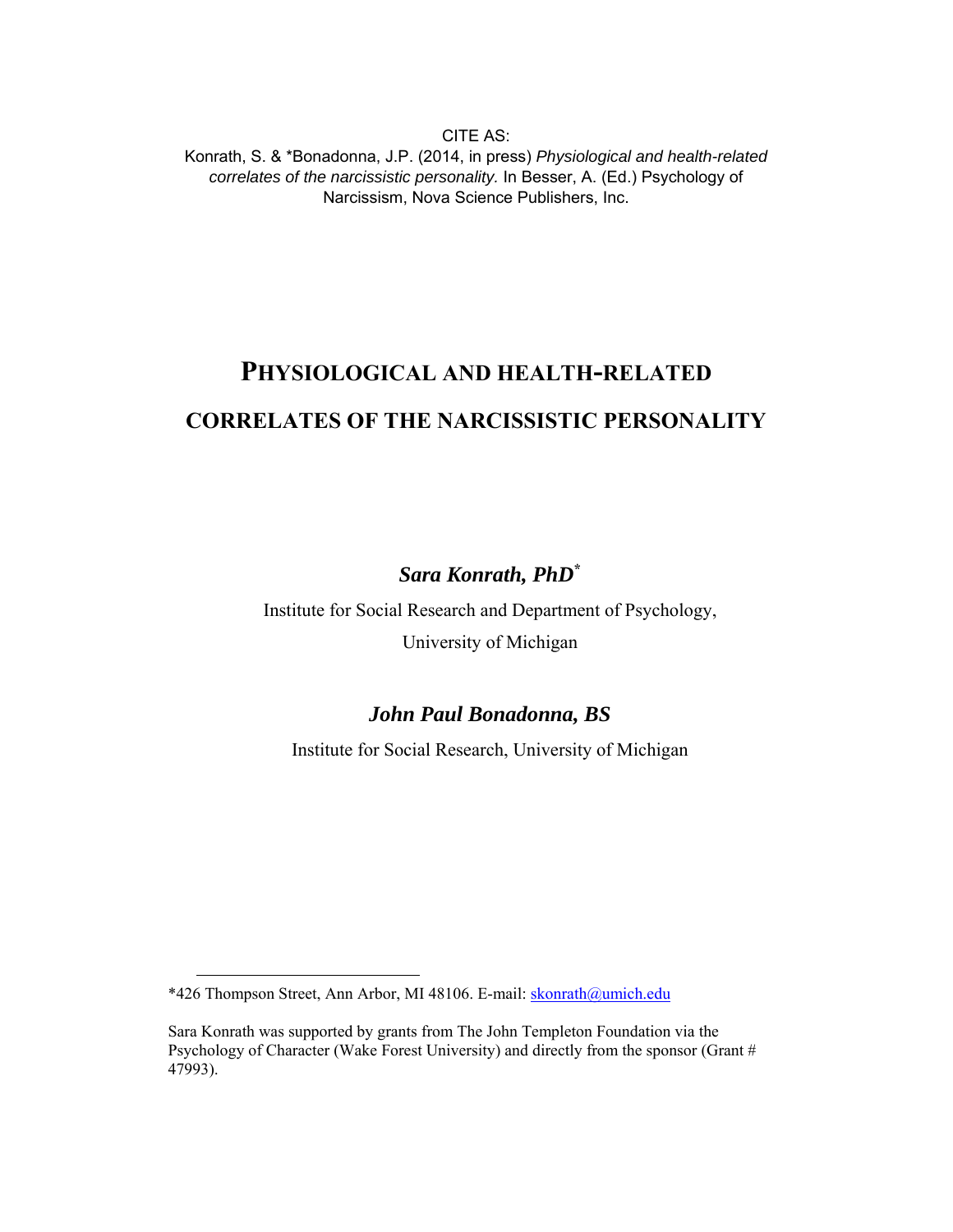CITE AS:
Konrath, S. & *Bonadonna, J.P. (2014, in press) *Physiological and health-related correlates of the narcissistic personality.* In Besser, A. (Ed.) Psychology of Narcissism, Nova Science Publishers, Inc.

# PHYSIOLOGICAL AND HEALTH-RELATED CORRELATES OF THE NARCISSISTIC PERSONALITY

***Sara Konrath, PhD****

Institute for Social Research and Department of Psychology, University of Michigan

***John Paul Bonadonna, BS***

Institute for Social Research, University of Michigan

---

*426 Thompson Street, Ann Arbor, MI 48106. E-mail: skonrath@umich.edu

Sara Konrath was supported by grants from The John Templeton Foundation via the Psychology of Character (Wake Forest University) and directly from the sponsor (Grant # 47993).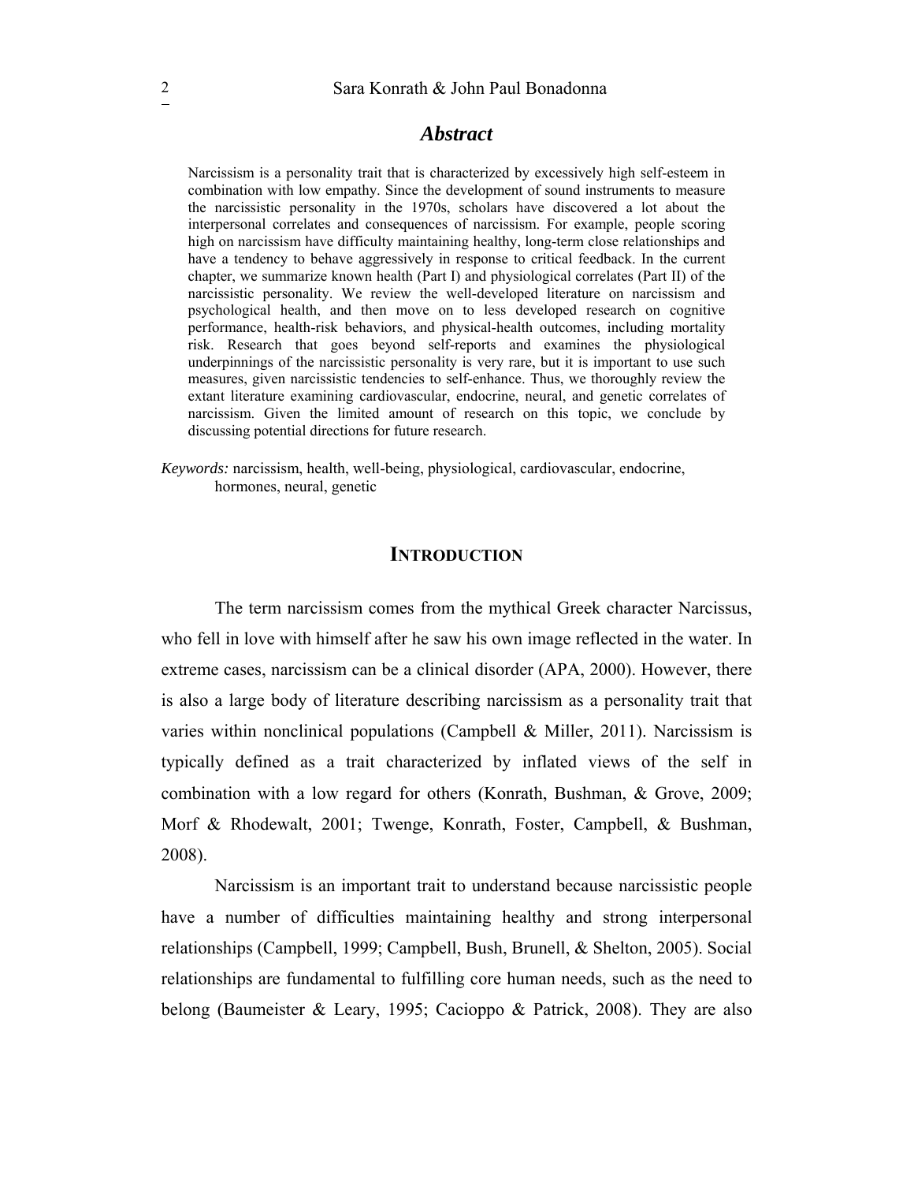## *Abstract*

Narcissism is a personality trait that is characterized by excessively high self-esteem in combination with low empathy. Since the development of sound instruments to measure the narcissistic personality in the 1970s, scholars have discovered a lot about the interpersonal correlates and consequences of narcissism. For example, people scoring high on narcissism have difficulty maintaining healthy, long-term close relationships and have a tendency to behave aggressively in response to critical feedback. In the current chapter, we summarize known health (Part I) and physiological correlates (Part II) of the narcissistic personality. We review the well-developed literature on narcissism and psychological health, and then move on to less developed research on cognitive performance, health-risk behaviors, and physical-health outcomes, including mortality risk. Research that goes beyond self-reports and examines the physiological underpinnings of the narcissistic personality is very rare, but it is important to use such measures, given narcissistic tendencies to self-enhance. Thus, we thoroughly review the extant literature examining cardiovascular, endocrine, neural, and genetic correlates of narcissism. Given the limited amount of research on this topic, we conclude by discussing potential directions for future research.

*Keywords:* narcissism, health, well-being, physiological, cardiovascular, endocrine, hormones, neural, genetic

## INTRODUCTION

The term narcissism comes from the mythical Greek character Narcissus, who fell in love with himself after he saw his own image reflected in the water. In extreme cases, narcissism can be a clinical disorder (APA, 2000). However, there is also a large body of literature describing narcissism as a personality trait that varies within nonclinical populations (Campbell & Miller, 2011). Narcissism is typically defined as a trait characterized by inflated views of the self in combination with a low regard for others (Konrath, Bushman, & Grove, 2009; Morf & Rhodewalt, 2001; Twenge, Konrath, Foster, Campbell, & Bushman, 2008).

Narcissism is an important trait to understand because narcissistic people have a number of difficulties maintaining healthy and strong interpersonal relationships (Campbell, 1999; Campbell, Bush, Brunell, & Shelton, 2005). Social relationships are fundamental to fulfilling core human needs, such as the need to belong (Baumeister & Leary, 1995; Cacioppo & Patrick, 2008). They are also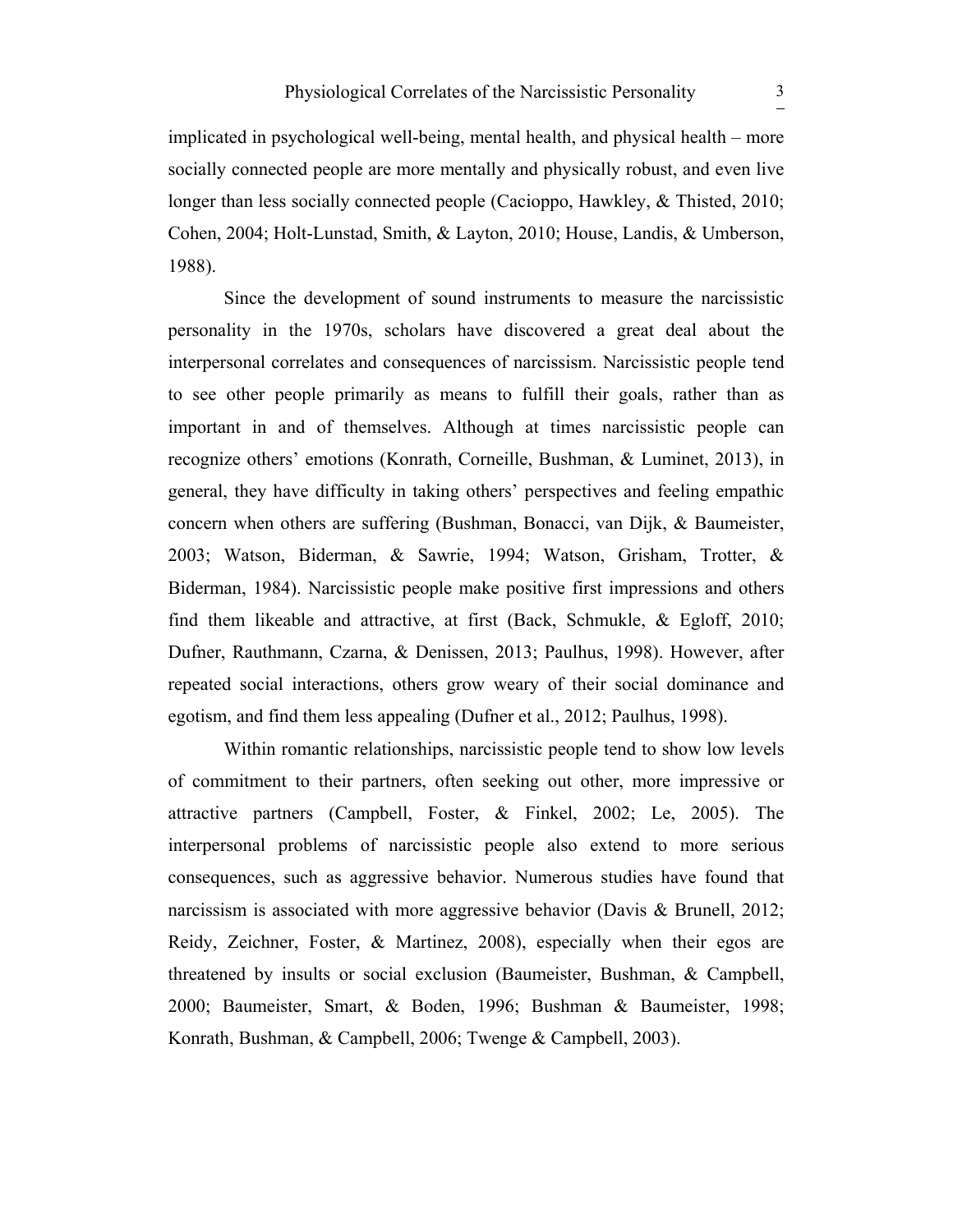implicated in psychological well-being, mental health, and physical health – more socially connected people are more mentally and physically robust, and even live longer than less socially connected people (Cacioppo, Hawkley, & Thisted, 2010; Cohen, 2004; Holt-Lunstad, Smith, & Layton, 2010; House, Landis, & Umberson, 1988).

Since the development of sound instruments to measure the narcissistic personality in the 1970s, scholars have discovered a great deal about the interpersonal correlates and consequences of narcissism. Narcissistic people tend to see other people primarily as means to fulfill their goals, rather than as important in and of themselves. Although at times narcissistic people can recognize others' emotions (Konrath, Corneille, Bushman, & Luminet, 2013), in general, they have difficulty in taking others' perspectives and feeling empathic concern when others are suffering (Bushman, Bonacci, van Dijk, & Baumeister, 2003; Watson, Biderman, & Sawrie, 1994; Watson, Grisham, Trotter, & Biderman, 1984). Narcissistic people make positive first impressions and others find them likeable and attractive, at first (Back, Schmukle, & Egloff, 2010; Dufner, Rauthmann, Czarna, & Denissen, 2013; Paulhus, 1998). However, after repeated social interactions, others grow weary of their social dominance and egotism, and find them less appealing (Dufner et al., 2012; Paulhus, 1998).

Within romantic relationships, narcissistic people tend to show low levels of commitment to their partners, often seeking out other, more impressive or attractive partners (Campbell, Foster, & Finkel, 2002; Le, 2005). The interpersonal problems of narcissistic people also extend to more serious consequences, such as aggressive behavior. Numerous studies have found that narcissism is associated with more aggressive behavior (Davis & Brunell, 2012; Reidy, Zeichner, Foster, & Martinez, 2008), especially when their egos are threatened by insults or social exclusion (Baumeister, Bushman, & Campbell, 2000; Baumeister, Smart, & Boden, 1996; Bushman & Baumeister, 1998; Konrath, Bushman, & Campbell, 2006; Twenge & Campbell, 2003).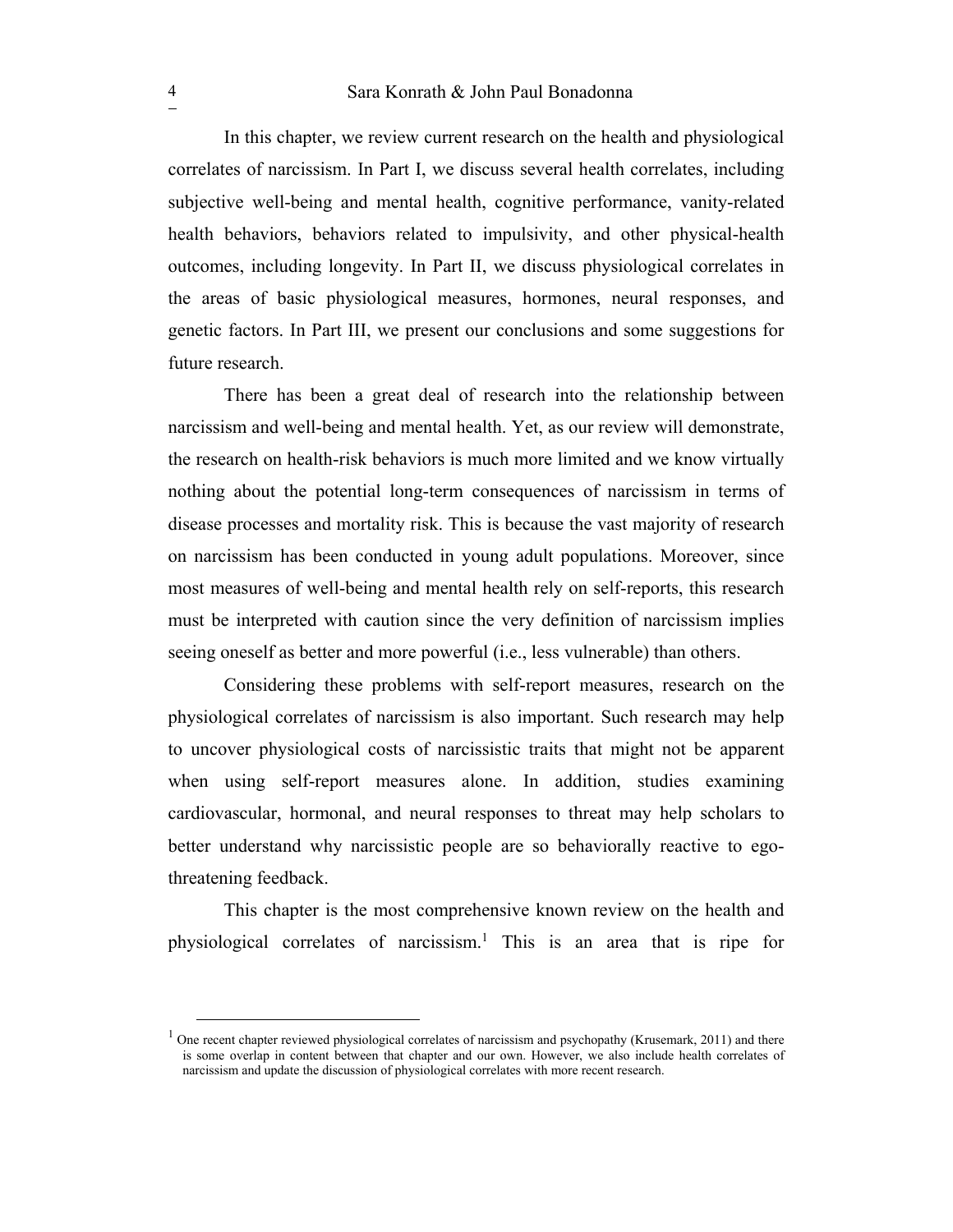In this chapter, we review current research on the health and physiological correlates of narcissism. In Part I, we discuss several health correlates, including subjective well-being and mental health, cognitive performance, vanity-related health behaviors, behaviors related to impulsivity, and other physical-health outcomes, including longevity. In Part II, we discuss physiological correlates in the areas of basic physiological measures, hormones, neural responses, and genetic factors. In Part III, we present our conclusions and some suggestions for future research.

There has been a great deal of research into the relationship between narcissism and well-being and mental health. Yet, as our review will demonstrate, the research on health-risk behaviors is much more limited and we know virtually nothing about the potential long-term consequences of narcissism in terms of disease processes and mortality risk. This is because the vast majority of research on narcissism has been conducted in young adult populations. Moreover, since most measures of well-being and mental health rely on self-reports, this research must be interpreted with caution since the very definition of narcissism implies seeing oneself as better and more powerful (i.e., less vulnerable) than others.

Considering these problems with self-report measures, research on the physiological correlates of narcissism is also important. Such research may help to uncover physiological costs of narcissistic traits that might not be apparent when using self-report measures alone. In addition, studies examining cardiovascular, hormonal, and neural responses to threat may help scholars to better understand why narcissistic people are so behaviorally reactive to ego-threatening feedback.

This chapter is the most comprehensive known review on the health and physiological correlates of narcissism.[1] This is an area that is ripe for

---

[1] One recent chapter reviewed physiological correlates of narcissism and psychopathy (Krusemark, 2011) and there is some overlap in content between that chapter and our own. However, we also include health correlates of narcissism and update the discussion of physiological correlates with more recent research.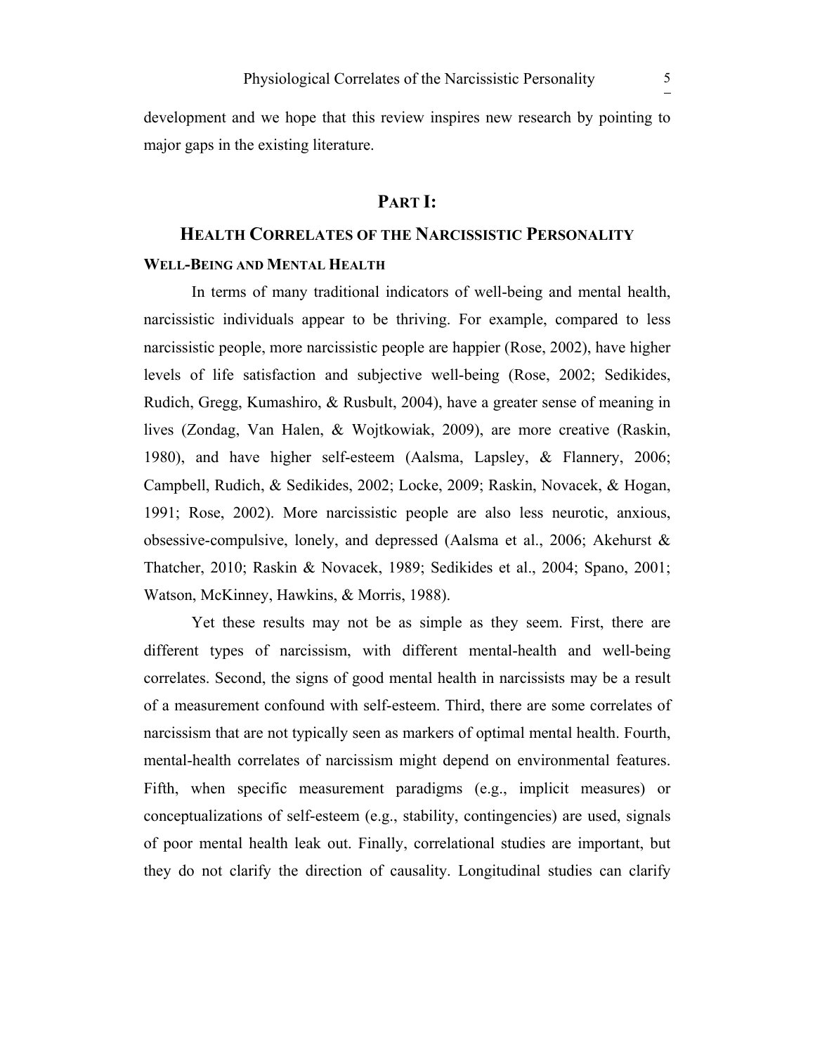development and we hope that this review inspires new research by pointing to major gaps in the existing literature.

# PART I:

# HEALTH CORRELATES OF THE NARCISSISTIC PERSONALITY

## WELL-BEING AND MENTAL HEALTH

In terms of many traditional indicators of well-being and mental health, narcissistic individuals appear to be thriving. For example, compared to less narcissistic people, more narcissistic people are happier (Rose, 2002), have higher levels of life satisfaction and subjective well-being (Rose, 2002; Sedikides, Rudich, Gregg, Kumashiro, & Rusbult, 2004), have a greater sense of meaning in lives (Zondag, Van Halen, & Wojtkowiak, 2009), are more creative (Raskin, 1980), and have higher self-esteem (Aalsma, Lapsley, & Flannery, 2006; Campbell, Rudich, & Sedikides, 2002; Locke, 2009; Raskin, Novacek, & Hogan, 1991; Rose, 2002). More narcissistic people are also less neurotic, anxious, obsessive-compulsive, lonely, and depressed (Aalsma et al., 2006; Akehurst & Thatcher, 2010; Raskin & Novacek, 1989; Sedikides et al., 2004; Spano, 2001; Watson, McKinney, Hawkins, & Morris, 1988).

Yet these results may not be as simple as they seem. First, there are different types of narcissism, with different mental-health and well-being correlates. Second, the signs of good mental health in narcissists may be a result of a measurement confound with self-esteem. Third, there are some correlates of narcissism that are not typically seen as markers of optimal mental health. Fourth, mental-health correlates of narcissism might depend on environmental features. Fifth, when specific measurement paradigms (e.g., implicit measures) or conceptualizations of self-esteem (e.g., stability, contingencies) are used, signals of poor mental health leak out. Finally, correlational studies are important, but they do not clarify the direction of causality. Longitudinal studies can clarify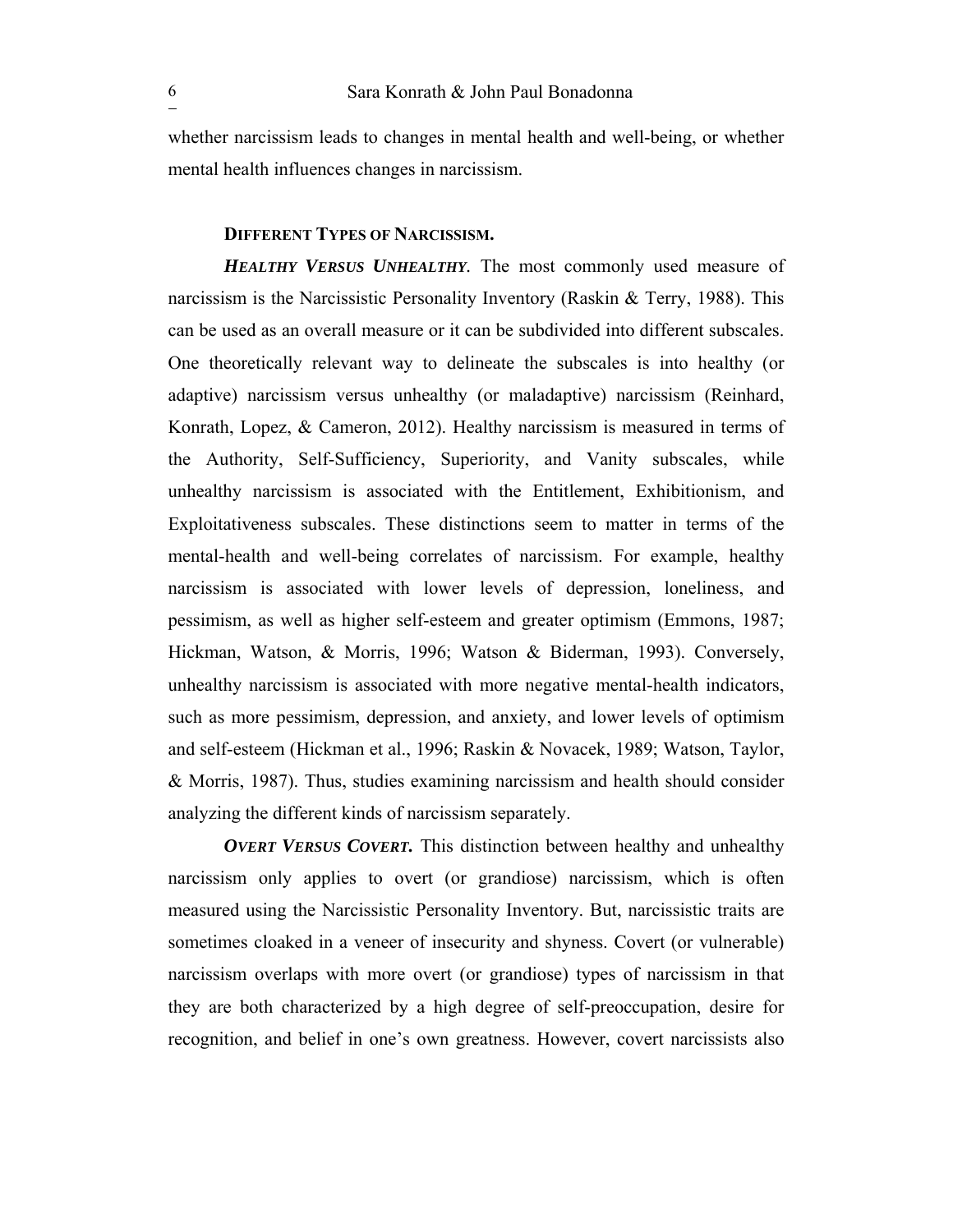whether narcissism leads to changes in mental health and well-being, or whether mental health influences changes in narcissism.

### DIFFERENT TYPES OF NARCISSISM.

***HEALTHY VERSUS UNHEALTHY.*** The most commonly used measure of narcissism is the Narcissistic Personality Inventory (Raskin & Terry, 1988). This can be used as an overall measure or it can be subdivided into different subscales. One theoretically relevant way to delineate the subscales is into healthy (or adaptive) narcissism versus unhealthy (or maladaptive) narcissism (Reinhard, Konrath, Lopez, & Cameron, 2012). Healthy narcissism is measured in terms of the Authority, Self-Sufficiency, Superiority, and Vanity subscales, while unhealthy narcissism is associated with the Entitlement, Exhibitionism, and Exploitativeness subscales. These distinctions seem to matter in terms of the mental-health and well-being correlates of narcissism. For example, healthy narcissism is associated with lower levels of depression, loneliness, and pessimism, as well as higher self-esteem and greater optimism (Emmons, 1987; Hickman, Watson, & Morris, 1996; Watson & Biderman, 1993). Conversely, unhealthy narcissism is associated with more negative mental-health indicators, such as more pessimism, depression, and anxiety, and lower levels of optimism and self-esteem (Hickman et al., 1996; Raskin & Novacek, 1989; Watson, Taylor, & Morris, 1987). Thus, studies examining narcissism and health should consider analyzing the different kinds of narcissism separately.

***OVERT VERSUS COVERT.*** This distinction between healthy and unhealthy narcissism only applies to overt (or grandiose) narcissism, which is often measured using the Narcissistic Personality Inventory. But, narcissistic traits are sometimes cloaked in a veneer of insecurity and shyness. Covert (or vulnerable) narcissism overlaps with more overt (or grandiose) types of narcissism in that they are both characterized by a high degree of self-preoccupation, desire for recognition, and belief in one's own greatness. However, covert narcissists also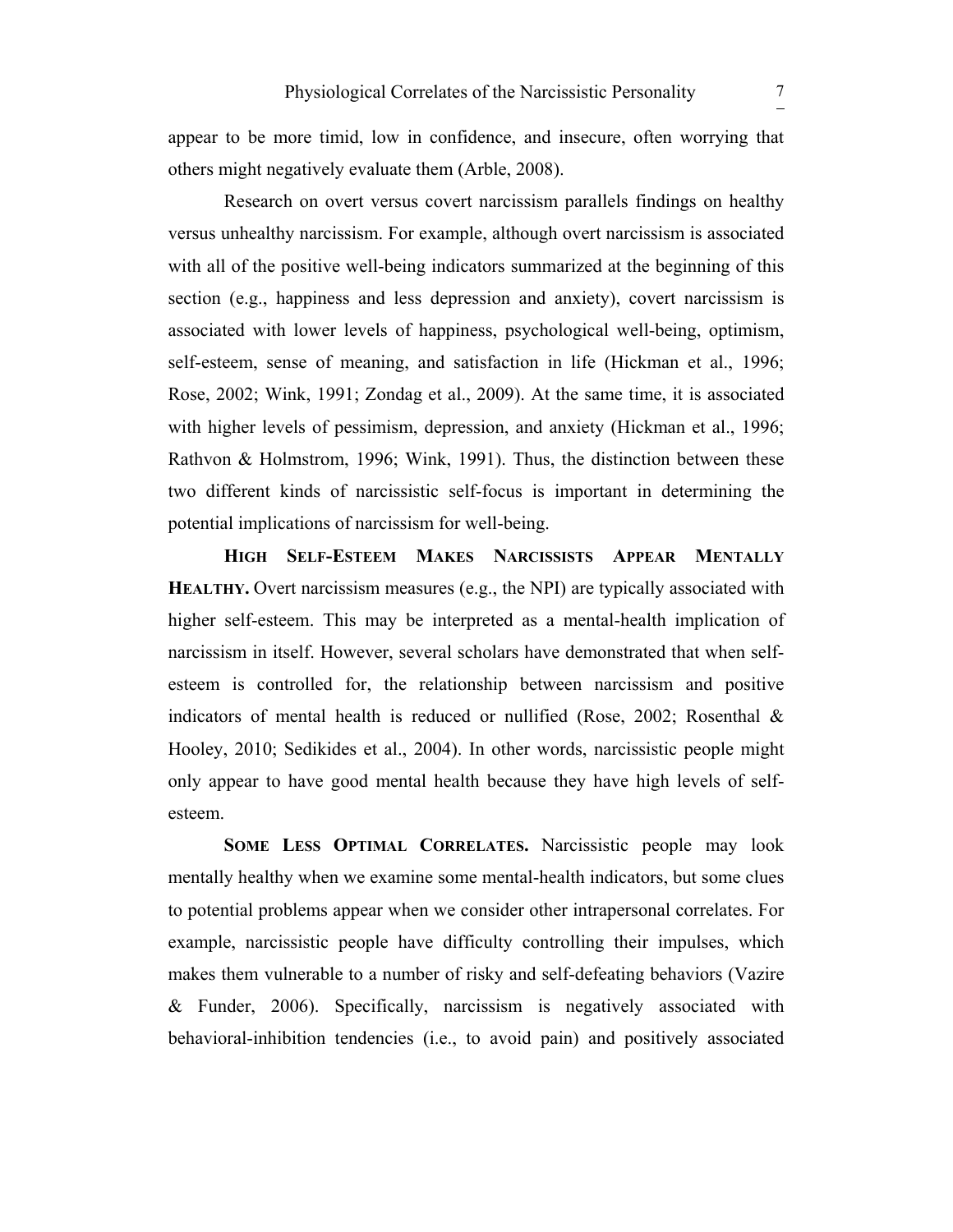appear to be more timid, low in confidence, and insecure, often worrying that others might negatively evaluate them (Arble, 2008).

Research on overt versus covert narcissism parallels findings on healthy versus unhealthy narcissism. For example, although overt narcissism is associated with all of the positive well-being indicators summarized at the beginning of this section (e.g., happiness and less depression and anxiety), covert narcissism is associated with lower levels of happiness, psychological well-being, optimism, self-esteem, sense of meaning, and satisfaction in life (Hickman et al., 1996; Rose, 2002; Wink, 1991; Zondag et al., 2009). At the same time, it is associated with higher levels of pessimism, depression, and anxiety (Hickman et al., 1996; Rathvon & Holmstrom, 1996; Wink, 1991). Thus, the distinction between these two different kinds of narcissistic self-focus is important in determining the potential implications of narcissism for well-being.

**High Self-Esteem Makes Narcissists Appear Mentally Healthy.** Overt narcissism measures (e.g., the NPI) are typically associated with higher self-esteem. This may be interpreted as a mental-health implication of narcissism in itself. However, several scholars have demonstrated that when self-esteem is controlled for, the relationship between narcissism and positive indicators of mental health is reduced or nullified (Rose, 2002; Rosenthal & Hooley, 2010; Sedikides et al., 2004). In other words, narcissistic people might only appear to have good mental health because they have high levels of self-esteem.

**Some Less Optimal Correlates.** Narcissistic people may look mentally healthy when we examine some mental-health indicators, but some clues to potential problems appear when we consider other intrapersonal correlates. For example, narcissistic people have difficulty controlling their impulses, which makes them vulnerable to a number of risky and self-defeating behaviors (Vazire & Funder, 2006). Specifically, narcissism is negatively associated with behavioral-inhibition tendencies (i.e., to avoid pain) and positively associated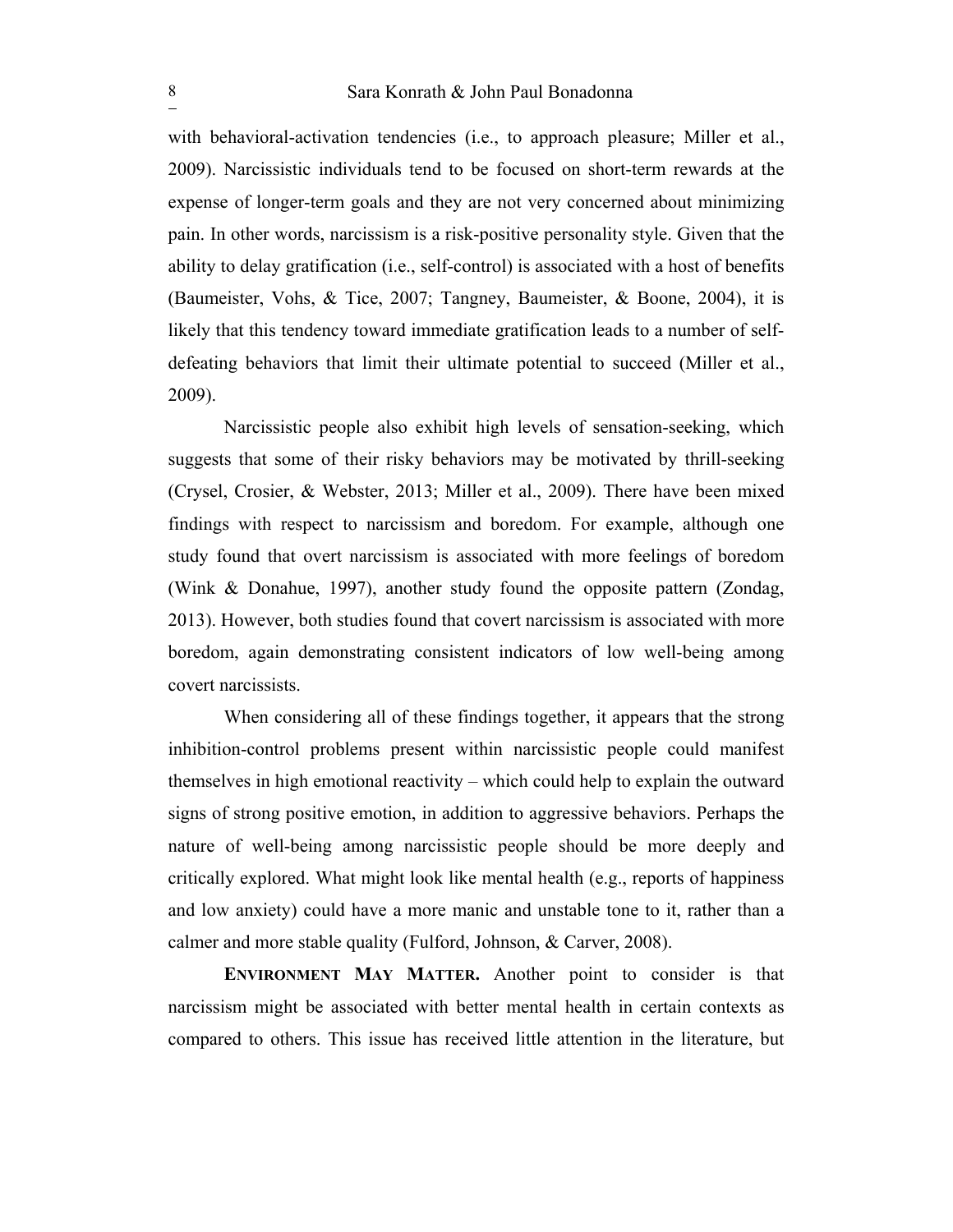with behavioral-activation tendencies (i.e., to approach pleasure; Miller et al., 2009). Narcissistic individuals tend to be focused on short-term rewards at the expense of longer-term goals and they are not very concerned about minimizing pain. In other words, narcissism is a risk-positive personality style. Given that the ability to delay gratification (i.e., self-control) is associated with a host of benefits (Baumeister, Vohs, & Tice, 2007; Tangney, Baumeister, & Boone, 2004), it is likely that this tendency toward immediate gratification leads to a number of self-defeating behaviors that limit their ultimate potential to succeed (Miller et al., 2009).

Narcissistic people also exhibit high levels of sensation-seeking, which suggests that some of their risky behaviors may be motivated by thrill-seeking (Crysel, Crosier, & Webster, 2013; Miller et al., 2009). There have been mixed findings with respect to narcissism and boredom. For example, although one study found that overt narcissism is associated with more feelings of boredom (Wink & Donahue, 1997), another study found the opposite pattern (Zondag, 2013). However, both studies found that covert narcissism is associated with more boredom, again demonstrating consistent indicators of low well-being among covert narcissists.

When considering all of these findings together, it appears that the strong inhibition-control problems present within narcissistic people could manifest themselves in high emotional reactivity – which could help to explain the outward signs of strong positive emotion, in addition to aggressive behaviors. Perhaps the nature of well-being among narcissistic people should be more deeply and critically explored. What might look like mental health (e.g., reports of happiness and low anxiety) could have a more manic and unstable tone to it, rather than a calmer and more stable quality (Fulford, Johnson, & Carver, 2008).

**Environment May Matter.** Another point to consider is that narcissism might be associated with better mental health in certain contexts as compared to others. This issue has received little attention in the literature, but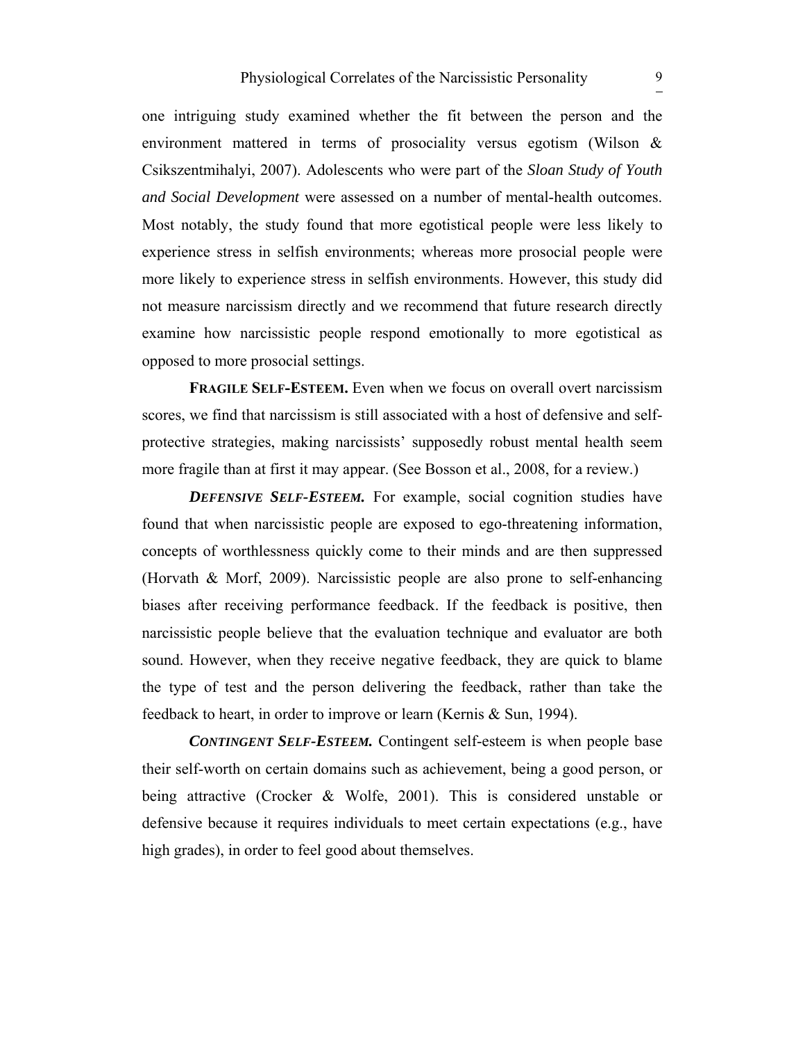one intriguing study examined whether the fit between the person and the environment mattered in terms of prosociality versus egotism (Wilson & Csikszentmihalyi, 2007). Adolescents who were part of the *Sloan Study of Youth and Social Development* were assessed on a number of mental-health outcomes. Most notably, the study found that more egotistical people were less likely to experience stress in selfish environments; whereas more prosocial people were more likely to experience stress in selfish environments. However, this study did not measure narcissism directly and we recommend that future research directly examine how narcissistic people respond emotionally to more egotistical as opposed to more prosocial settings.

**FRAGILE SELF-ESTEEM.** Even when we focus on overall overt narcissism scores, we find that narcissism is still associated with a host of defensive and self-protective strategies, making narcissists' supposedly robust mental health seem more fragile than at first it may appear. (See Bosson et al., 2008, for a review.)

***DEFENSIVE SELF-ESTEEM.*** For example, social cognition studies have found that when narcissistic people are exposed to ego-threatening information, concepts of worthlessness quickly come to their minds and are then suppressed (Horvath & Morf, 2009). Narcissistic people are also prone to self-enhancing biases after receiving performance feedback. If the feedback is positive, then narcissistic people believe that the evaluation technique and evaluator are both sound. However, when they receive negative feedback, they are quick to blame the type of test and the person delivering the feedback, rather than take the feedback to heart, in order to improve or learn (Kernis & Sun, 1994).

***CONTINGENT SELF-ESTEEM.*** Contingent self-esteem is when people base their self-worth on certain domains such as achievement, being a good person, or being attractive (Crocker & Wolfe, 2001). This is considered unstable or defensive because it requires individuals to meet certain expectations (e.g., have high grades), in order to feel good about themselves.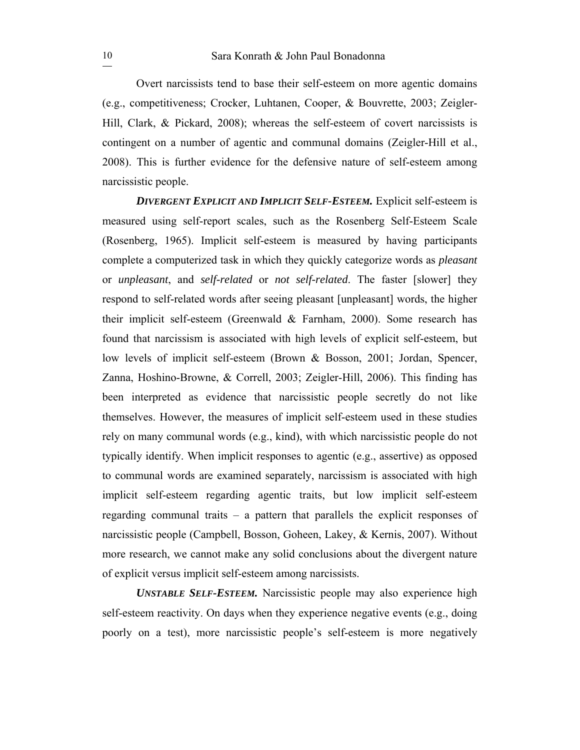Overt narcissists tend to base their self-esteem on more agentic domains (e.g., competitiveness; Crocker, Luhtanen, Cooper, & Bouvrette, 2003; Zeigler-Hill, Clark, & Pickard, 2008); whereas the self-esteem of covert narcissists is contingent on a number of agentic and communal domains (Zeigler-Hill et al., 2008). This is further evidence for the defensive nature of self-esteem among narcissistic people.

***Divergent Explicit and Implicit Self-Esteem.*** Explicit self-esteem is measured using self-report scales, such as the Rosenberg Self-Esteem Scale (Rosenberg, 1965). Implicit self-esteem is measured by having participants complete a computerized task in which they quickly categorize words as *pleasant* or *unpleasant*, and *self-related* or *not self-related*. The faster [slower] they respond to self-related words after seeing pleasant [unpleasant] words, the higher their implicit self-esteem (Greenwald & Farnham, 2000). Some research has found that narcissism is associated with high levels of explicit self-esteem, but low levels of implicit self-esteem (Brown & Bosson, 2001; Jordan, Spencer, Zanna, Hoshino-Browne, & Correll, 2003; Zeigler-Hill, 2006). This finding has been interpreted as evidence that narcissistic people secretly do not like themselves. However, the measures of implicit self-esteem used in these studies rely on many communal words (e.g., kind), with which narcissistic people do not typically identify. When implicit responses to agentic (e.g., assertive) as opposed to communal words are examined separately, narcissism is associated with high implicit self-esteem regarding agentic traits, but low implicit self-esteem regarding communal traits – a pattern that parallels the explicit responses of narcissistic people (Campbell, Bosson, Goheen, Lakey, & Kernis, 2007). Without more research, we cannot make any solid conclusions about the divergent nature of explicit versus implicit self-esteem among narcissists.

***Unstable Self-Esteem.*** Narcissistic people may also experience high self-esteem reactivity. On days when they experience negative events (e.g., doing poorly on a test), more narcissistic people's self-esteem is more negatively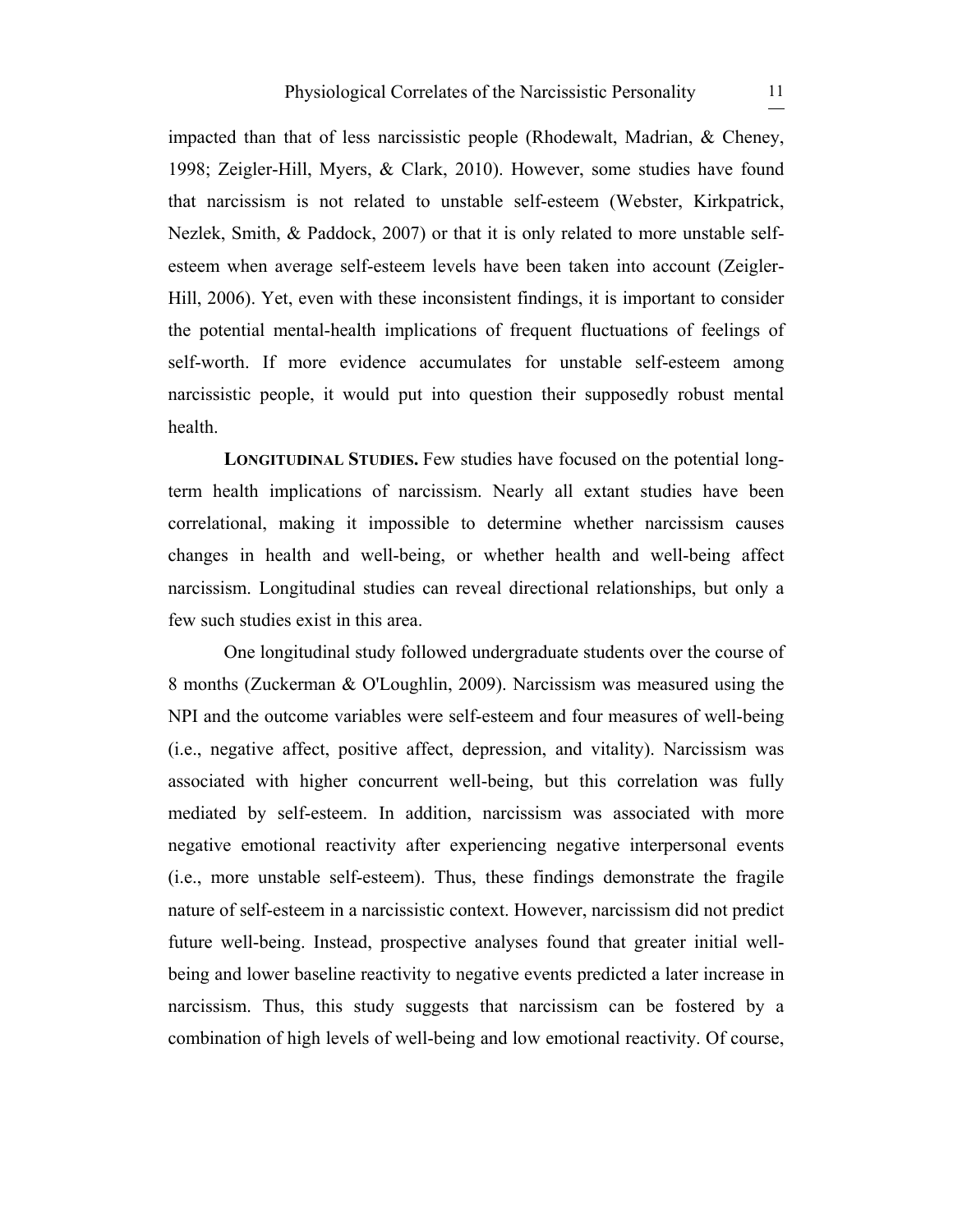impacted than that of less narcissistic people (Rhodewalt, Madrian, & Cheney, 1998; Zeigler-Hill, Myers, & Clark, 2010). However, some studies have found that narcissism is not related to unstable self-esteem (Webster, Kirkpatrick, Nezlek, Smith, & Paddock, 2007) or that it is only related to more unstable self-esteem when average self-esteem levels have been taken into account (Zeigler-Hill, 2006). Yet, even with these inconsistent findings, it is important to consider the potential mental-health implications of frequent fluctuations of feelings of self-worth. If more evidence accumulates for unstable self-esteem among narcissistic people, it would put into question their supposedly robust mental health.

**LONGITUDINAL STUDIES.** Few studies have focused on the potential long-term health implications of narcissism. Nearly all extant studies have been correlational, making it impossible to determine whether narcissism causes changes in health and well-being, or whether health and well-being affect narcissism. Longitudinal studies can reveal directional relationships, but only a few such studies exist in this area.

One longitudinal study followed undergraduate students over the course of 8 months (Zuckerman & O'Loughlin, 2009). Narcissism was measured using the NPI and the outcome variables were self-esteem and four measures of well-being (i.e., negative affect, positive affect, depression, and vitality). Narcissism was associated with higher concurrent well-being, but this correlation was fully mediated by self-esteem. In addition, narcissism was associated with more negative emotional reactivity after experiencing negative interpersonal events (i.e., more unstable self-esteem). Thus, these findings demonstrate the fragile nature of self-esteem in a narcissistic context. However, narcissism did not predict future well-being. Instead, prospective analyses found that greater initial well-being and lower baseline reactivity to negative events predicted a later increase in narcissism. Thus, this study suggests that narcissism can be fostered by a combination of high levels of well-being and low emotional reactivity. Of course,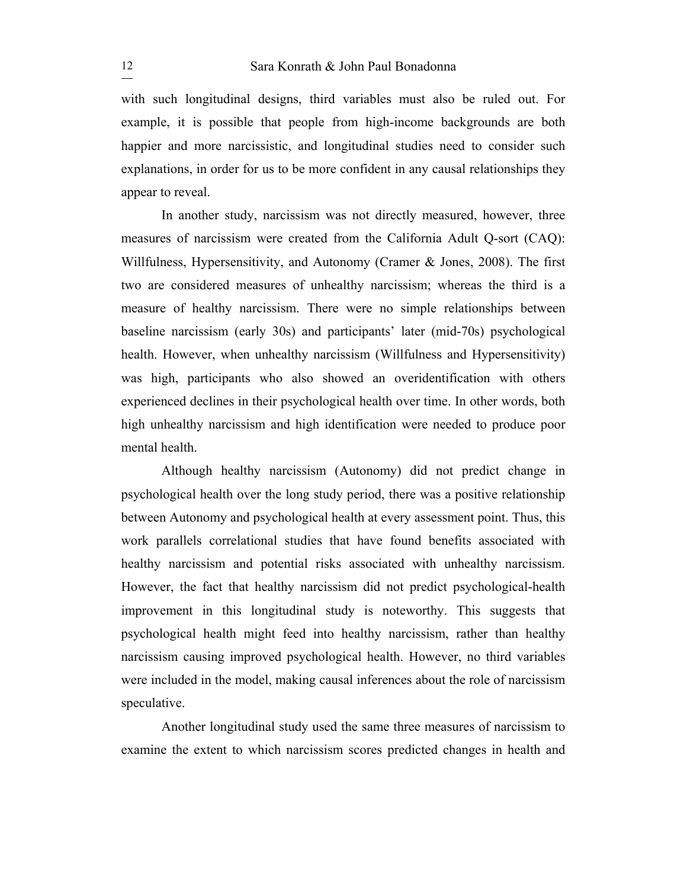with such longitudinal designs, third variables must also be ruled out. For example, it is possible that people from high-income backgrounds are both happier and more narcissistic, and longitudinal studies need to consider such explanations, in order for us to be more confident in any causal relationships they appear to reveal.

In another study, narcissism was not directly measured, however, three measures of narcissism were created from the California Adult Q-sort (CAQ): Willfulness, Hypersensitivity, and Autonomy (Cramer & Jones, 2008). The first two are considered measures of unhealthy narcissism; whereas the third is a measure of healthy narcissism. There were no simple relationships between baseline narcissism (early 30s) and participants' later (mid-70s) psychological health. However, when unhealthy narcissism (Willfulness and Hypersensitivity) was high, participants who also showed an overidentification with others experienced declines in their psychological health over time. In other words, both high unhealthy narcissism and high identification were needed to produce poor mental health.

Although healthy narcissism (Autonomy) did not predict change in psychological health over the long study period, there was a positive relationship between Autonomy and psychological health at every assessment point. Thus, this work parallels correlational studies that have found benefits associated with healthy narcissism and potential risks associated with unhealthy narcissism. However, the fact that healthy narcissism did not predict psychological-health improvement in this longitudinal study is noteworthy. This suggests that psychological health might feed into healthy narcissism, rather than healthy narcissism causing improved psychological health. However, no third variables were included in the model, making causal inferences about the role of narcissism speculative.

Another longitudinal study used the same three measures of narcissism to examine the extent to which narcissism scores predicted changes in health and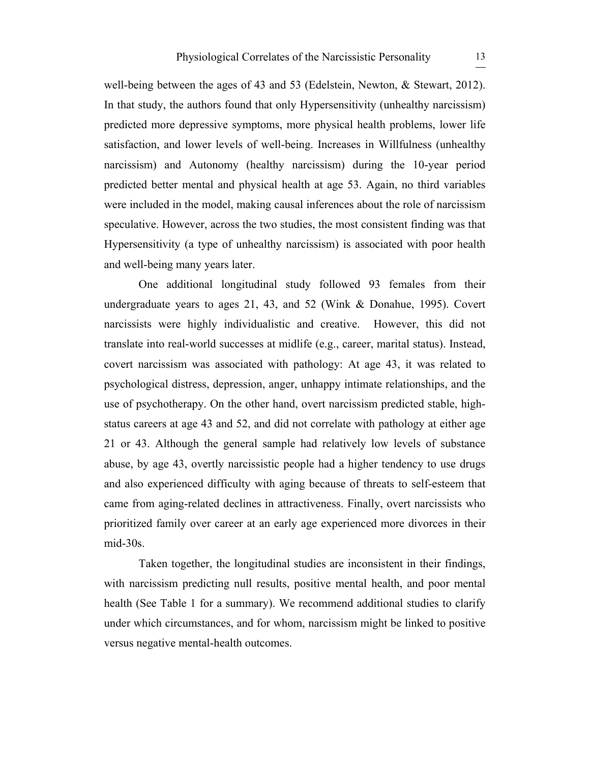well-being between the ages of 43 and 53 (Edelstein, Newton, & Stewart, 2012). In that study, the authors found that only Hypersensitivity (unhealthy narcissism) predicted more depressive symptoms, more physical health problems, lower life satisfaction, and lower levels of well-being. Increases in Willfulness (unhealthy narcissism) and Autonomy (healthy narcissism) during the 10-year period predicted better mental and physical health at age 53. Again, no third variables were included in the model, making causal inferences about the role of narcissism speculative. However, across the two studies, the most consistent finding was that Hypersensitivity (a type of unhealthy narcissism) is associated with poor health and well-being many years later.

One additional longitudinal study followed 93 females from their undergraduate years to ages 21, 43, and 52 (Wink & Donahue, 1995). Covert narcissists were highly individualistic and creative. However, this did not translate into real-world successes at midlife (e.g., career, marital status). Instead, covert narcissism was associated with pathology: At age 43, it was related to psychological distress, depression, anger, unhappy intimate relationships, and the use of psychotherapy. On the other hand, overt narcissism predicted stable, high-status careers at age 43 and 52, and did not correlate with pathology at either age 21 or 43. Although the general sample had relatively low levels of substance abuse, by age 43, overtly narcissistic people had a higher tendency to use drugs and also experienced difficulty with aging because of threats to self-esteem that came from aging-related declines in attractiveness. Finally, overt narcissists who prioritized family over career at an early age experienced more divorces in their mid-30s.

Taken together, the longitudinal studies are inconsistent in their findings, with narcissism predicting null results, positive mental health, and poor mental health (See Table 1 for a summary). We recommend additional studies to clarify under which circumstances, and for whom, narcissism might be linked to positive versus negative mental-health outcomes.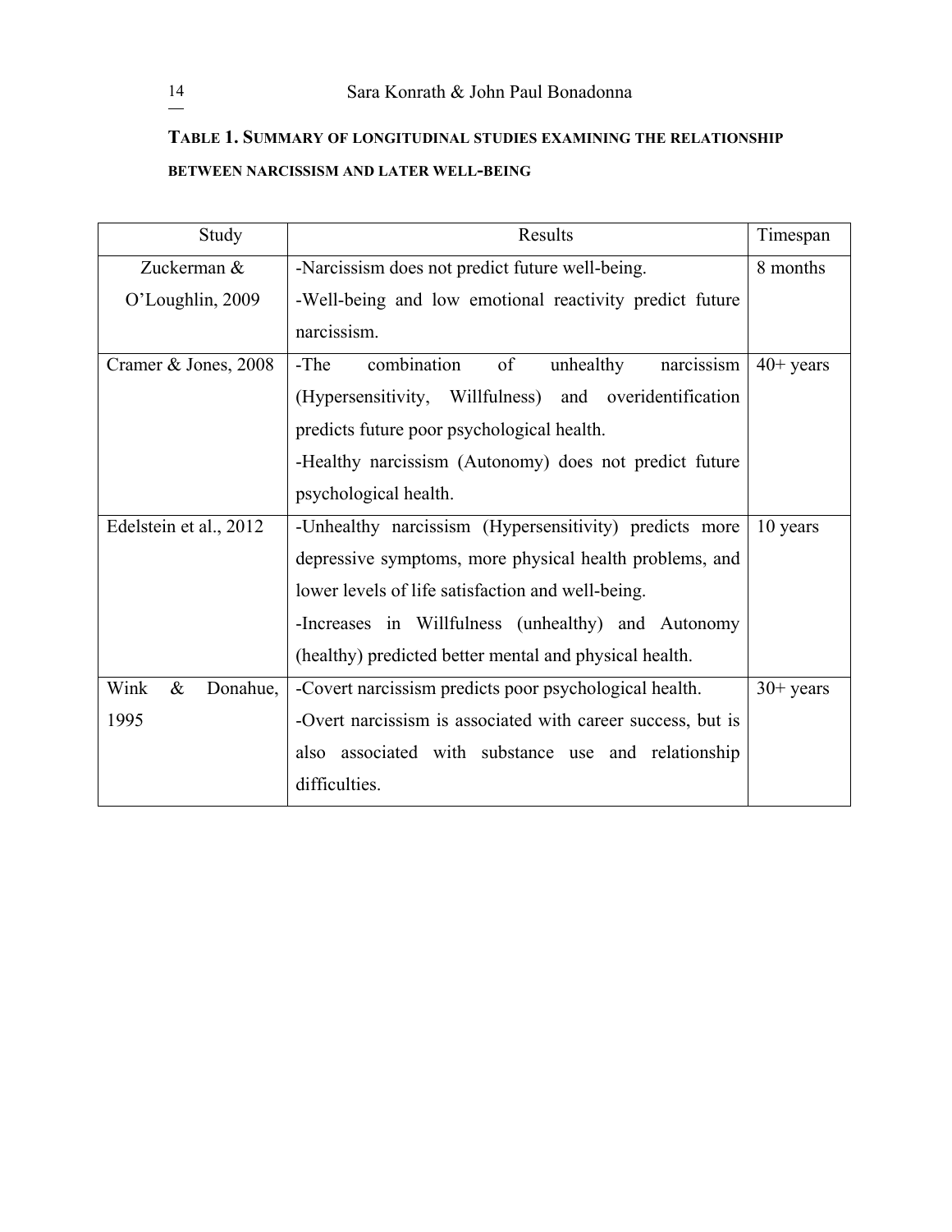**TABLE 1. SUMMARY OF LONGITUDINAL STUDIES EXAMINING THE RELATIONSHIP BETWEEN NARCISSISM AND LATER WELL-BEING**

| Study | Results | Timespan |
|---|---|---|
| Zuckerman & O'Loughlin, 2009 | -Narcissism does not predict future well-being.<br>-Well-being and low emotional reactivity predict future narcissism. | 8 months |
| Cramer & Jones, 2008 | -The combination of unhealthy narcissism (Hypersensitivity, Willfulness) and overidentification predicts future poor psychological health.<br>-Healthy narcissism (Autonomy) does not predict future psychological health. | 40+ years |
| Edelstein et al., 2012 | -Unhealthy narcissism (Hypersensitivity) predicts more depressive symptoms, more physical health problems, and lower levels of life satisfaction and well-being.<br>-Increases in Willfulness (unhealthy) and Autonomy (healthy) predicted better mental and physical health. | 10 years |
| Wink & Donahue, 1995 | -Covert narcissism predicts poor psychological health.<br>-Overt narcissism is associated with career success, but is also associated with substance use and relationship difficulties. | 30+ years |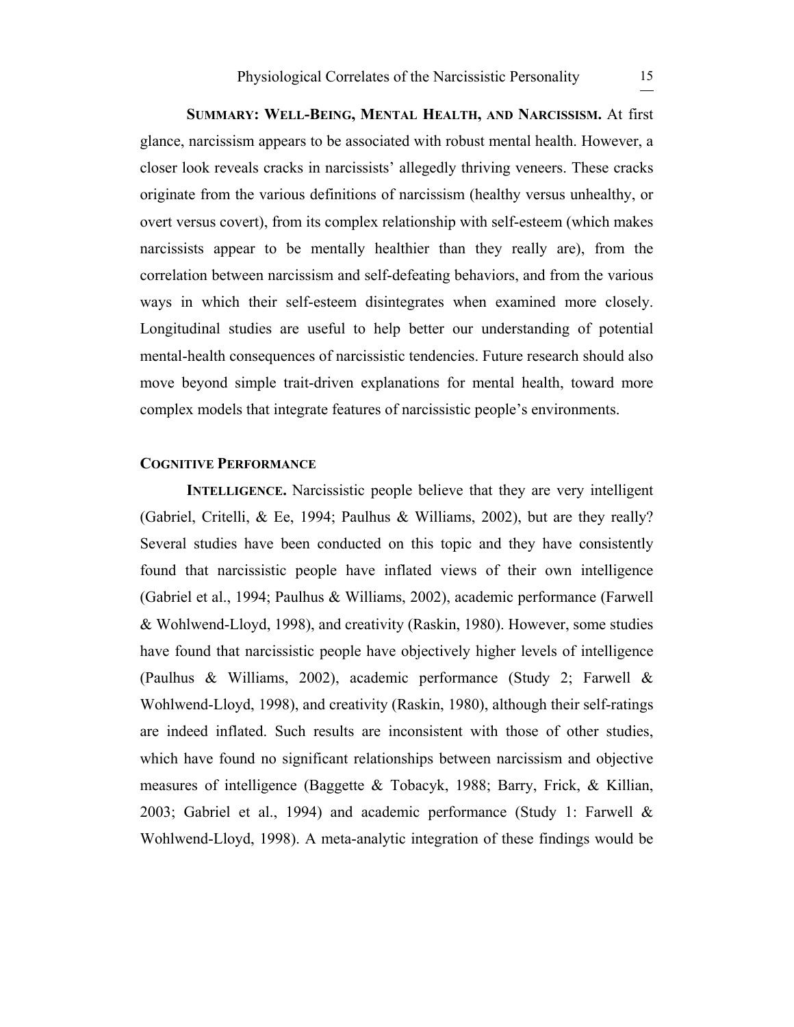**SUMMARY: WELL-BEING, MENTAL HEALTH, AND NARCISSISM.** At first glance, narcissism appears to be associated with robust mental health. However, a closer look reveals cracks in narcissists' allegedly thriving veneers. These cracks originate from the various definitions of narcissism (healthy versus unhealthy, or overt versus covert), from its complex relationship with self-esteem (which makes narcissists appear to be mentally healthier than they really are), from the correlation between narcissism and self-defeating behaviors, and from the various ways in which their self-esteem disintegrates when examined more closely. Longitudinal studies are useful to help better our understanding of potential mental-health consequences of narcissistic tendencies. Future research should also move beyond simple trait-driven explanations for mental health, toward more complex models that integrate features of narcissistic people's environments.

## COGNITIVE PERFORMANCE

**INTELLIGENCE.** Narcissistic people believe that they are very intelligent (Gabriel, Critelli, & Ee, 1994; Paulhus & Williams, 2002), but are they really? Several studies have been conducted on this topic and they have consistently found that narcissistic people have inflated views of their own intelligence (Gabriel et al., 1994; Paulhus & Williams, 2002), academic performance (Farwell & Wohlwend-Lloyd, 1998), and creativity (Raskin, 1980). However, some studies have found that narcissistic people have objectively higher levels of intelligence (Paulhus & Williams, 2002), academic performance (Study 2; Farwell & Wohlwend-Lloyd, 1998), and creativity (Raskin, 1980), although their self-ratings are indeed inflated. Such results are inconsistent with those of other studies, which have found no significant relationships between narcissism and objective measures of intelligence (Baggette & Tobacyk, 1988; Barry, Frick, & Killian, 2003; Gabriel et al., 1994) and academic performance (Study 1: Farwell & Wohlwend-Lloyd, 1998). A meta-analytic integration of these findings would be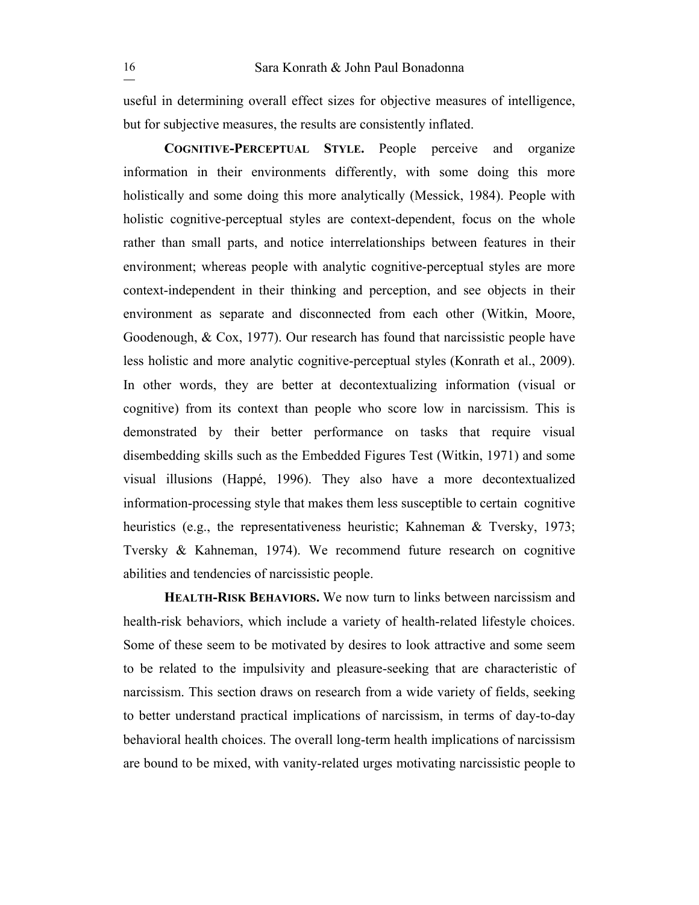useful in determining overall effect sizes for objective measures of intelligence, but for subjective measures, the results are consistently inflated.

**COGNITIVE-PERCEPTUAL STYLE.** People perceive and organize information in their environments differently, with some doing this more holistically and some doing this more analytically (Messick, 1984). People with holistic cognitive-perceptual styles are context-dependent, focus on the whole rather than small parts, and notice interrelationships between features in their environment; whereas people with analytic cognitive-perceptual styles are more context-independent in their thinking and perception, and see objects in their environment as separate and disconnected from each other (Witkin, Moore, Goodenough, & Cox, 1977). Our research has found that narcissistic people have less holistic and more analytic cognitive-perceptual styles (Konrath et al., 2009). In other words, they are better at decontextualizing information (visual or cognitive) from its context than people who score low in narcissism. This is demonstrated by their better performance on tasks that require visual disembedding skills such as the Embedded Figures Test (Witkin, 1971) and some visual illusions (Happé, 1996). They also have a more decontextualized information-processing style that makes them less susceptible to certain cognitive heuristics (e.g., the representativeness heuristic; Kahneman & Tversky, 1973; Tversky & Kahneman, 1974). We recommend future research on cognitive abilities and tendencies of narcissistic people.

**HEALTH-RISK BEHAVIORS.** We now turn to links between narcissism and health-risk behaviors, which include a variety of health-related lifestyle choices. Some of these seem to be motivated by desires to look attractive and some seem to be related to the impulsivity and pleasure-seeking that are characteristic of narcissism. This section draws on research from a wide variety of fields, seeking to better understand practical implications of narcissism, in terms of day-to-day behavioral health choices. The overall long-term health implications of narcissism are bound to be mixed, with vanity-related urges motivating narcissistic people to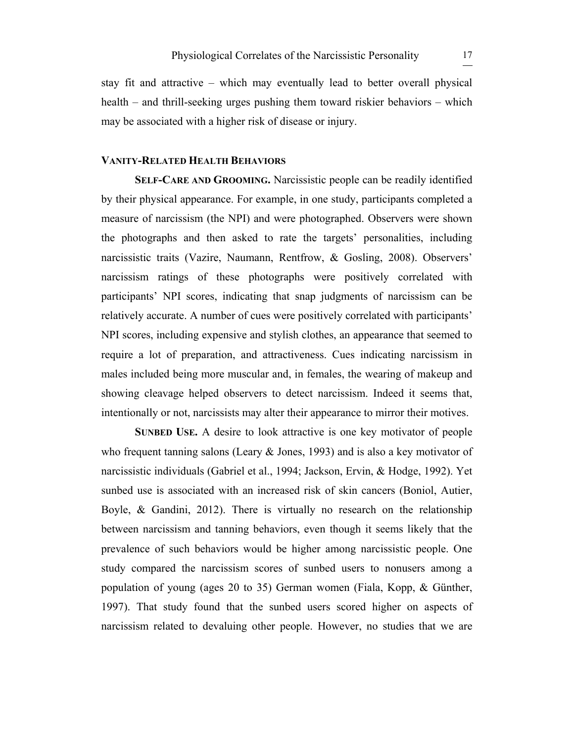stay fit and attractive – which may eventually lead to better overall physical health – and thrill-seeking urges pushing them toward riskier behaviors – which may be associated with a higher risk of disease or injury.

## VANITY-RELATED HEALTH BEHAVIORS

**SELF-CARE AND GROOMING.** Narcissistic people can be readily identified by their physical appearance. For example, in one study, participants completed a measure of narcissism (the NPI) and were photographed. Observers were shown the photographs and then asked to rate the targets' personalities, including narcissistic traits (Vazire, Naumann, Rentfrow, & Gosling, 2008). Observers' narcissism ratings of these photographs were positively correlated with participants' NPI scores, indicating that snap judgments of narcissism can be relatively accurate. A number of cues were positively correlated with participants' NPI scores, including expensive and stylish clothes, an appearance that seemed to require a lot of preparation, and attractiveness. Cues indicating narcissism in males included being more muscular and, in females, the wearing of makeup and showing cleavage helped observers to detect narcissism. Indeed it seems that, intentionally or not, narcissists may alter their appearance to mirror their motives.

**SUNBED USE.** A desire to look attractive is one key motivator of people who frequent tanning salons (Leary & Jones, 1993) and is also a key motivator of narcissistic individuals (Gabriel et al., 1994; Jackson, Ervin, & Hodge, 1992). Yet sunbed use is associated with an increased risk of skin cancers (Boniol, Autier, Boyle, & Gandini, 2012). There is virtually no research on the relationship between narcissism and tanning behaviors, even though it seems likely that the prevalence of such behaviors would be higher among narcissistic people. One study compared the narcissism scores of sunbed users to nonusers among a population of young (ages 20 to 35) German women (Fiala, Kopp, & Günther, 1997). That study found that the sunbed users scored higher on aspects of narcissism related to devaluing other people. However, no studies that we are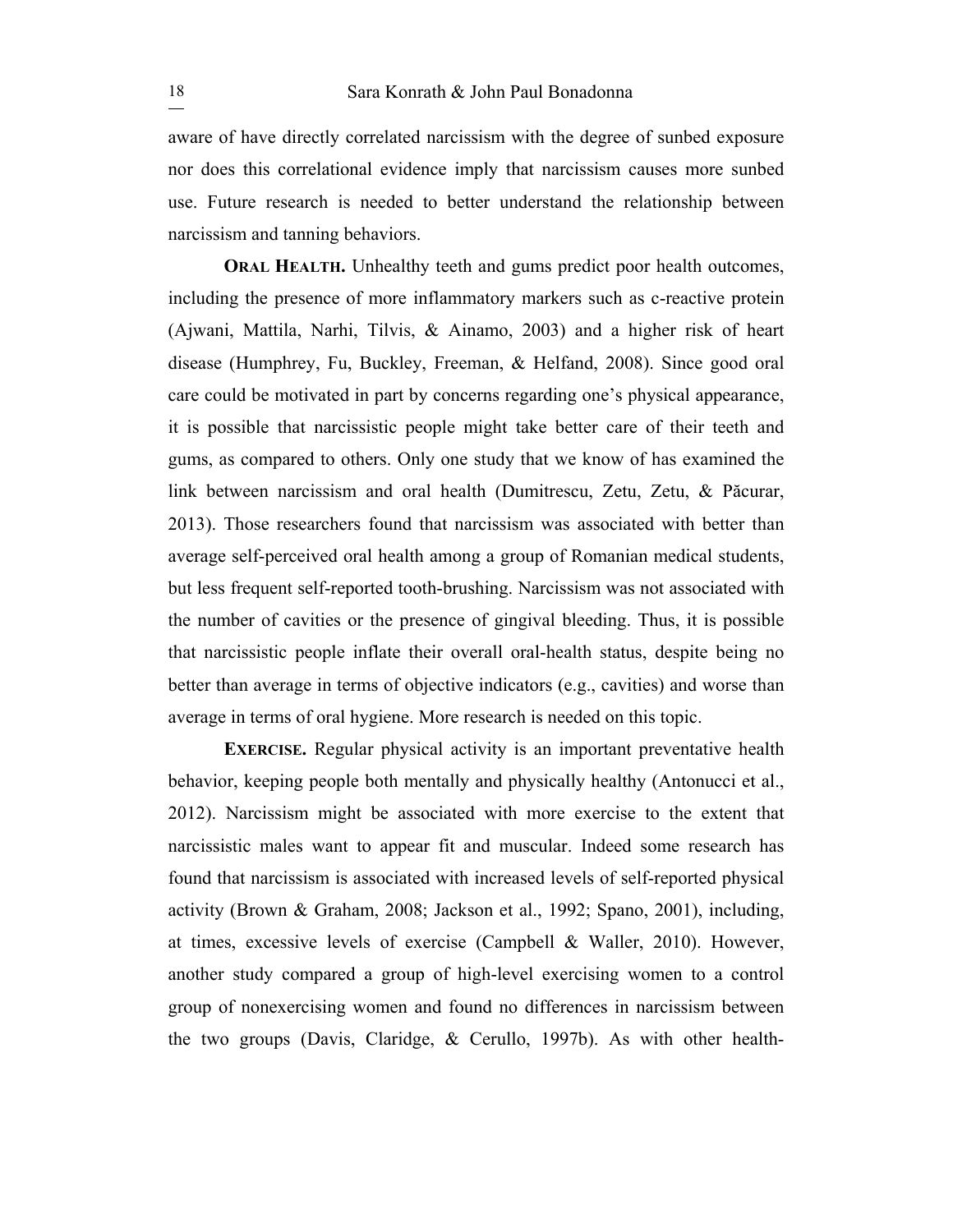aware of have directly correlated narcissism with the degree of sunbed exposure nor does this correlational evidence imply that narcissism causes more sunbed use. Future research is needed to better understand the relationship between narcissism and tanning behaviors.

**ORAL HEALTH.** Unhealthy teeth and gums predict poor health outcomes, including the presence of more inflammatory markers such as c-reactive protein (Ajwani, Mattila, Narhi, Tilvis, & Ainamo, 2003) and a higher risk of heart disease (Humphrey, Fu, Buckley, Freeman, & Helfand, 2008). Since good oral care could be motivated in part by concerns regarding one's physical appearance, it is possible that narcissistic people might take better care of their teeth and gums, as compared to others. Only one study that we know of has examined the link between narcissism and oral health (Dumitrescu, Zetu, Zetu, & Păcurar, 2013). Those researchers found that narcissism was associated with better than average self-perceived oral health among a group of Romanian medical students, but less frequent self-reported tooth-brushing. Narcissism was not associated with the number of cavities or the presence of gingival bleeding. Thus, it is possible that narcissistic people inflate their overall oral-health status, despite being no better than average in terms of objective indicators (e.g., cavities) and worse than average in terms of oral hygiene. More research is needed on this topic.

**EXERCISE.** Regular physical activity is an important preventative health behavior, keeping people both mentally and physically healthy (Antonucci et al., 2012). Narcissism might be associated with more exercise to the extent that narcissistic males want to appear fit and muscular. Indeed some research has found that narcissism is associated with increased levels of self-reported physical activity (Brown & Graham, 2008; Jackson et al., 1992; Spano, 2001), including, at times, excessive levels of exercise (Campbell & Waller, 2010). However, another study compared a group of high-level exercising women to a control group of nonexercising women and found no differences in narcissism between the two groups (Davis, Claridge, & Cerullo, 1997b). As with other health-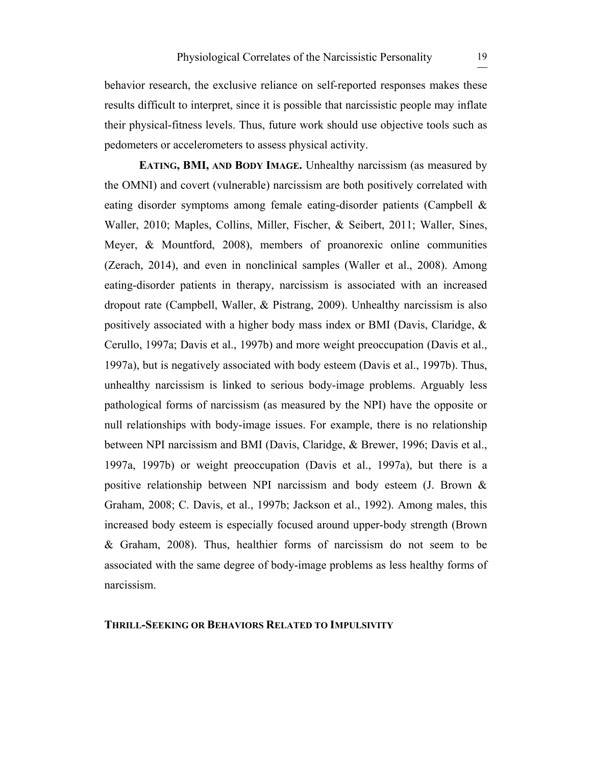behavior research, the exclusive reliance on self-reported responses makes these results difficult to interpret, since it is possible that narcissistic people may inflate their physical-fitness levels. Thus, future work should use objective tools such as pedometers or accelerometers to assess physical activity.

**EATING, BMI, AND BODY IMAGE.** Unhealthy narcissism (as measured by the OMNI) and covert (vulnerable) narcissism are both positively correlated with eating disorder symptoms among female eating-disorder patients (Campbell & Waller, 2010; Maples, Collins, Miller, Fischer, & Seibert, 2011; Waller, Sines, Meyer, & Mountford, 2008), members of proanorexic online communities (Zerach, 2014), and even in nonclinical samples (Waller et al., 2008). Among eating-disorder patients in therapy, narcissism is associated with an increased dropout rate (Campbell, Waller, & Pistrang, 2009). Unhealthy narcissism is also positively associated with a higher body mass index or BMI (Davis, Claridge, & Cerullo, 1997a; Davis et al., 1997b) and more weight preoccupation (Davis et al., 1997a), but is negatively associated with body esteem (Davis et al., 1997b). Thus, unhealthy narcissism is linked to serious body-image problems. Arguably less pathological forms of narcissism (as measured by the NPI) have the opposite or null relationships with body-image issues. For example, there is no relationship between NPI narcissism and BMI (Davis, Claridge, & Brewer, 1996; Davis et al., 1997a, 1997b) or weight preoccupation (Davis et al., 1997a), but there is a positive relationship between NPI narcissism and body esteem (J. Brown & Graham, 2008; C. Davis, et al., 1997b; Jackson et al., 1992). Among males, this increased body esteem is especially focused around upper-body strength (Brown & Graham, 2008). Thus, healthier forms of narcissism do not seem to be associated with the same degree of body-image problems as less healthy forms of narcissism.

## THRILL-SEEKING OR BEHAVIORS RELATED TO IMPULSIVITY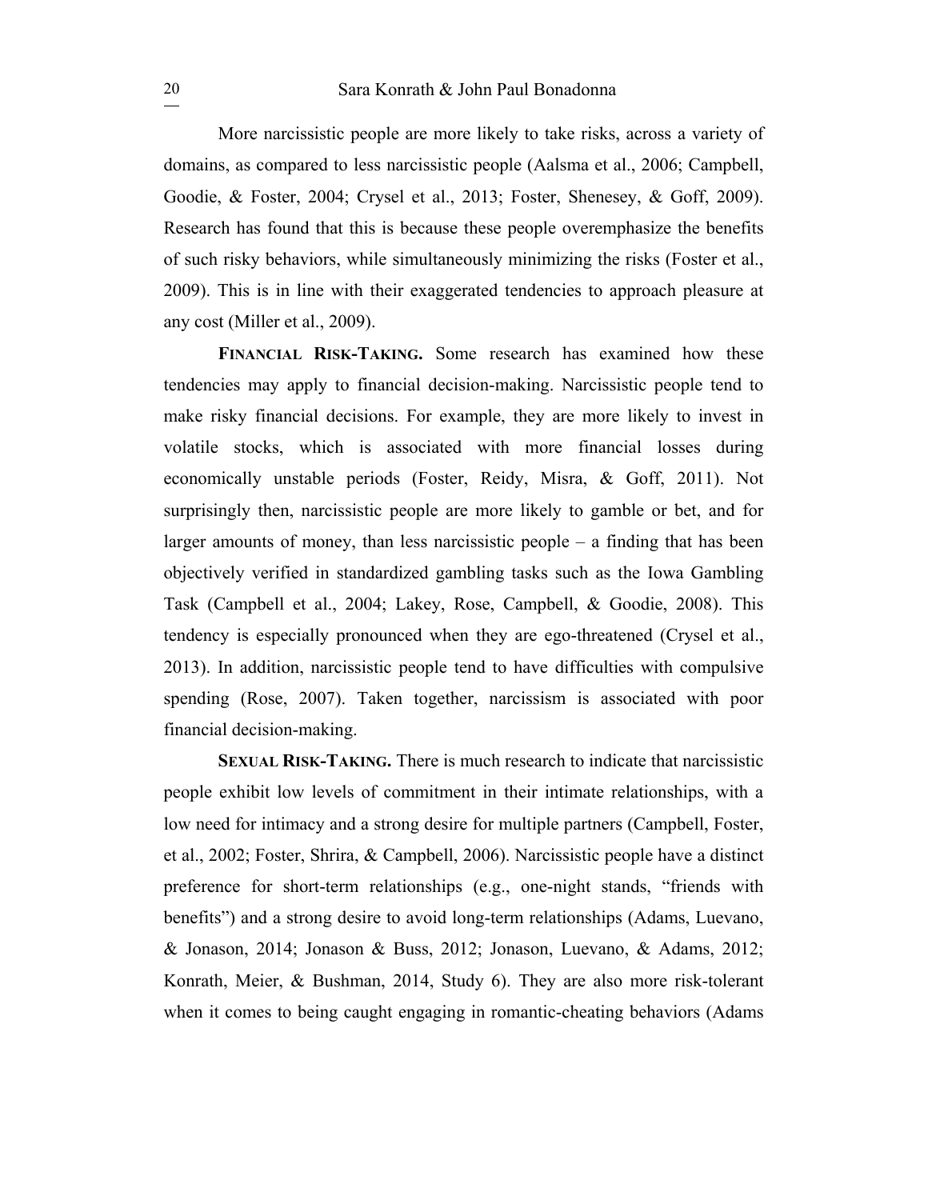More narcissistic people are more likely to take risks, across a variety of domains, as compared to less narcissistic people (Aalsma et al., 2006; Campbell, Goodie, & Foster, 2004; Crysel et al., 2013; Foster, Shenesey, & Goff, 2009). Research has found that this is because these people overemphasize the benefits of such risky behaviors, while simultaneously minimizing the risks (Foster et al., 2009). This is in line with their exaggerated tendencies to approach pleasure at any cost (Miller et al., 2009).

**Financial Risk-Taking.** Some research has examined how these tendencies may apply to financial decision-making. Narcissistic people tend to make risky financial decisions. For example, they are more likely to invest in volatile stocks, which is associated with more financial losses during economically unstable periods (Foster, Reidy, Misra, & Goff, 2011). Not surprisingly then, narcissistic people are more likely to gamble or bet, and for larger amounts of money, than less narcissistic people – a finding that has been objectively verified in standardized gambling tasks such as the Iowa Gambling Task (Campbell et al., 2004; Lakey, Rose, Campbell, & Goodie, 2008). This tendency is especially pronounced when they are ego-threatened (Crysel et al., 2013). In addition, narcissistic people tend to have difficulties with compulsive spending (Rose, 2007). Taken together, narcissism is associated with poor financial decision-making.

**Sexual Risk-Taking.** There is much research to indicate that narcissistic people exhibit low levels of commitment in their intimate relationships, with a low need for intimacy and a strong desire for multiple partners (Campbell, Foster, et al., 2002; Foster, Shrira, & Campbell, 2006). Narcissistic people have a distinct preference for short-term relationships (e.g., one-night stands, "friends with benefits") and a strong desire to avoid long-term relationships (Adams, Luevano, & Jonason, 2014; Jonason & Buss, 2012; Jonason, Luevano, & Adams, 2012; Konrath, Meier, & Bushman, 2014, Study 6). They are also more risk-tolerant when it comes to being caught engaging in romantic-cheating behaviors (Adams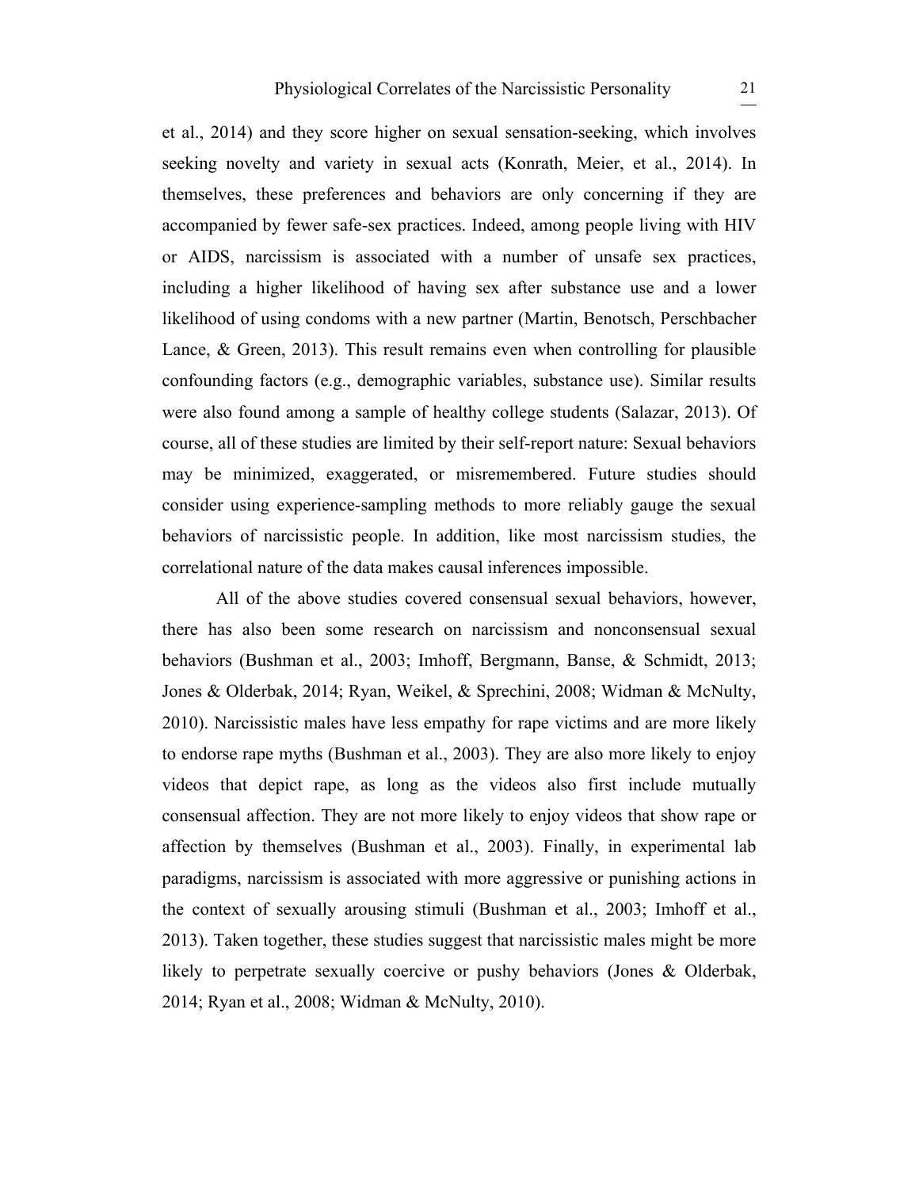et al., 2014) and they score higher on sexual sensation-seeking, which involves seeking novelty and variety in sexual acts (Konrath, Meier, et al., 2014). In themselves, these preferences and behaviors are only concerning if they are accompanied by fewer safe-sex practices. Indeed, among people living with HIV or AIDS, narcissism is associated with a number of unsafe sex practices, including a higher likelihood of having sex after substance use and a lower likelihood of using condoms with a new partner (Martin, Benotsch, Perschbacher Lance, & Green, 2013). This result remains even when controlling for plausible confounding factors (e.g., demographic variables, substance use). Similar results were also found among a sample of healthy college students (Salazar, 2013). Of course, all of these studies are limited by their self-report nature: Sexual behaviors may be minimized, exaggerated, or misremembered. Future studies should consider using experience-sampling methods to more reliably gauge the sexual behaviors of narcissistic people. In addition, like most narcissism studies, the correlational nature of the data makes causal inferences impossible.

All of the above studies covered consensual sexual behaviors, however, there has also been some research on narcissism and nonconsensual sexual behaviors (Bushman et al., 2003; Imhoff, Bergmann, Banse, & Schmidt, 2013; Jones & Olderbak, 2014; Ryan, Weikel, & Sprechini, 2008; Widman & McNulty, 2010). Narcissistic males have less empathy for rape victims and are more likely to endorse rape myths (Bushman et al., 2003). They are also more likely to enjoy videos that depict rape, as long as the videos also first include mutually consensual affection. They are not more likely to enjoy videos that show rape or affection by themselves (Bushman et al., 2003). Finally, in experimental lab paradigms, narcissism is associated with more aggressive or punishing actions in the context of sexually arousing stimuli (Bushman et al., 2003; Imhoff et al., 2013). Taken together, these studies suggest that narcissistic males might be more likely to perpetrate sexually coercive or pushy behaviors (Jones & Olderbak, 2014; Ryan et al., 2008; Widman & McNulty, 2010).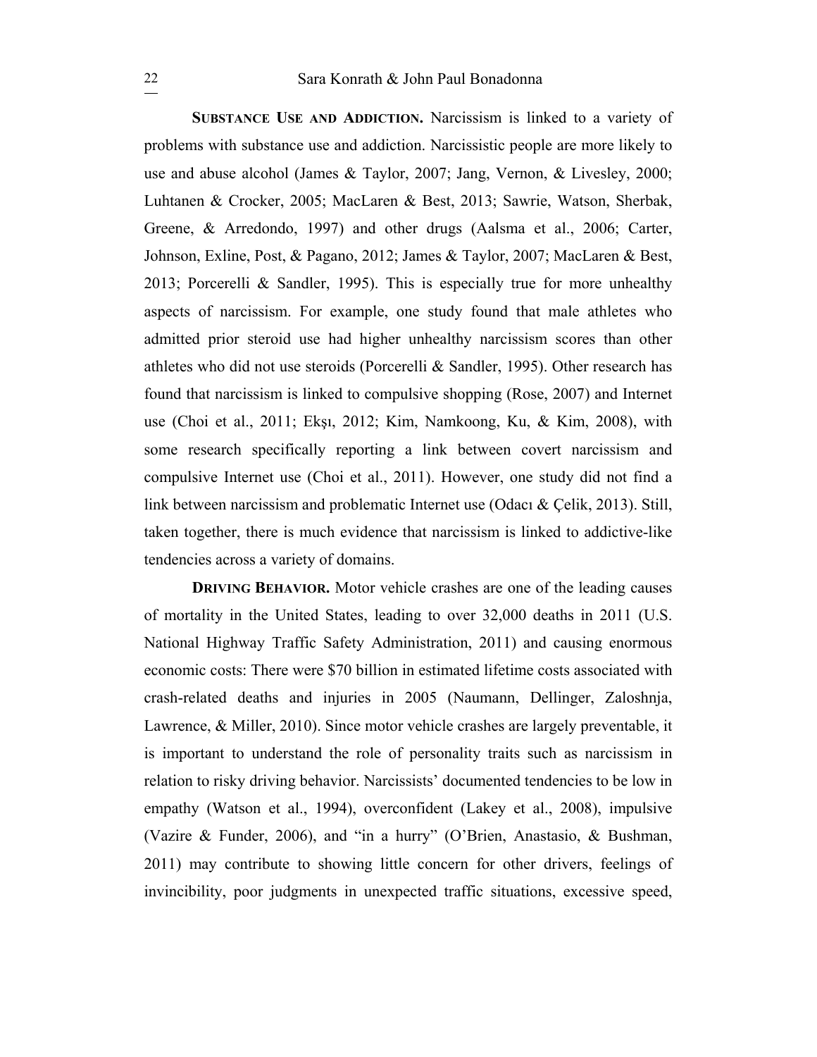**Substance Use and Addiction.** Narcissism is linked to a variety of problems with substance use and addiction. Narcissistic people are more likely to use and abuse alcohol (James & Taylor, 2007; Jang, Vernon, & Livesley, 2000; Luhtanen & Crocker, 2005; MacLaren & Best, 2013; Sawrie, Watson, Sherbak, Greene, & Arredondo, 1997) and other drugs (Aalsma et al., 2006; Carter, Johnson, Exline, Post, & Pagano, 2012; James & Taylor, 2007; MacLaren & Best, 2013; Porcerelli & Sandler, 1995). This is especially true for more unhealthy aspects of narcissism. For example, one study found that male athletes who admitted prior steroid use had higher unhealthy narcissism scores than other athletes who did not use steroids (Porcerelli & Sandler, 1995). Other research has found that narcissism is linked to compulsive shopping (Rose, 2007) and Internet use (Choi et al., 2011; Ekşı, 2012; Kim, Namkoong, Ku, & Kim, 2008), with some research specifically reporting a link between covert narcissism and compulsive Internet use (Choi et al., 2011). However, one study did not find a link between narcissism and problematic Internet use (Odacı & Çelik, 2013). Still, taken together, there is much evidence that narcissism is linked to addictive-like tendencies across a variety of domains.

**Driving Behavior.** Motor vehicle crashes are one of the leading causes of mortality in the United States, leading to over 32,000 deaths in 2011 (U.S. National Highway Traffic Safety Administration, 2011) and causing enormous economic costs: There were $70 billion in estimated lifetime costs associated with crash-related deaths and injuries in 2005 (Naumann, Dellinger, Zaloshnja, Lawrence, & Miller, 2010). Since motor vehicle crashes are largely preventable, it is important to understand the role of personality traits such as narcissism in relation to risky driving behavior. Narcissists' documented tendencies to be low in empathy (Watson et al., 1994), overconfident (Lakey et al., 2008), impulsive (Vazire & Funder, 2006), and "in a hurry" (O'Brien, Anastasio, & Bushman, 2011) may contribute to showing little concern for other drivers, feelings of invincibility, poor judgments in unexpected traffic situations, excessive speed,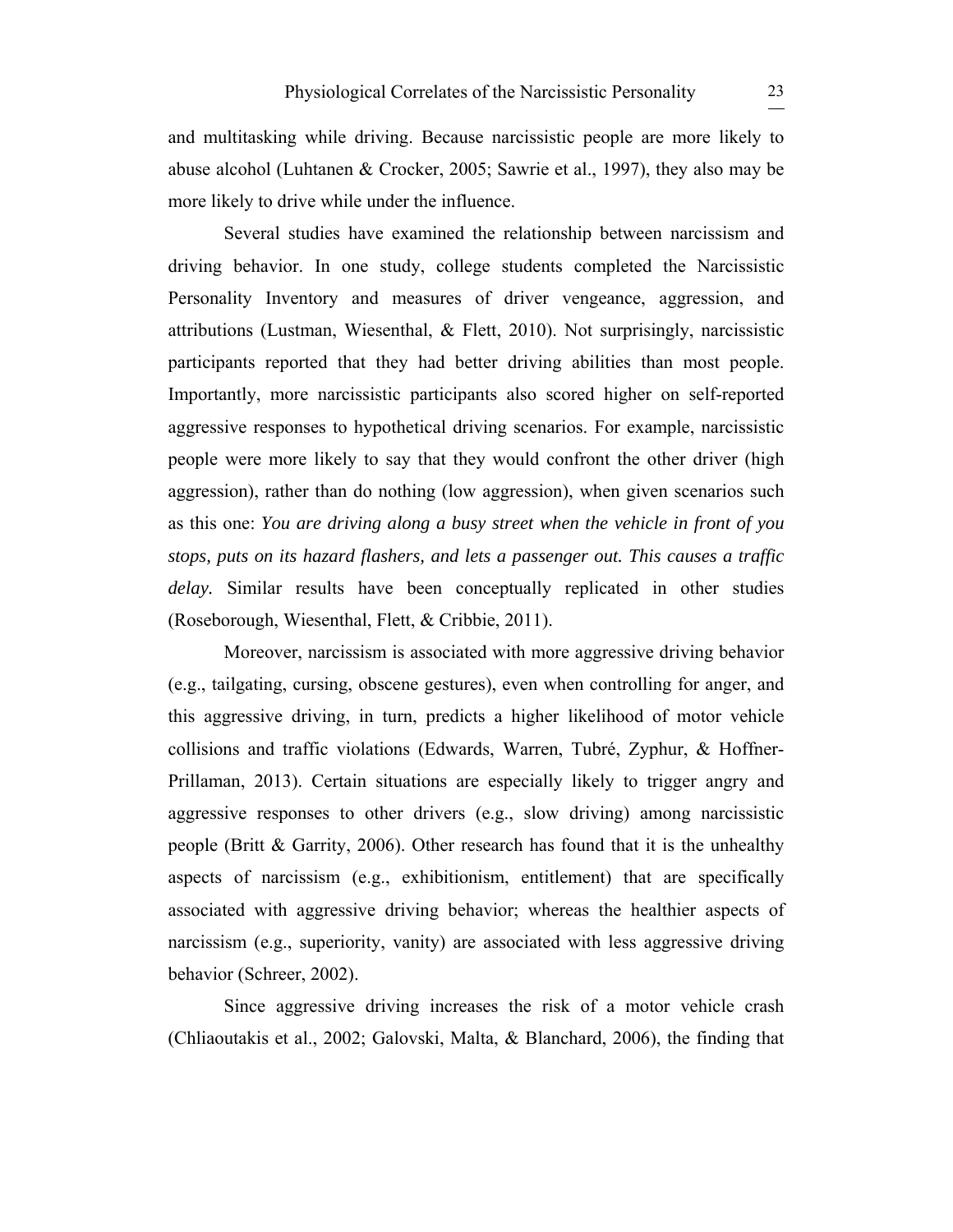and multitasking while driving. Because narcissistic people are more likely to abuse alcohol (Luhtanen & Crocker, 2005; Sawrie et al., 1997), they also may be more likely to drive while under the influence.

Several studies have examined the relationship between narcissism and driving behavior. In one study, college students completed the Narcissistic Personality Inventory and measures of driver vengeance, aggression, and attributions (Lustman, Wiesenthal, & Flett, 2010). Not surprisingly, narcissistic participants reported that they had better driving abilities than most people. Importantly, more narcissistic participants also scored higher on self-reported aggressive responses to hypothetical driving scenarios. For example, narcissistic people were more likely to say that they would confront the other driver (high aggression), rather than do nothing (low aggression), when given scenarios such as this one: *You are driving along a busy street when the vehicle in front of you stops, puts on its hazard flashers, and lets a passenger out. This causes a traffic delay.* Similar results have been conceptually replicated in other studies (Roseborough, Wiesenthal, Flett, & Cribbie, 2011).

Moreover, narcissism is associated with more aggressive driving behavior (e.g., tailgating, cursing, obscene gestures), even when controlling for anger, and this aggressive driving, in turn, predicts a higher likelihood of motor vehicle collisions and traffic violations (Edwards, Warren, Tubré, Zyphur, & Hoffner-Prillaman, 2013). Certain situations are especially likely to trigger angry and aggressive responses to other drivers (e.g., slow driving) among narcissistic people (Britt & Garrity, 2006). Other research has found that it is the unhealthy aspects of narcissism (e.g., exhibitionism, entitlement) that are specifically associated with aggressive driving behavior; whereas the healthier aspects of narcissism (e.g., superiority, vanity) are associated with less aggressive driving behavior (Schreer, 2002).

Since aggressive driving increases the risk of a motor vehicle crash (Chliaoutakis et al., 2002; Galovski, Malta, & Blanchard, 2006), the finding that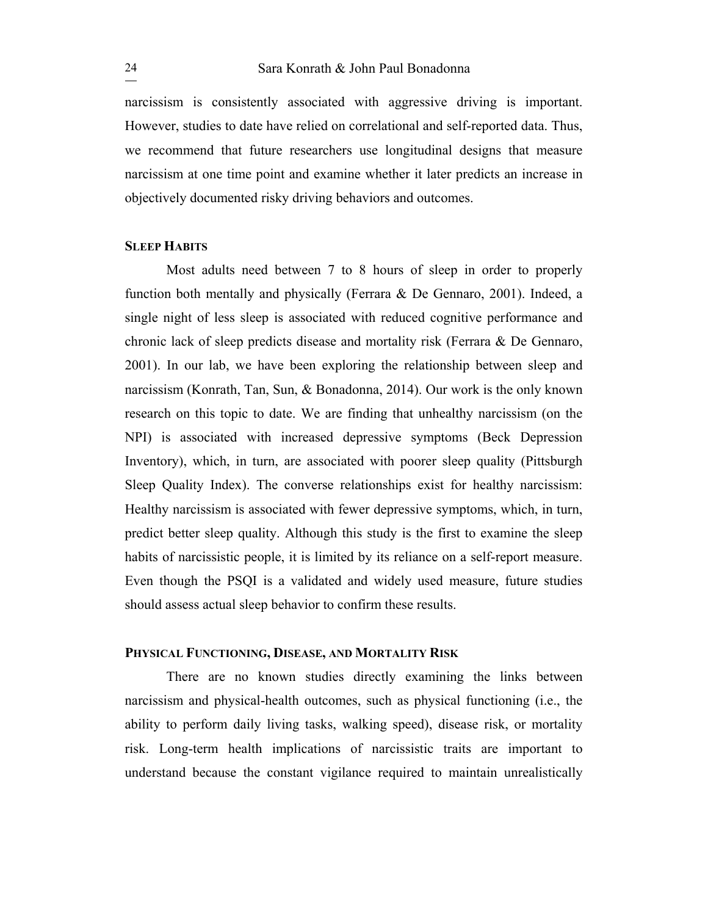narcissism is consistently associated with aggressive driving is important. However, studies to date have relied on correlational and self-reported data. Thus, we recommend that future researchers use longitudinal designs that measure narcissism at one time point and examine whether it later predicts an increase in objectively documented risky driving behaviors and outcomes.

## SLEEP HABITS

Most adults need between 7 to 8 hours of sleep in order to properly function both mentally and physically (Ferrara & De Gennaro, 2001). Indeed, a single night of less sleep is associated with reduced cognitive performance and chronic lack of sleep predicts disease and mortality risk (Ferrara & De Gennaro, 2001). In our lab, we have been exploring the relationship between sleep and narcissism (Konrath, Tan, Sun, & Bonadonna, 2014). Our work is the only known research on this topic to date. We are finding that unhealthy narcissism (on the NPI) is associated with increased depressive symptoms (Beck Depression Inventory), which, in turn, are associated with poorer sleep quality (Pittsburgh Sleep Quality Index). The converse relationships exist for healthy narcissism: Healthy narcissism is associated with fewer depressive symptoms, which, in turn, predict better sleep quality. Although this study is the first to examine the sleep habits of narcissistic people, it is limited by its reliance on a self-report measure. Even though the PSQI is a validated and widely used measure, future studies should assess actual sleep behavior to confirm these results.

## PHYSICAL FUNCTIONING, DISEASE, AND MORTALITY RISK

There are no known studies directly examining the links between narcissism and physical-health outcomes, such as physical functioning (i.e., the ability to perform daily living tasks, walking speed), disease risk, or mortality risk. Long-term health implications of narcissistic traits are important to understand because the constant vigilance required to maintain unrealistically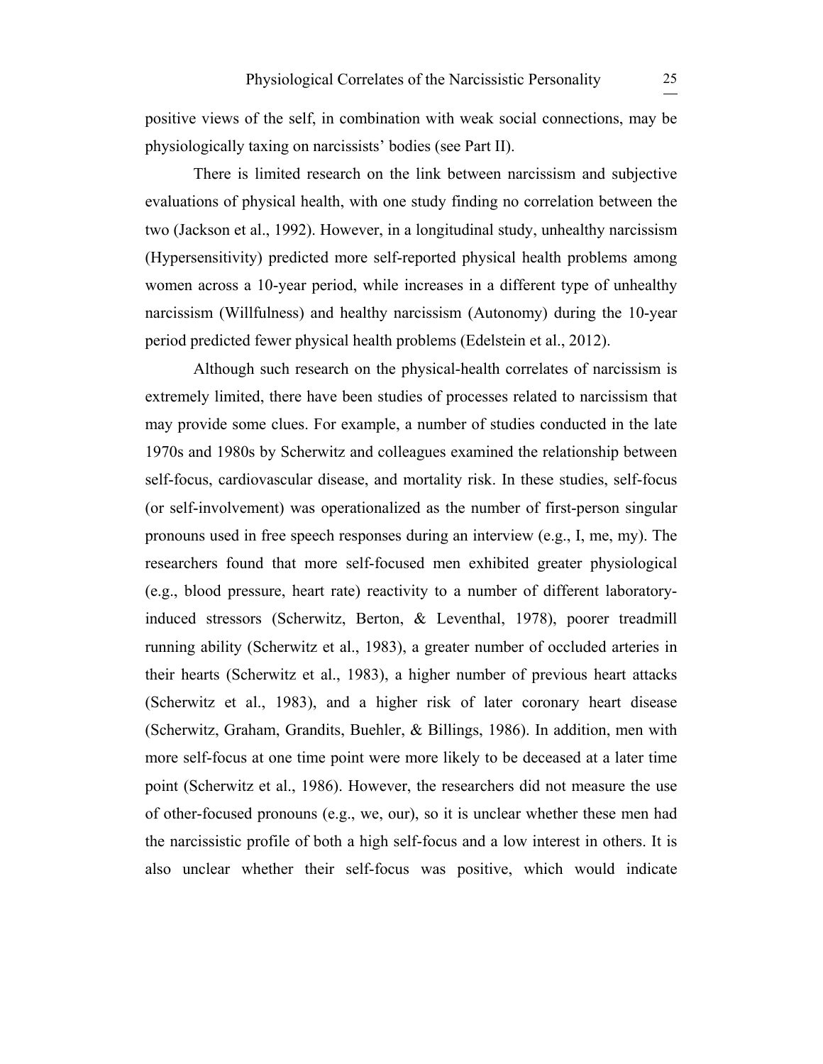positive views of the self, in combination with weak social connections, may be physiologically taxing on narcissists' bodies (see Part II).

There is limited research on the link between narcissism and subjective evaluations of physical health, with one study finding no correlation between the two (Jackson et al., 1992). However, in a longitudinal study, unhealthy narcissism (Hypersensitivity) predicted more self-reported physical health problems among women across a 10-year period, while increases in a different type of unhealthy narcissism (Willfulness) and healthy narcissism (Autonomy) during the 10-year period predicted fewer physical health problems (Edelstein et al., 2012).

Although such research on the physical-health correlates of narcissism is extremely limited, there have been studies of processes related to narcissism that may provide some clues. For example, a number of studies conducted in the late 1970s and 1980s by Scherwitz and colleagues examined the relationship between self-focus, cardiovascular disease, and mortality risk. In these studies, self-focus (or self-involvement) was operationalized as the number of first-person singular pronouns used in free speech responses during an interview (e.g., I, me, my). The researchers found that more self-focused men exhibited greater physiological (e.g., blood pressure, heart rate) reactivity to a number of different laboratory-induced stressors (Scherwitz, Berton, & Leventhal, 1978), poorer treadmill running ability (Scherwitz et al., 1983), a greater number of occluded arteries in their hearts (Scherwitz et al., 1983), a higher number of previous heart attacks (Scherwitz et al., 1983), and a higher risk of later coronary heart disease (Scherwitz, Graham, Grandits, Buehler, & Billings, 1986). In addition, men with more self-focus at one time point were more likely to be deceased at a later time point (Scherwitz et al., 1986). However, the researchers did not measure the use of other-focused pronouns (e.g., we, our), so it is unclear whether these men had the narcissistic profile of both a high self-focus and a low interest in others. It is also unclear whether their self-focus was positive, which would indicate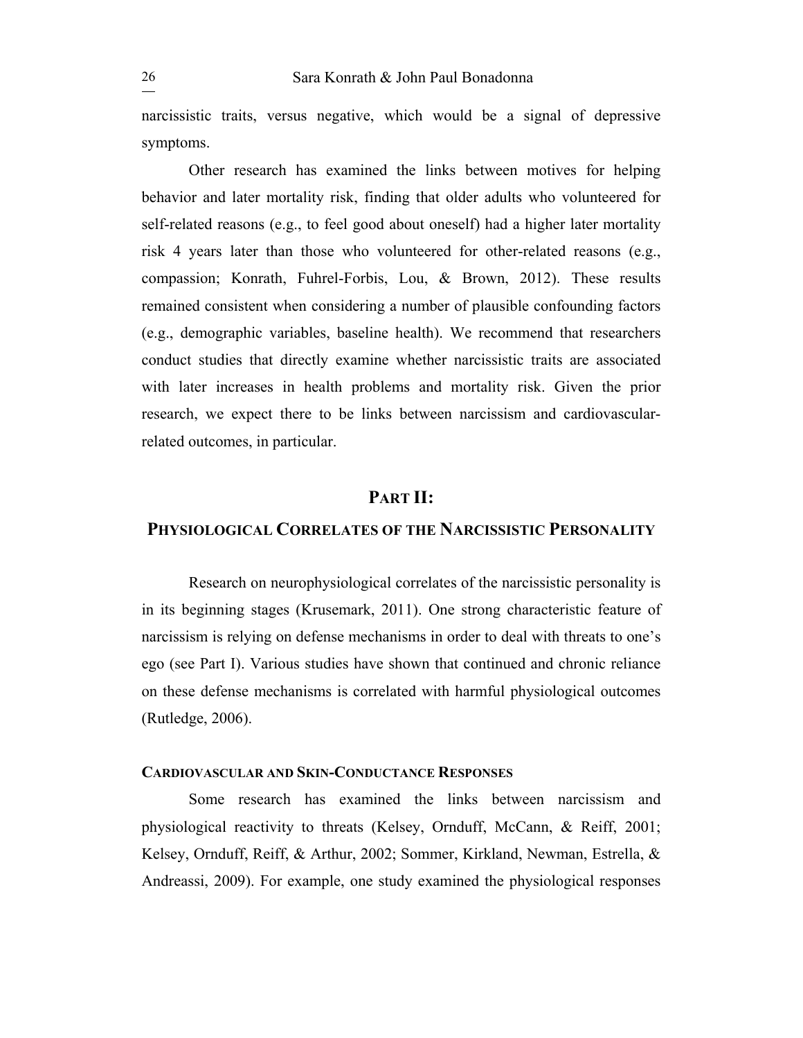narcissistic traits, versus negative, which would be a signal of depressive symptoms.

Other research has examined the links between motives for helping behavior and later mortality risk, finding that older adults who volunteered for self-related reasons (e.g., to feel good about oneself) had a higher later mortality risk 4 years later than those who volunteered for other-related reasons (e.g., compassion; Konrath, Fuhrel-Forbis, Lou, & Brown, 2012). These results remained consistent when considering a number of plausible confounding factors (e.g., demographic variables, baseline health). We recommend that researchers conduct studies that directly examine whether narcissistic traits are associated with later increases in health problems and mortality risk. Given the prior research, we expect there to be links between narcissism and cardiovascular-related outcomes, in particular.

# PART II: PHYSIOLOGICAL CORRELATES OF THE NARCISSISTIC PERSONALITY

Research on neurophysiological correlates of the narcissistic personality is in its beginning stages (Krusemark, 2011). One strong characteristic feature of narcissism is relying on defense mechanisms in order to deal with threats to one's ego (see Part I). Various studies have shown that continued and chronic reliance on these defense mechanisms is correlated with harmful physiological outcomes (Rutledge, 2006).

## CARDIOVASCULAR AND SKIN-CONDUCTANCE RESPONSES

Some research has examined the links between narcissism and physiological reactivity to threats (Kelsey, Ornduff, McCann, & Reiff, 2001; Kelsey, Ornduff, Reiff, & Arthur, 2002; Sommer, Kirkland, Newman, Estrella, & Andreassi, 2009). For example, one study examined the physiological responses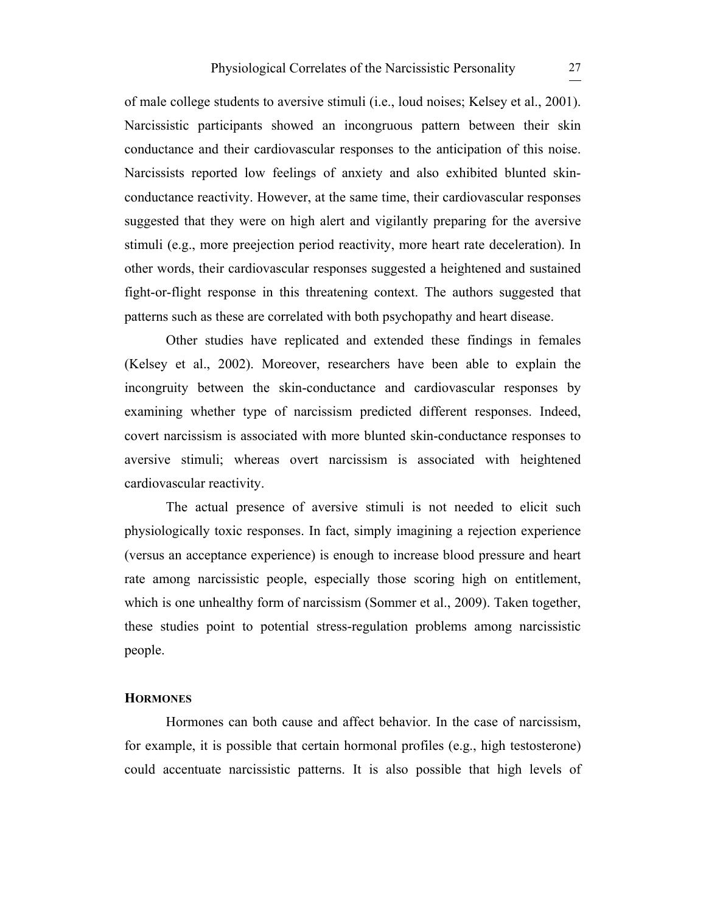of male college students to aversive stimuli (i.e., loud noises; Kelsey et al., 2001). Narcissistic participants showed an incongruous pattern between their skin conductance and their cardiovascular responses to the anticipation of this noise. Narcissists reported low feelings of anxiety and also exhibited blunted skin-conductance reactivity. However, at the same time, their cardiovascular responses suggested that they were on high alert and vigilantly preparing for the aversive stimuli (e.g., more preejection period reactivity, more heart rate deceleration). In other words, their cardiovascular responses suggested a heightened and sustained fight-or-flight response in this threatening context. The authors suggested that patterns such as these are correlated with both psychopathy and heart disease.

Other studies have replicated and extended these findings in females (Kelsey et al., 2002). Moreover, researchers have been able to explain the incongruity between the skin-conductance and cardiovascular responses by examining whether type of narcissism predicted different responses. Indeed, covert narcissism is associated with more blunted skin-conductance responses to aversive stimuli; whereas overt narcissism is associated with heightened cardiovascular reactivity.

The actual presence of aversive stimuli is not needed to elicit such physiologically toxic responses. In fact, simply imagining a rejection experience (versus an acceptance experience) is enough to increase blood pressure and heart rate among narcissistic people, especially those scoring high on entitlement, which is one unhealthy form of narcissism (Sommer et al., 2009). Taken together, these studies point to potential stress-regulation problems among narcissistic people.

## HORMONES

Hormones can both cause and affect behavior. In the case of narcissism, for example, it is possible that certain hormonal profiles (e.g., high testosterone) could accentuate narcissistic patterns. It is also possible that high levels of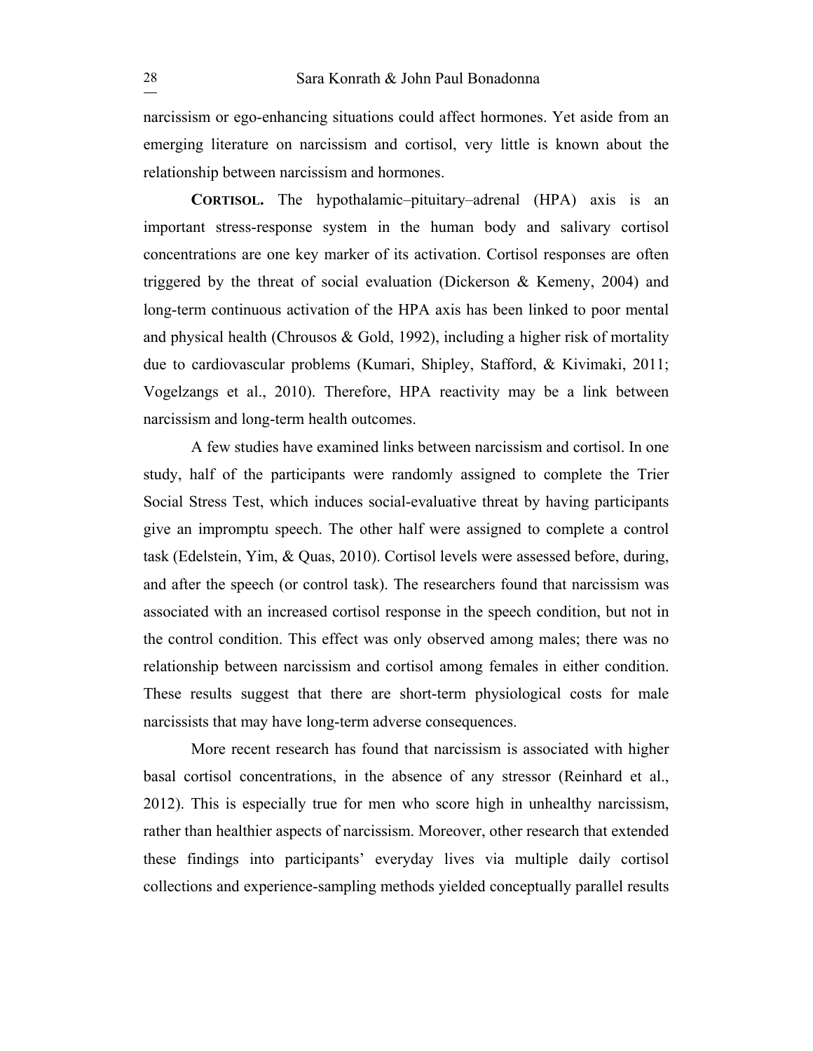narcissism or ego-enhancing situations could affect hormones. Yet aside from an emerging literature on narcissism and cortisol, very little is known about the relationship between narcissism and hormones.

**CORTISOL.** The hypothalamic–pituitary–adrenal (HPA) axis is an important stress-response system in the human body and salivary cortisol concentrations are one key marker of its activation. Cortisol responses are often triggered by the threat of social evaluation (Dickerson & Kemeny, 2004) and long-term continuous activation of the HPA axis has been linked to poor mental and physical health (Chrousos & Gold, 1992), including a higher risk of mortality due to cardiovascular problems (Kumari, Shipley, Stafford, & Kivimaki, 2011; Vogelzangs et al., 2010). Therefore, HPA reactivity may be a link between narcissism and long-term health outcomes.

A few studies have examined links between narcissism and cortisol. In one study, half of the participants were randomly assigned to complete the Trier Social Stress Test, which induces social-evaluative threat by having participants give an impromptu speech. The other half were assigned to complete a control task (Edelstein, Yim, & Quas, 2010). Cortisol levels were assessed before, during, and after the speech (or control task). The researchers found that narcissism was associated with an increased cortisol response in the speech condition, but not in the control condition. This effect was only observed among males; there was no relationship between narcissism and cortisol among females in either condition. These results suggest that there are short-term physiological costs for male narcissists that may have long-term adverse consequences.

More recent research has found that narcissism is associated with higher basal cortisol concentrations, in the absence of any stressor (Reinhard et al., 2012). This is especially true for men who score high in unhealthy narcissism, rather than healthier aspects of narcissism. Moreover, other research that extended these findings into participants' everyday lives via multiple daily cortisol collections and experience-sampling methods yielded conceptually parallel results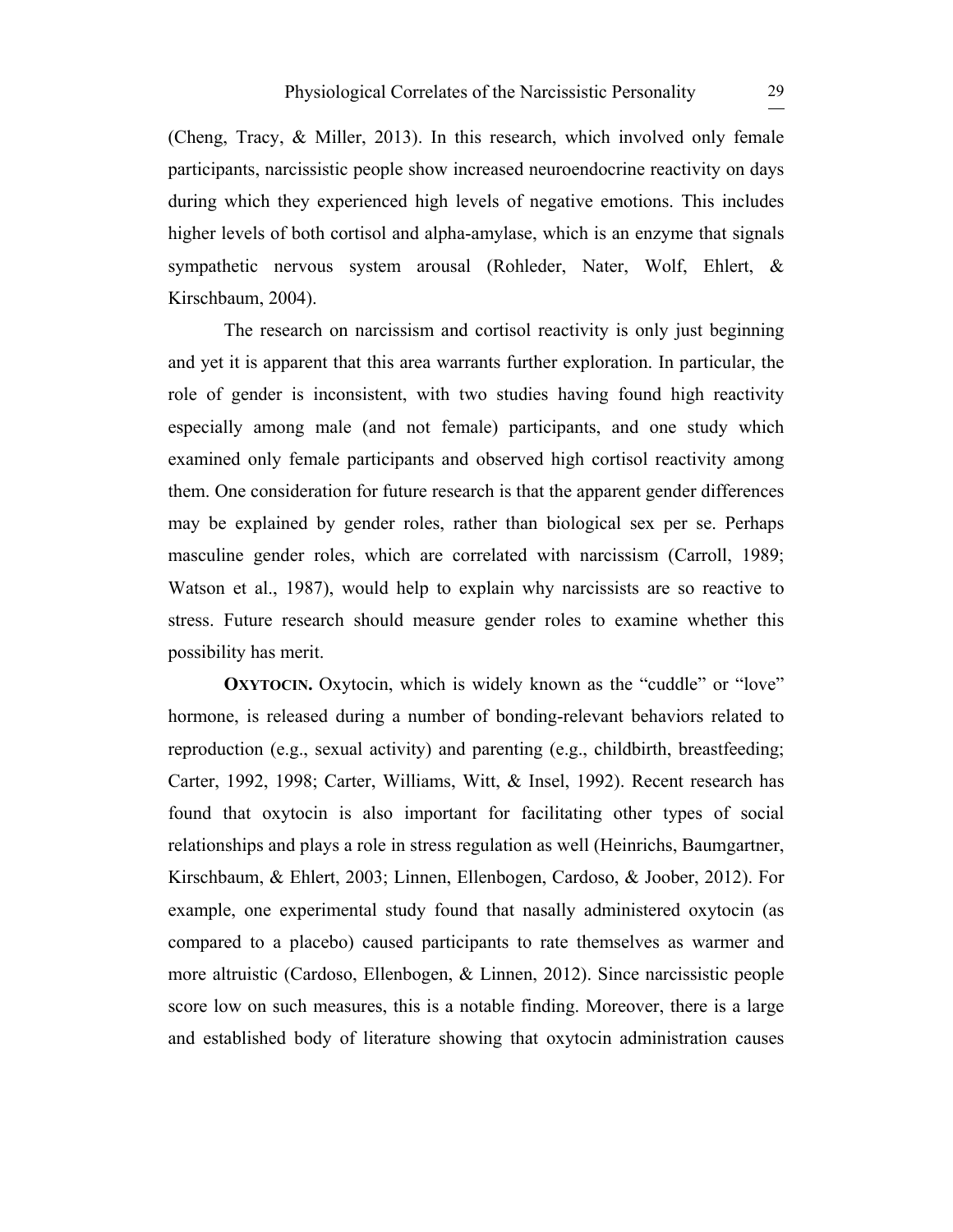(Cheng, Tracy, & Miller, 2013). In this research, which involved only female participants, narcissistic people show increased neuroendocrine reactivity on days during which they experienced high levels of negative emotions. This includes higher levels of both cortisol and alpha-amylase, which is an enzyme that signals sympathetic nervous system arousal (Rohleder, Nater, Wolf, Ehlert, & Kirschbaum, 2004).

The research on narcissism and cortisol reactivity is only just beginning and yet it is apparent that this area warrants further exploration. In particular, the role of gender is inconsistent, with two studies having found high reactivity especially among male (and not female) participants, and one study which examined only female participants and observed high cortisol reactivity among them. One consideration for future research is that the apparent gender differences may be explained by gender roles, rather than biological sex per se. Perhaps masculine gender roles, which are correlated with narcissism (Carroll, 1989; Watson et al., 1987), would help to explain why narcissists are so reactive to stress. Future research should measure gender roles to examine whether this possibility has merit.

**OXYTOCIN.** Oxytocin, which is widely known as the "cuddle" or "love" hormone, is released during a number of bonding-relevant behaviors related to reproduction (e.g., sexual activity) and parenting (e.g., childbirth, breastfeeding; Carter, 1992, 1998; Carter, Williams, Witt, & Insel, 1992). Recent research has found that oxytocin is also important for facilitating other types of social relationships and plays a role in stress regulation as well (Heinrichs, Baumgartner, Kirschbaum, & Ehlert, 2003; Linnen, Ellenbogen, Cardoso, & Joober, 2012). For example, one experimental study found that nasally administered oxytocin (as compared to a placebo) caused participants to rate themselves as warmer and more altruistic (Cardoso, Ellenbogen, & Linnen, 2012). Since narcissistic people score low on such measures, this is a notable finding. Moreover, there is a large and established body of literature showing that oxytocin administration causes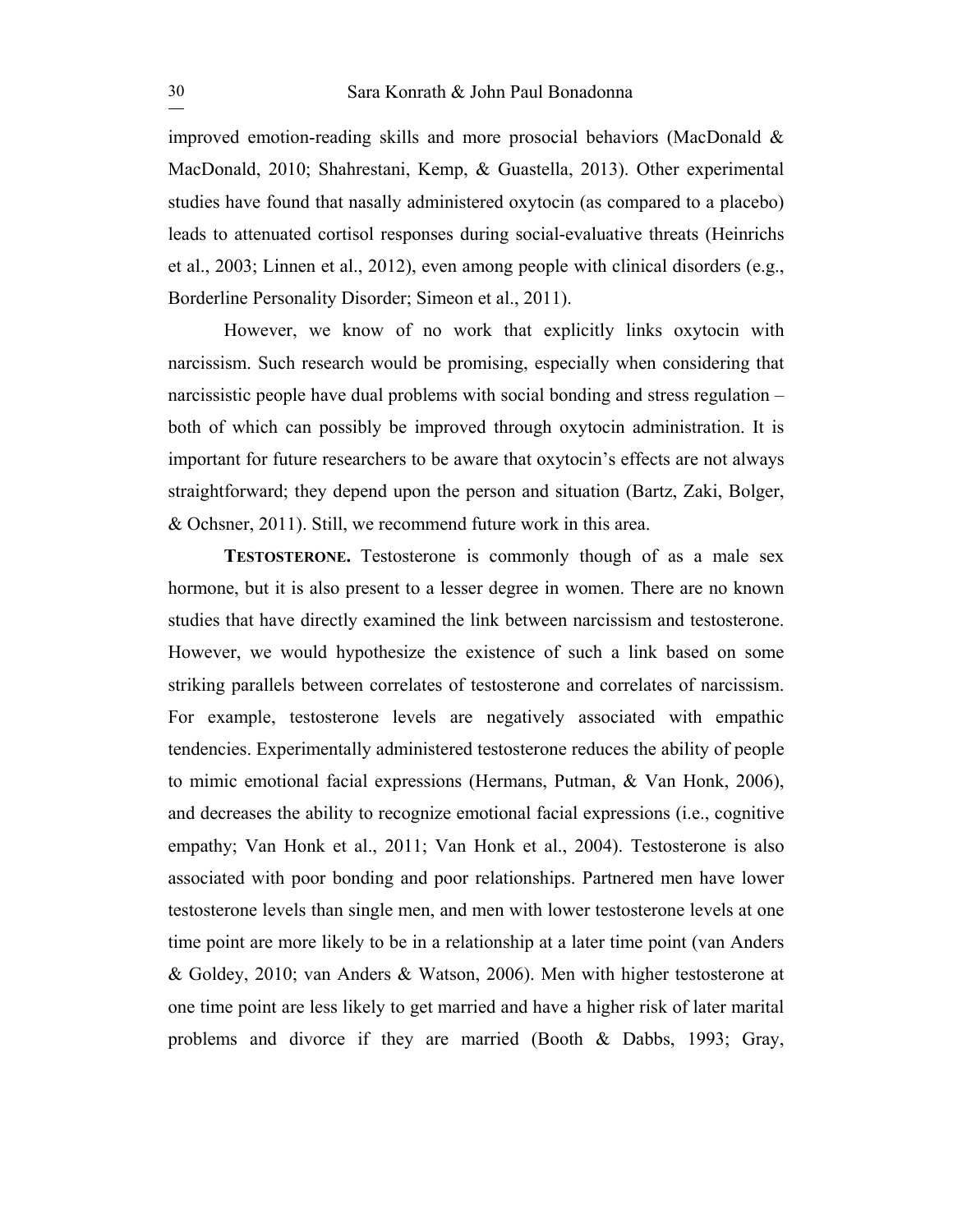improved emotion-reading skills and more prosocial behaviors (MacDonald & MacDonald, 2010; Shahrestani, Kemp, & Guastella, 2013). Other experimental studies have found that nasally administered oxytocin (as compared to a placebo) leads to attenuated cortisol responses during social-evaluative threats (Heinrichs et al., 2003; Linnen et al., 2012), even among people with clinical disorders (e.g., Borderline Personality Disorder; Simeon et al., 2011).

However, we know of no work that explicitly links oxytocin with narcissism. Such research would be promising, especially when considering that narcissistic people have dual problems with social bonding and stress regulation – both of which can possibly be improved through oxytocin administration. It is important for future researchers to be aware that oxytocin's effects are not always straightforward; they depend upon the person and situation (Bartz, Zaki, Bolger, & Ochsner, 2011). Still, we recommend future work in this area.

**TESTOSTERONE.** Testosterone is commonly though of as a male sex hormone, but it is also present to a lesser degree in women. There are no known studies that have directly examined the link between narcissism and testosterone. However, we would hypothesize the existence of such a link based on some striking parallels between correlates of testosterone and correlates of narcissism. For example, testosterone levels are negatively associated with empathic tendencies. Experimentally administered testosterone reduces the ability of people to mimic emotional facial expressions (Hermans, Putman, & Van Honk, 2006), and decreases the ability to recognize emotional facial expressions (i.e., cognitive empathy; Van Honk et al., 2011; Van Honk et al., 2004). Testosterone is also associated with poor bonding and poor relationships. Partnered men have lower testosterone levels than single men, and men with lower testosterone levels at one time point are more likely to be in a relationship at a later time point (van Anders & Goldey, 2010; van Anders & Watson, 2006). Men with higher testosterone at one time point are less likely to get married and have a higher risk of later marital problems and divorce if they are married (Booth & Dabbs, 1993; Gray,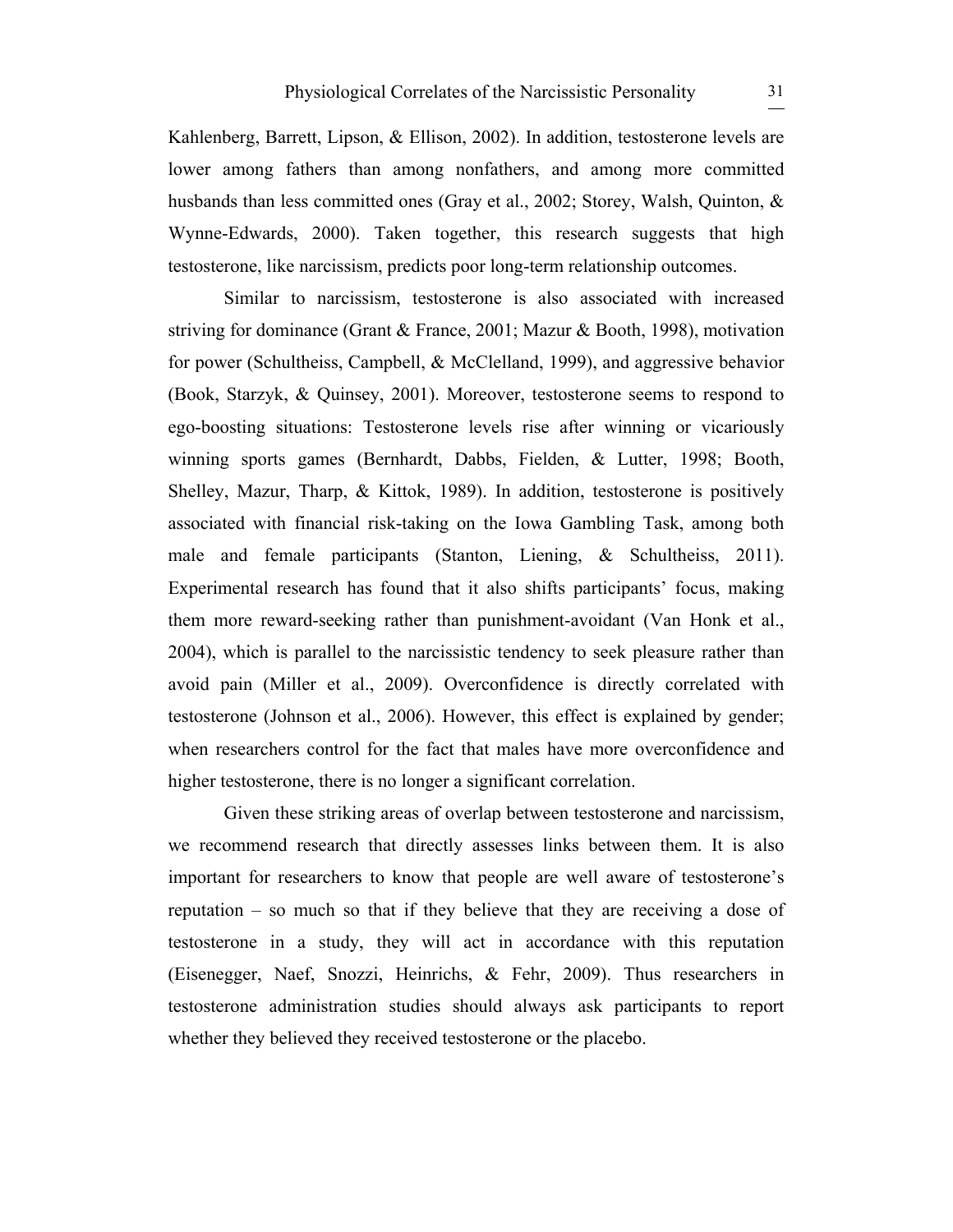Kahlenberg, Barrett, Lipson, & Ellison, 2002). In addition, testosterone levels are lower among fathers than among nonfathers, and among more committed husbands than less committed ones (Gray et al., 2002; Storey, Walsh, Quinton, & Wynne-Edwards, 2000). Taken together, this research suggests that high testosterone, like narcissism, predicts poor long-term relationship outcomes.

Similar to narcissism, testosterone is also associated with increased striving for dominance (Grant & France, 2001; Mazur & Booth, 1998), motivation for power (Schultheiss, Campbell, & McClelland, 1999), and aggressive behavior (Book, Starzyk, & Quinsey, 2001). Moreover, testosterone seems to respond to ego-boosting situations: Testosterone levels rise after winning or vicariously winning sports games (Bernhardt, Dabbs, Fielden, & Lutter, 1998; Booth, Shelley, Mazur, Tharp, & Kittok, 1989). In addition, testosterone is positively associated with financial risk-taking on the Iowa Gambling Task, among both male and female participants (Stanton, Liening, & Schultheiss, 2011). Experimental research has found that it also shifts participants' focus, making them more reward-seeking rather than punishment-avoidant (Van Honk et al., 2004), which is parallel to the narcissistic tendency to seek pleasure rather than avoid pain (Miller et al., 2009). Overconfidence is directly correlated with testosterone (Johnson et al., 2006). However, this effect is explained by gender; when researchers control for the fact that males have more overconfidence and higher testosterone, there is no longer a significant correlation.

Given these striking areas of overlap between testosterone and narcissism, we recommend research that directly assesses links between them. It is also important for researchers to know that people are well aware of testosterone's reputation – so much so that if they believe that they are receiving a dose of testosterone in a study, they will act in accordance with this reputation (Eisenegger, Naef, Snozzi, Heinrichs, & Fehr, 2009). Thus researchers in testosterone administration studies should always ask participants to report whether they believed they received testosterone or the placebo.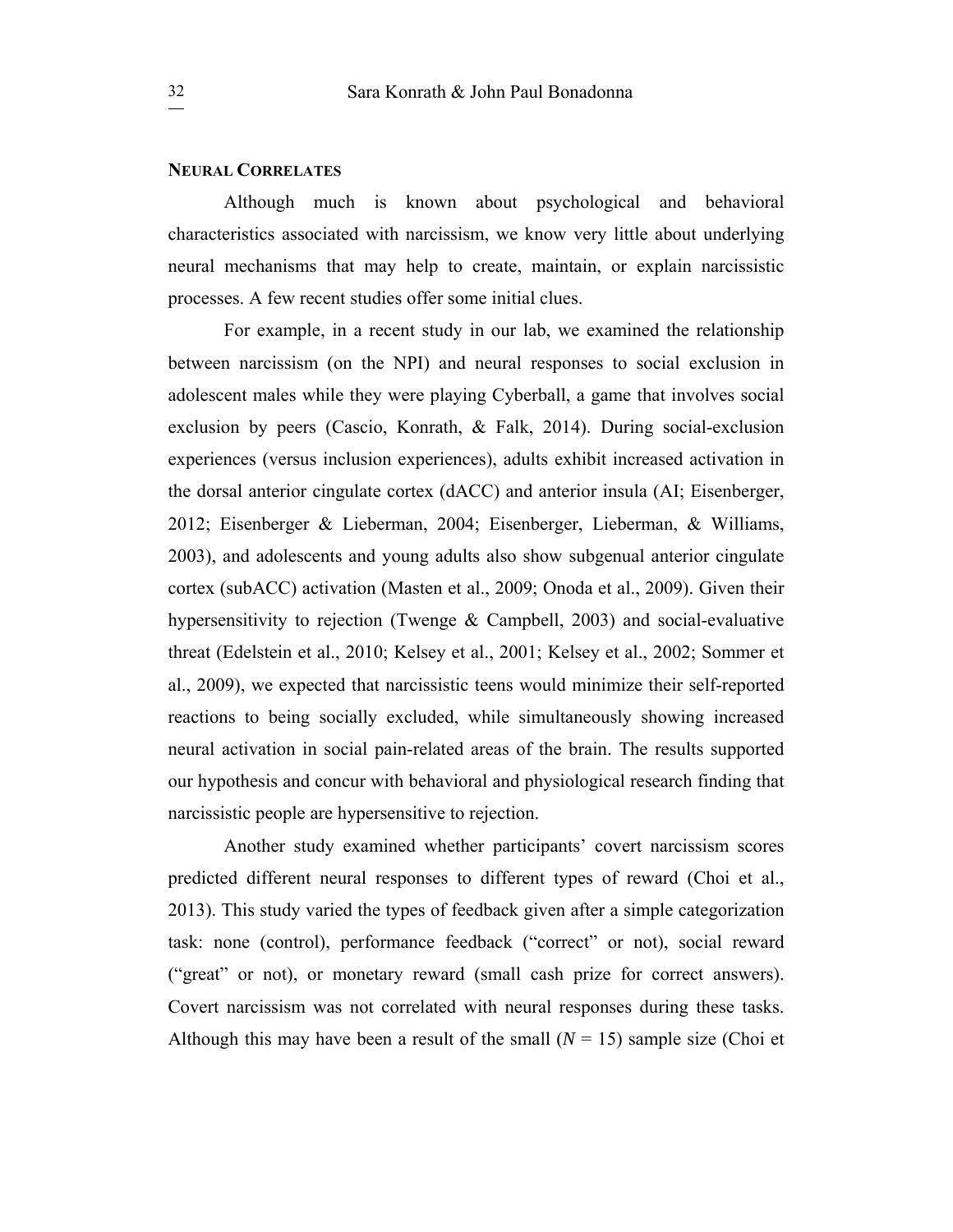## NEURAL CORRELATES

Although much is known about psychological and behavioral characteristics associated with narcissism, we know very little about underlying neural mechanisms that may help to create, maintain, or explain narcissistic processes. A few recent studies offer some initial clues.

For example, in a recent study in our lab, we examined the relationship between narcissism (on the NPI) and neural responses to social exclusion in adolescent males while they were playing Cyberball, a game that involves social exclusion by peers (Cascio, Konrath, & Falk, 2014). During social-exclusion experiences (versus inclusion experiences), adults exhibit increased activation in the dorsal anterior cingulate cortex (dACC) and anterior insula (AI; Eisenberger, 2012; Eisenberger & Lieberman, 2004; Eisenberger, Lieberman, & Williams, 2003), and adolescents and young adults also show subgenual anterior cingulate cortex (subACC) activation (Masten et al., 2009; Onoda et al., 2009). Given their hypersensitivity to rejection (Twenge & Campbell, 2003) and social-evaluative threat (Edelstein et al., 2010; Kelsey et al., 2001; Kelsey et al., 2002; Sommer et al., 2009), we expected that narcissistic teens would minimize their self-reported reactions to being socially excluded, while simultaneously showing increased neural activation in social pain-related areas of the brain. The results supported our hypothesis and concur with behavioral and physiological research finding that narcissistic people are hypersensitive to rejection.

Another study examined whether participants' covert narcissism scores predicted different neural responses to different types of reward (Choi et al., 2013). This study varied the types of feedback given after a simple categorization task: none (control), performance feedback ("correct" or not), social reward ("great" or not), or monetary reward (small cash prize for correct answers). Covert narcissism was not correlated with neural responses during these tasks. Although this may have been a result of the small ($N$ = 15) sample size (Choi et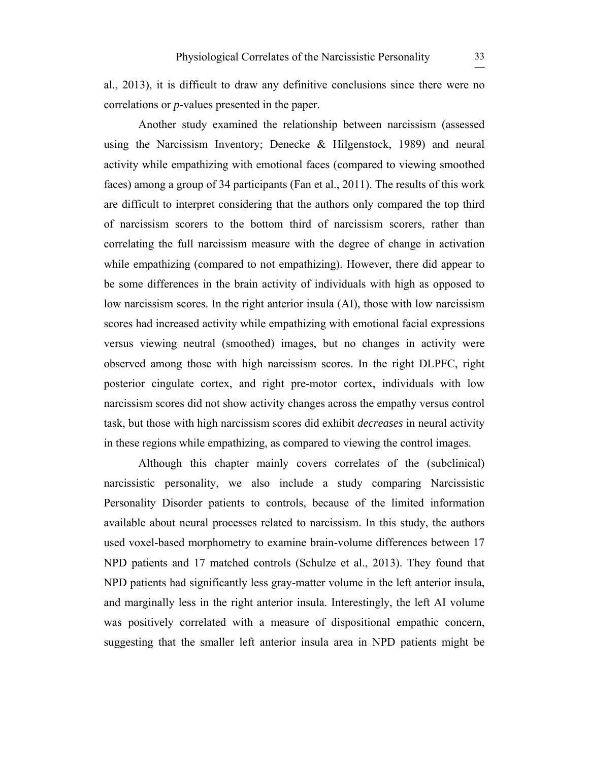al., 2013), it is difficult to draw any definitive conclusions since there were no correlations or *p*-values presented in the paper.

Another study examined the relationship between narcissism (assessed using the Narcissism Inventory; Denecke & Hilgenstock, 1989) and neural activity while empathizing with emotional faces (compared to viewing smoothed faces) among a group of 34 participants (Fan et al., 2011). The results of this work are difficult to interpret considering that the authors only compared the top third of narcissism scorers to the bottom third of narcissism scorers, rather than correlating the full narcissism measure with the degree of change in activation while empathizing (compared to not empathizing). However, there did appear to be some differences in the brain activity of individuals with high as opposed to low narcissism scores. In the right anterior insula (AI), those with low narcissism scores had increased activity while empathizing with emotional facial expressions versus viewing neutral (smoothed) images, but no changes in activity were observed among those with high narcissism scores. In the right DLPFC, right posterior cingulate cortex, and right pre-motor cortex, individuals with low narcissism scores did not show activity changes across the empathy versus control task, but those with high narcissism scores did exhibit *decreases* in neural activity in these regions while empathizing, as compared to viewing the control images.

Although this chapter mainly covers correlates of the (subclinical) narcissistic personality, we also include a study comparing Narcissistic Personality Disorder patients to controls, because of the limited information available about neural processes related to narcissism. In this study, the authors used voxel-based morphometry to examine brain-volume differences between 17 NPD patients and 17 matched controls (Schulze et al., 2013). They found that NPD patients had significantly less gray-matter volume in the left anterior insula, and marginally less in the right anterior insula. Interestingly, the left AI volume was positively correlated with a measure of dispositional empathic concern, suggesting that the smaller left anterior insula area in NPD patients might be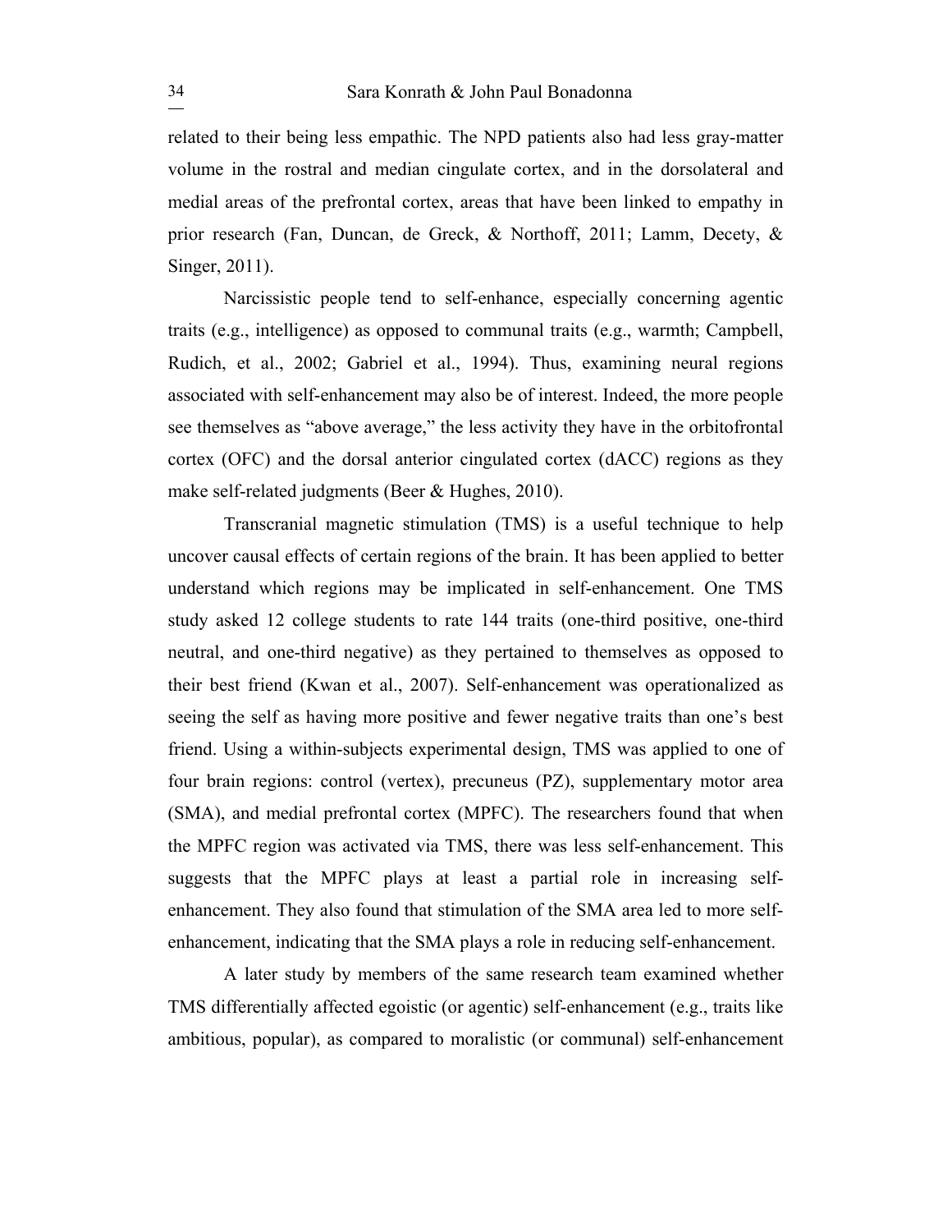related to their being less empathic. The NPD patients also had less gray-matter volume in the rostral and median cingulate cortex, and in the dorsolateral and medial areas of the prefrontal cortex, areas that have been linked to empathy in prior research (Fan, Duncan, de Greck, & Northoff, 2011; Lamm, Decety, & Singer, 2011).

Narcissistic people tend to self-enhance, especially concerning agentic traits (e.g., intelligence) as opposed to communal traits (e.g., warmth; Campbell, Rudich, et al., 2002; Gabriel et al., 1994). Thus, examining neural regions associated with self-enhancement may also be of interest. Indeed, the more people see themselves as "above average," the less activity they have in the orbitofrontal cortex (OFC) and the dorsal anterior cingulated cortex (dACC) regions as they make self-related judgments (Beer & Hughes, 2010).

Transcranial magnetic stimulation (TMS) is a useful technique to help uncover causal effects of certain regions of the brain. It has been applied to better understand which regions may be implicated in self-enhancement. One TMS study asked 12 college students to rate 144 traits (one-third positive, one-third neutral, and one-third negative) as they pertained to themselves as opposed to their best friend (Kwan et al., 2007). Self-enhancement was operationalized as seeing the self as having more positive and fewer negative traits than one's best friend. Using a within-subjects experimental design, TMS was applied to one of four brain regions: control (vertex), precuneus (PZ), supplementary motor area (SMA), and medial prefrontal cortex (MPFC). The researchers found that when the MPFC region was activated via TMS, there was less self-enhancement. This suggests that the MPFC plays at least a partial role in increasing self-enhancement. They also found that stimulation of the SMA area led to more self-enhancement, indicating that the SMA plays a role in reducing self-enhancement.

A later study by members of the same research team examined whether TMS differentially affected egoistic (or agentic) self-enhancement (e.g., traits like ambitious, popular), as compared to moralistic (or communal) self-enhancement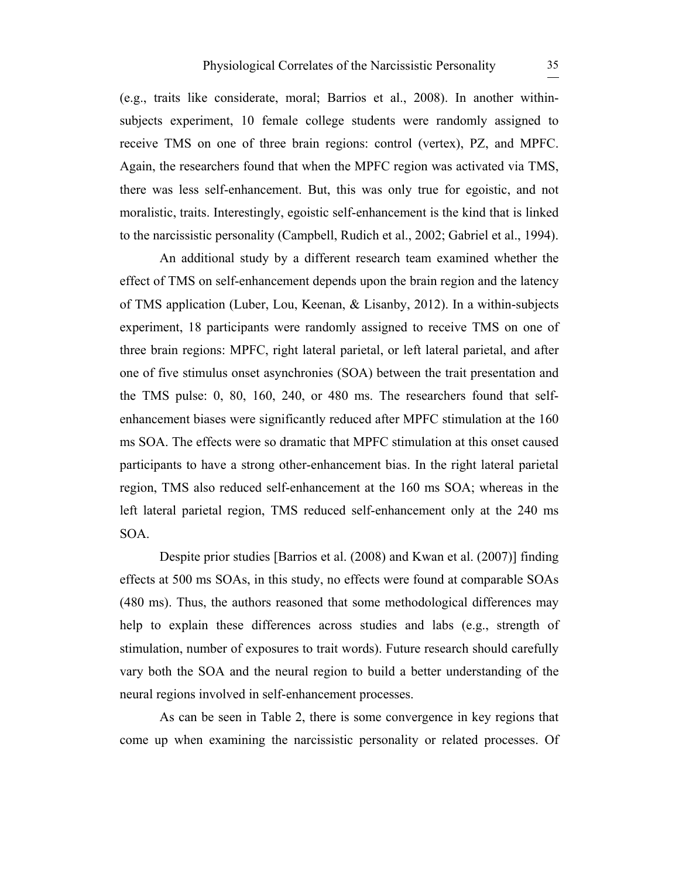(e.g., traits like considerate, moral; Barrios et al., 2008). In another within-subjects experiment, 10 female college students were randomly assigned to receive TMS on one of three brain regions: control (vertex), PZ, and MPFC. Again, the researchers found that when the MPFC region was activated via TMS, there was less self-enhancement. But, this was only true for egoistic, and not moralistic, traits. Interestingly, egoistic self-enhancement is the kind that is linked to the narcissistic personality (Campbell, Rudich et al., 2002; Gabriel et al., 1994).

An additional study by a different research team examined whether the effect of TMS on self-enhancement depends upon the brain region and the latency of TMS application (Luber, Lou, Keenan, & Lisanby, 2012). In a within-subjects experiment, 18 participants were randomly assigned to receive TMS on one of three brain regions: MPFC, right lateral parietal, or left lateral parietal, and after one of five stimulus onset asynchronies (SOA) between the trait presentation and the TMS pulse: 0, 80, 160, 240, or 480 ms. The researchers found that self-enhancement biases were significantly reduced after MPFC stimulation at the 160 ms SOA. The effects were so dramatic that MPFC stimulation at this onset caused participants to have a strong other-enhancement bias. In the right lateral parietal region, TMS also reduced self-enhancement at the 160 ms SOA; whereas in the left lateral parietal region, TMS reduced self-enhancement only at the 240 ms SOA.

Despite prior studies [Barrios et al. (2008) and Kwan et al. (2007)] finding effects at 500 ms SOAs, in this study, no effects were found at comparable SOAs (480 ms). Thus, the authors reasoned that some methodological differences may help to explain these differences across studies and labs (e.g., strength of stimulation, number of exposures to trait words). Future research should carefully vary both the SOA and the neural region to build a better understanding of the neural regions involved in self-enhancement processes.

As can be seen in Table 2, there is some convergence in key regions that come up when examining the narcissistic personality or related processes. Of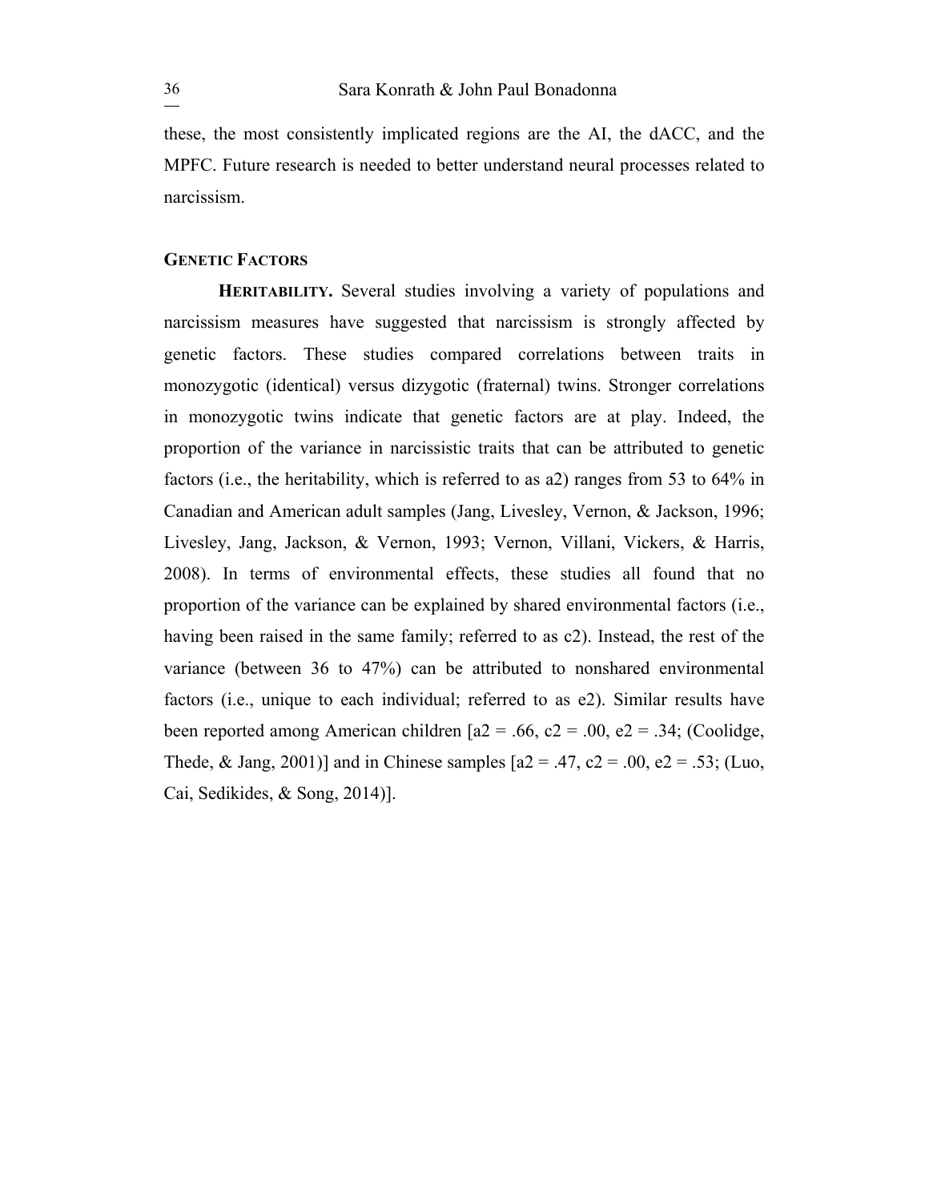these, the most consistently implicated regions are the AI, the dACC, and the MPFC. Future research is needed to better understand neural processes related to narcissism.

## GENETIC FACTORS

**HERITABILITY.** Several studies involving a variety of populations and narcissism measures have suggested that narcissism is strongly affected by genetic factors. These studies compared correlations between traits in monozygotic (identical) versus dizygotic (fraternal) twins. Stronger correlations in monozygotic twins indicate that genetic factors are at play. Indeed, the proportion of the variance in narcissistic traits that can be attributed to genetic factors (i.e., the heritability, which is referred to as a2) ranges from 53 to 64% in Canadian and American adult samples (Jang, Livesley, Vernon, & Jackson, 1996; Livesley, Jang, Jackson, & Vernon, 1993; Vernon, Villani, Vickers, & Harris, 2008). In terms of environmental effects, these studies all found that no proportion of the variance can be explained by shared environmental factors (i.e., having been raised in the same family; referred to as c2). Instead, the rest of the variance (between 36 to 47%) can be attributed to nonshared environmental factors (i.e., unique to each individual; referred to as e2). Similar results have been reported among American children [a2 = .66, c2 = .00, e2 = .34; (Coolidge, Thede, & Jang, 2001)] and in Chinese samples [a2 = .47, c2 = .00, e2 = .53; (Luo, Cai, Sedikides, & Song, 2014)].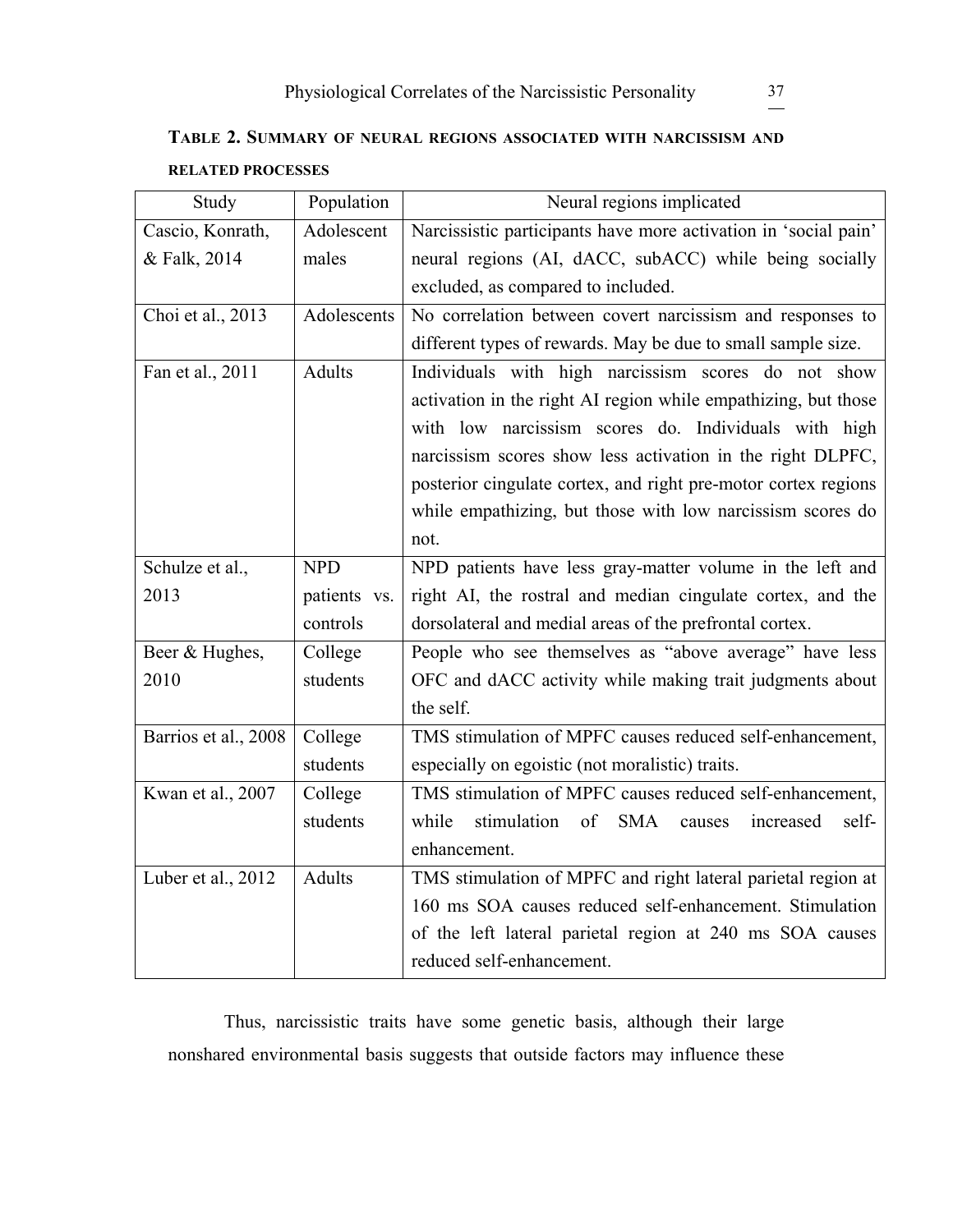**TABLE 2. SUMMARY OF NEURAL REGIONS ASSOCIATED WITH NARCISSISM AND RELATED PROCESSES**

| Study | Population | Neural regions implicated |
|---|---|---|
| Cascio, Konrath, & Falk, 2014 | Adolescent males | Narcissistic participants have more activation in 'social pain' neural regions (AI, dACC, subACC) while being socially excluded, as compared to included. |
| Choi et al., 2013 | Adolescents | No correlation between covert narcissism and responses to different types of rewards. May be due to small sample size. |
| Fan et al., 2011 | Adults | Individuals with high narcissism scores do not show activation in the right AI region while empathizing, but those with low narcissism scores do. Individuals with high narcissism scores show less activation in the right DLPFC, posterior cingulate cortex, and right pre-motor cortex regions while empathizing, but those with low narcissism scores do not. |
| Schulze et al., 2013 | NPD patients vs. controls | NPD patients have less gray-matter volume in the left and right AI, the rostral and median cingulate cortex, and the dorsolateral and medial areas of the prefrontal cortex. |
| Beer & Hughes, 2010 | College students | People who see themselves as "above average" have less OFC and dACC activity while making trait judgments about the self. |
| Barrios et al., 2008 | College students | TMS stimulation of MPFC causes reduced self-enhancement, especially on egoistic (not moralistic) traits. |
| Kwan et al., 2007 | College students | TMS stimulation of MPFC causes reduced self-enhancement, while stimulation of SMA causes increased self-enhancement. |
| Luber et al., 2012 | Adults | TMS stimulation of MPFC and right lateral parietal region at 160 ms SOA causes reduced self-enhancement. Stimulation of the left lateral parietal region at 240 ms SOA causes reduced self-enhancement. |

Thus, narcissistic traits have some genetic basis, although their large nonshared environmental basis suggests that outside factors may influence these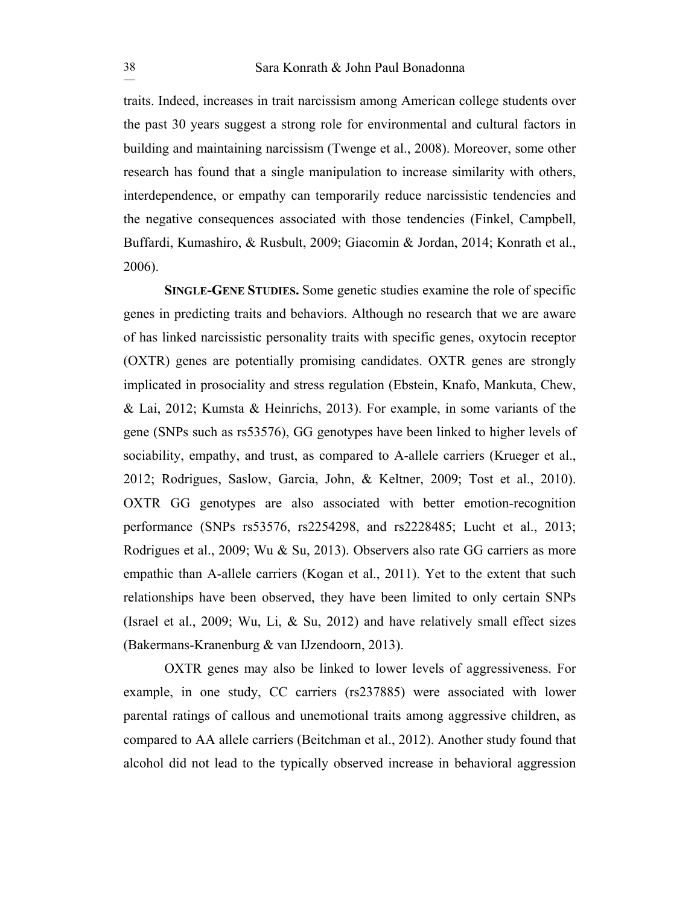traits. Indeed, increases in trait narcissism among American college students over the past 30 years suggest a strong role for environmental and cultural factors in building and maintaining narcissism (Twenge et al., 2008). Moreover, some other research has found that a single manipulation to increase similarity with others, interdependence, or empathy can temporarily reduce narcissistic tendencies and the negative consequences associated with those tendencies (Finkel, Campbell, Buffardi, Kumashiro, & Rusbult, 2009; Giacomin & Jordan, 2014; Konrath et al., 2006).

**SINGLE-GENE STUDIES.** Some genetic studies examine the role of specific genes in predicting traits and behaviors. Although no research that we are aware of has linked narcissistic personality traits with specific genes, oxytocin receptor (OXTR) genes are potentially promising candidates. OXTR genes are strongly implicated in prosociality and stress regulation (Ebstein, Knafo, Mankuta, Chew, & Lai, 2012; Kumsta & Heinrichs, 2013). For example, in some variants of the gene (SNPs such as rs53576), GG genotypes have been linked to higher levels of sociability, empathy, and trust, as compared to A-allele carriers (Krueger et al., 2012; Rodrigues, Saslow, Garcia, John, & Keltner, 2009; Tost et al., 2010). OXTR GG genotypes are also associated with better emotion-recognition performance (SNPs rs53576, rs2254298, and rs2228485; Lucht et al., 2013; Rodrigues et al., 2009; Wu & Su, 2013). Observers also rate GG carriers as more empathic than A-allele carriers (Kogan et al., 2011). Yet to the extent that such relationships have been observed, they have been limited to only certain SNPs (Israel et al., 2009; Wu, Li, & Su, 2012) and have relatively small effect sizes (Bakermans-Kranenburg & van IJzendoorn, 2013).

OXTR genes may also be linked to lower levels of aggressiveness. For example, in one study, CC carriers (rs237885) were associated with lower parental ratings of callous and unemotional traits among aggressive children, as compared to AA allele carriers (Beitchman et al., 2012). Another study found that alcohol did not lead to the typically observed increase in behavioral aggression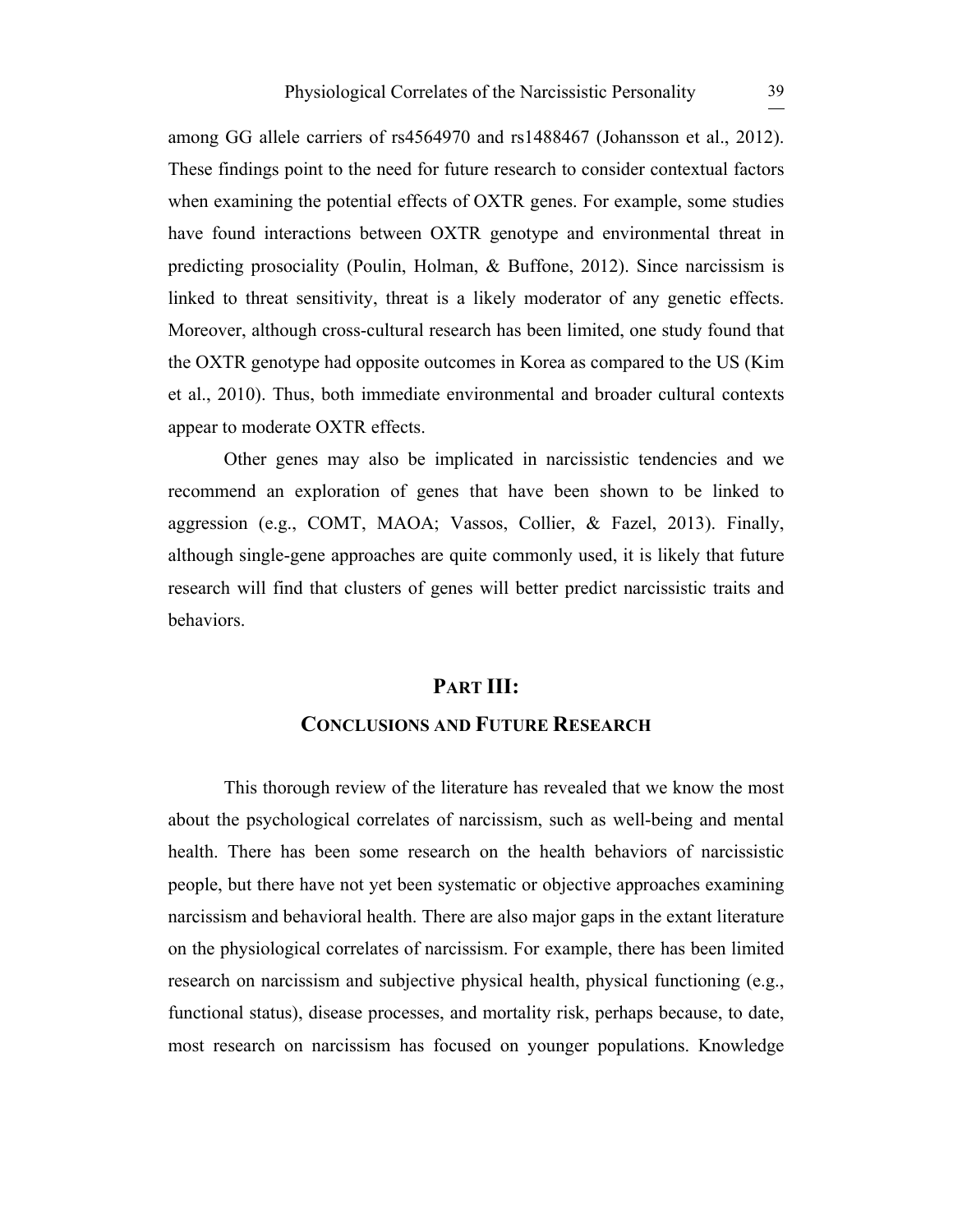among GG allele carriers of rs4564970 and rs1488467 (Johansson et al., 2012). These findings point to the need for future research to consider contextual factors when examining the potential effects of OXTR genes. For example, some studies have found interactions between OXTR genotype and environmental threat in predicting prosociality (Poulin, Holman, & Buffone, 2012). Since narcissism is linked to threat sensitivity, threat is a likely moderator of any genetic effects. Moreover, although cross-cultural research has been limited, one study found that the OXTR genotype had opposite outcomes in Korea as compared to the US (Kim et al., 2010). Thus, both immediate environmental and broader cultural contexts appear to moderate OXTR effects.

Other genes may also be implicated in narcissistic tendencies and we recommend an exploration of genes that have been shown to be linked to aggression (e.g., COMT, MAOA; Vassos, Collier, & Fazel, 2013). Finally, although single-gene approaches are quite commonly used, it is likely that future research will find that clusters of genes will better predict narcissistic traits and behaviors.

## PART III: CONCLUSIONS AND FUTURE RESEARCH

This thorough review of the literature has revealed that we know the most about the psychological correlates of narcissism, such as well-being and mental health. There has been some research on the health behaviors of narcissistic people, but there have not yet been systematic or objective approaches examining narcissism and behavioral health. There are also major gaps in the extant literature on the physiological correlates of narcissism. For example, there has been limited research on narcissism and subjective physical health, physical functioning (e.g., functional status), disease processes, and mortality risk, perhaps because, to date, most research on narcissism has focused on younger populations. Knowledge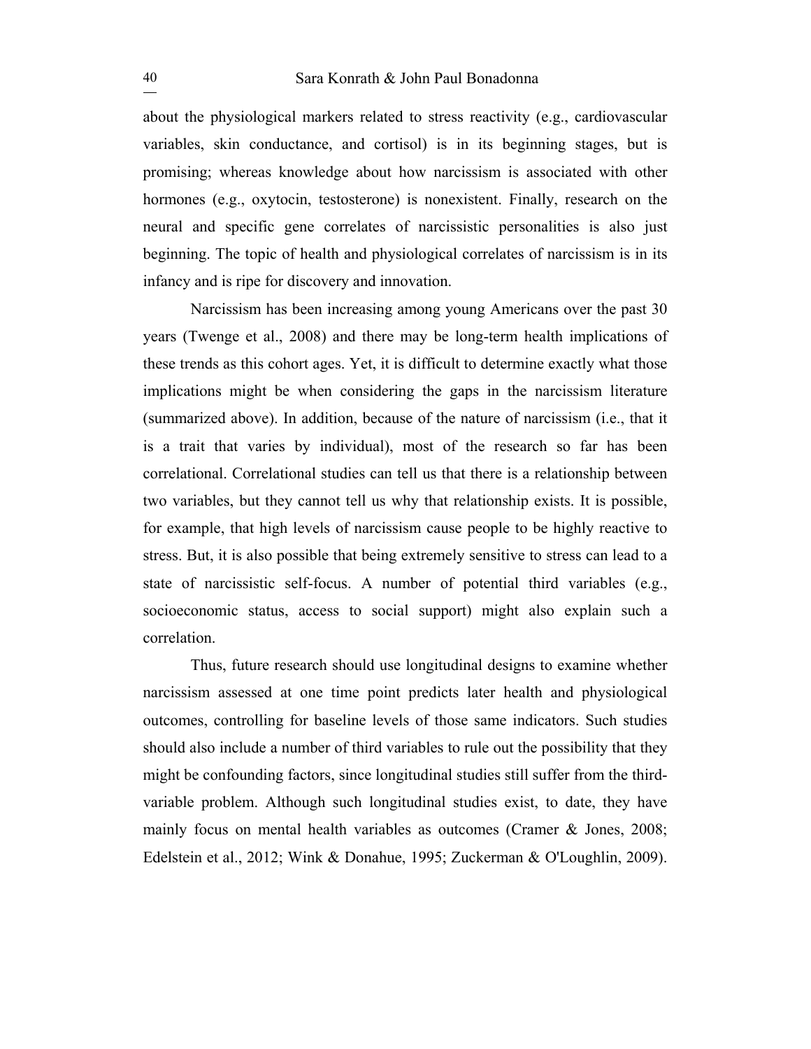about the physiological markers related to stress reactivity (e.g., cardiovascular variables, skin conductance, and cortisol) is in its beginning stages, but is promising; whereas knowledge about how narcissism is associated with other hormones (e.g., oxytocin, testosterone) is nonexistent. Finally, research on the neural and specific gene correlates of narcissistic personalities is also just beginning. The topic of health and physiological correlates of narcissism is in its infancy and is ripe for discovery and innovation.

Narcissism has been increasing among young Americans over the past 30 years (Twenge et al., 2008) and there may be long-term health implications of these trends as this cohort ages. Yet, it is difficult to determine exactly what those implications might be when considering the gaps in the narcissism literature (summarized above). In addition, because of the nature of narcissism (i.e., that it is a trait that varies by individual), most of the research so far has been correlational. Correlational studies can tell us that there is a relationship between two variables, but they cannot tell us why that relationship exists. It is possible, for example, that high levels of narcissism cause people to be highly reactive to stress. But, it is also possible that being extremely sensitive to stress can lead to a state of narcissistic self-focus. A number of potential third variables (e.g., socioeconomic status, access to social support) might also explain such a correlation.

Thus, future research should use longitudinal designs to examine whether narcissism assessed at one time point predicts later health and physiological outcomes, controlling for baseline levels of those same indicators. Such studies should also include a number of third variables to rule out the possibility that they might be confounding factors, since longitudinal studies still suffer from the third-variable problem. Although such longitudinal studies exist, to date, they have mainly focus on mental health variables as outcomes (Cramer & Jones, 2008; Edelstein et al., 2012; Wink & Donahue, 1995; Zuckerman & O'Loughlin, 2009).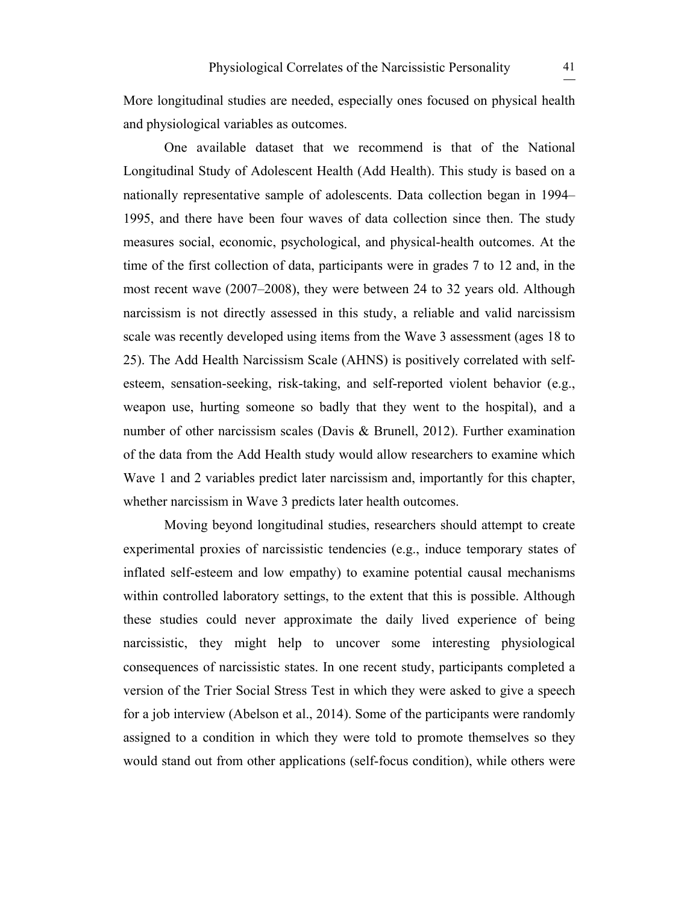More longitudinal studies are needed, especially ones focused on physical health and physiological variables as outcomes.

One available dataset that we recommend is that of the National Longitudinal Study of Adolescent Health (Add Health). This study is based on a nationally representative sample of adolescents. Data collection began in 1994–1995, and there have been four waves of data collection since then. The study measures social, economic, psychological, and physical-health outcomes. At the time of the first collection of data, participants were in grades 7 to 12 and, in the most recent wave (2007–2008), they were between 24 to 32 years old. Although narcissism is not directly assessed in this study, a reliable and valid narcissism scale was recently developed using items from the Wave 3 assessment (ages 18 to 25). The Add Health Narcissism Scale (AHNS) is positively correlated with self-esteem, sensation-seeking, risk-taking, and self-reported violent behavior (e.g., weapon use, hurting someone so badly that they went to the hospital), and a number of other narcissism scales (Davis & Brunell, 2012). Further examination of the data from the Add Health study would allow researchers to examine which Wave 1 and 2 variables predict later narcissism and, importantly for this chapter, whether narcissism in Wave 3 predicts later health outcomes.

Moving beyond longitudinal studies, researchers should attempt to create experimental proxies of narcissistic tendencies (e.g., induce temporary states of inflated self-esteem and low empathy) to examine potential causal mechanisms within controlled laboratory settings, to the extent that this is possible. Although these studies could never approximate the daily lived experience of being narcissistic, they might help to uncover some interesting physiological consequences of narcissistic states. In one recent study, participants completed a version of the Trier Social Stress Test in which they were asked to give a speech for a job interview (Abelson et al., 2014). Some of the participants were randomly assigned to a condition in which they were told to promote themselves so they would stand out from other applications (self-focus condition), while others were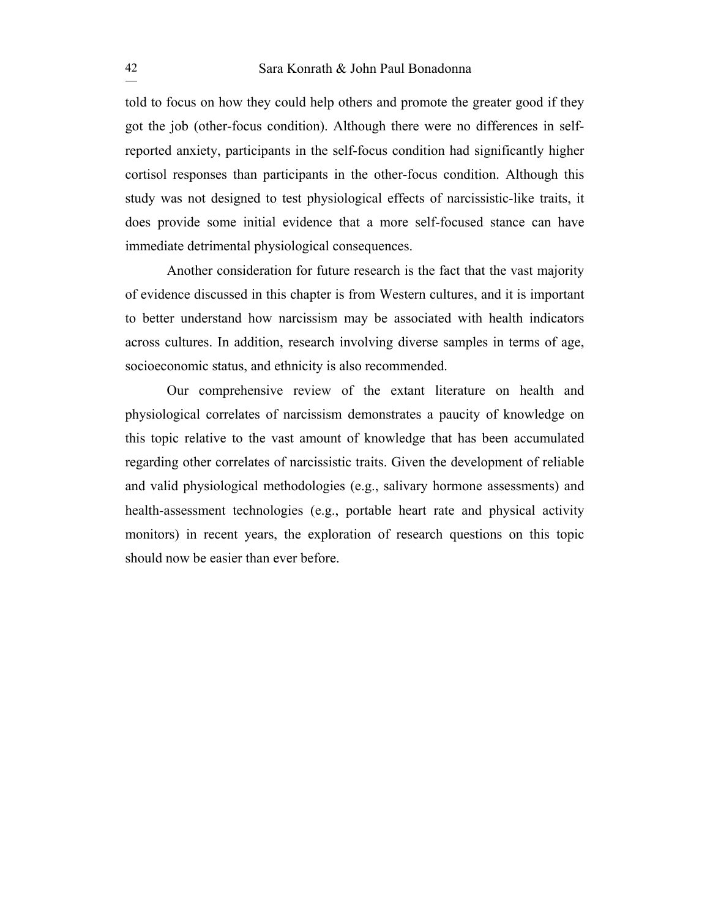told to focus on how they could help others and promote the greater good if they got the job (other-focus condition). Although there were no differences in self-reported anxiety, participants in the self-focus condition had significantly higher cortisol responses than participants in the other-focus condition. Although this study was not designed to test physiological effects of narcissistic-like traits, it does provide some initial evidence that a more self-focused stance can have immediate detrimental physiological consequences.

Another consideration for future research is the fact that the vast majority of evidence discussed in this chapter is from Western cultures, and it is important to better understand how narcissism may be associated with health indicators across cultures. In addition, research involving diverse samples in terms of age, socioeconomic status, and ethnicity is also recommended.

Our comprehensive review of the extant literature on health and physiological correlates of narcissism demonstrates a paucity of knowledge on this topic relative to the vast amount of knowledge that has been accumulated regarding other correlates of narcissistic traits. Given the development of reliable and valid physiological methodologies (e.g., salivary hormone assessments) and health-assessment technologies (e.g., portable heart rate and physical activity monitors) in recent years, the exploration of research questions on this topic should now be easier than ever before.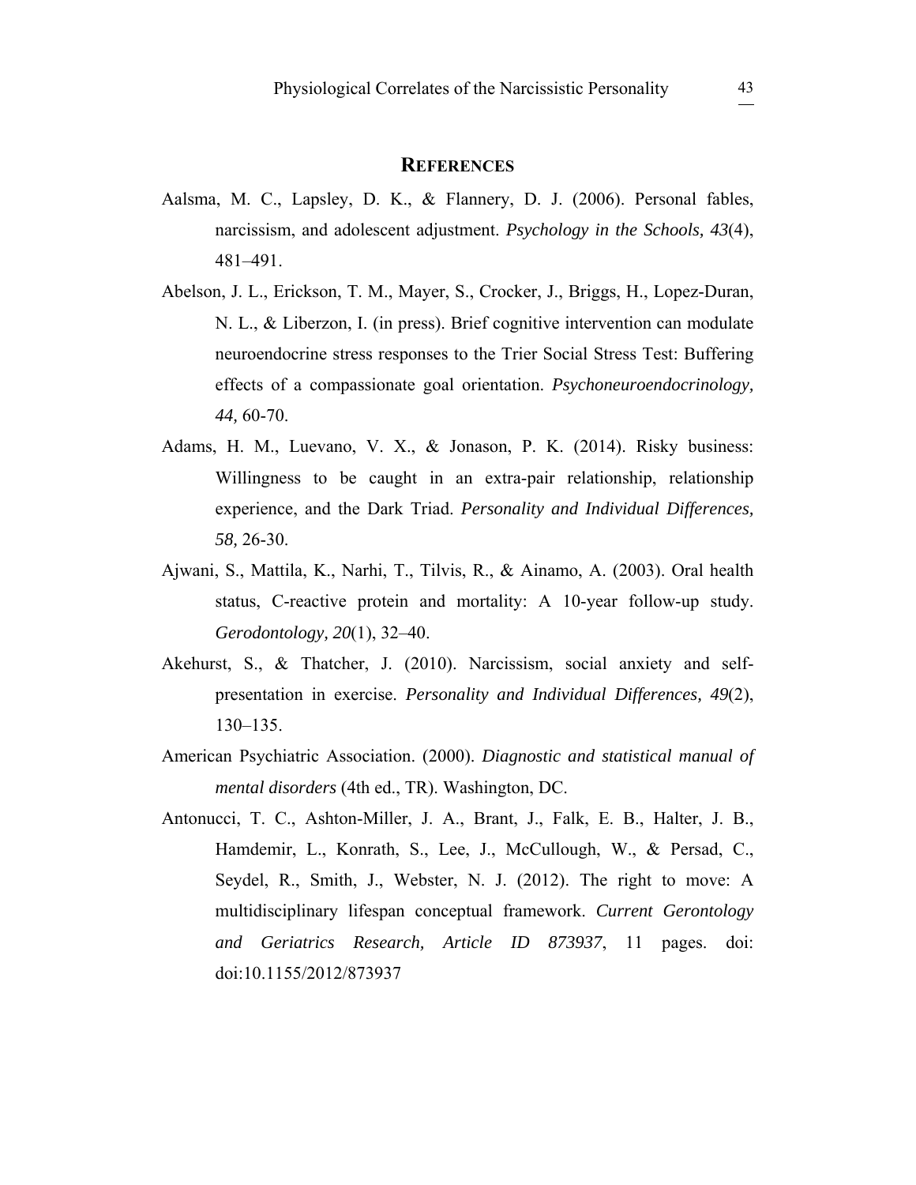## References

Aalsma, M. C., Lapsley, D. K., & Flannery, D. J. (2006). Personal fables, narcissism, and adolescent adjustment. *Psychology in the Schools, 43*(4), 481–491.

Abelson, J. L., Erickson, T. M., Mayer, S., Crocker, J., Briggs, H., Lopez-Duran, N. L., & Liberzon, I. (in press). Brief cognitive intervention can modulate neuroendocrine stress responses to the Trier Social Stress Test: Buffering effects of a compassionate goal orientation. *Psychoneuroendocrinology, 44,* 60-70.

Adams, H. M., Luevano, V. X., & Jonason, P. K. (2014). Risky business: Willingness to be caught in an extra-pair relationship, relationship experience, and the Dark Triad. *Personality and Individual Differences, 58,* 26-30.

Ajwani, S., Mattila, K., Narhi, T., Tilvis, R., & Ainamo, A. (2003). Oral health status, C-reactive protein and mortality: A 10-year follow-up study. *Gerodontology, 20*(1), 32–40.

Akehurst, S., & Thatcher, J. (2010). Narcissism, social anxiety and self-presentation in exercise. *Personality and Individual Differences, 49*(2), 130–135.

American Psychiatric Association. (2000). *Diagnostic and statistical manual of mental disorders* (4th ed., TR). Washington, DC.

Antonucci, T. C., Ashton-Miller, J. A., Brant, J., Falk, E. B., Halter, J. B., Hamdemir, L., Konrath, S., Lee, J., McCullough, W., & Persad, C., Seydel, R., Smith, J., Webster, N. J. (2012). The right to move: A multidisciplinary lifespan conceptual framework. *Current Gerontology and Geriatrics Research, Article ID 873937*, 11 pages. doi: doi:10.1155/2012/873937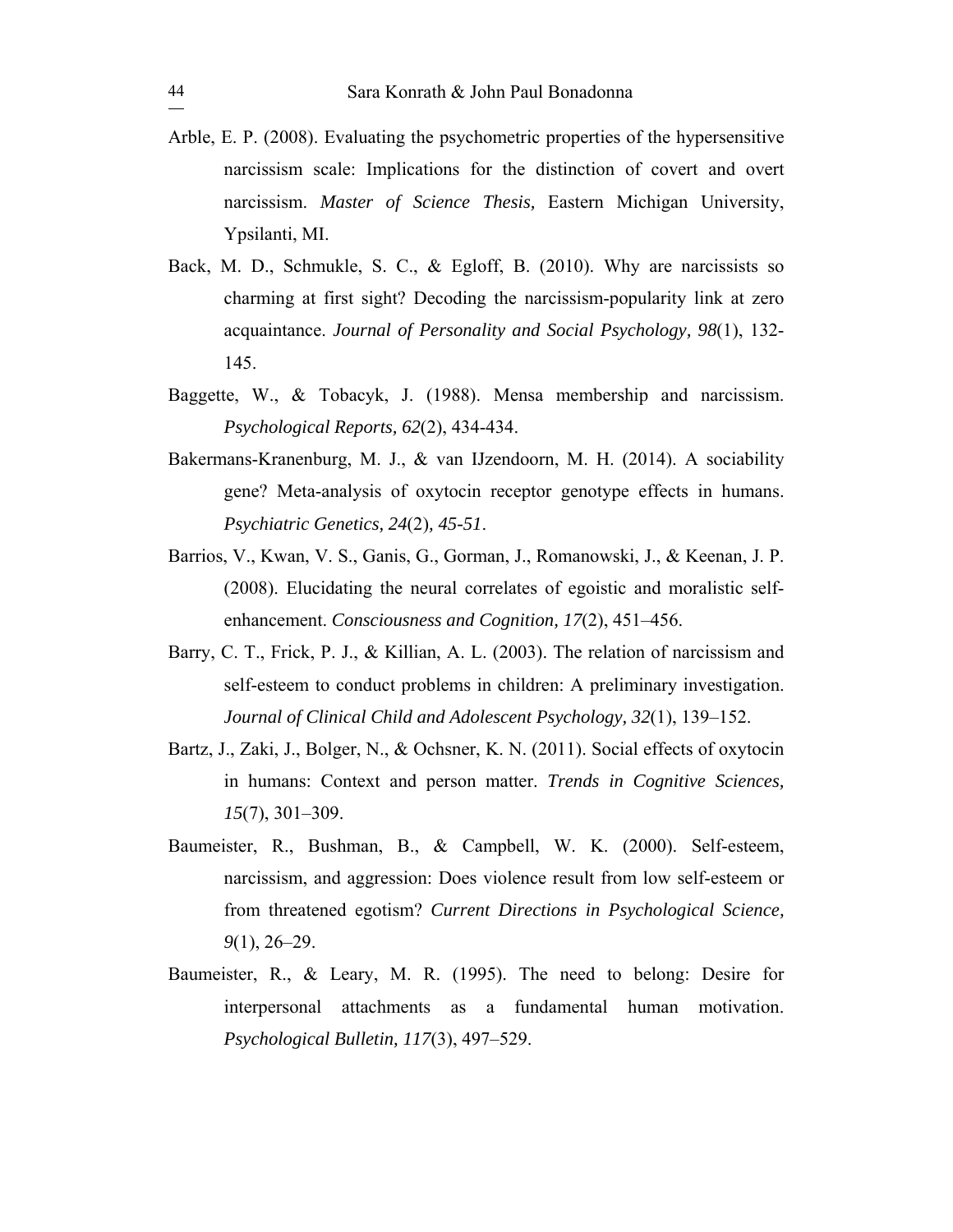Arble, E. P. (2008). Evaluating the psychometric properties of the hypersensitive narcissism scale: Implications for the distinction of covert and overt narcissism. *Master of Science Thesis,* Eastern Michigan University, Ypsilanti, MI.

Back, M. D., Schmukle, S. C., & Egloff, B. (2010). Why are narcissists so charming at first sight? Decoding the narcissism-popularity link at zero acquaintance. *Journal of Personality and Social Psychology, 98*(1), 132-145.

Baggette, W., & Tobacyk, J. (1988). Mensa membership and narcissism. *Psychological Reports, 62*(2), 434-434.

Bakermans-Kranenburg, M. J., & van IJzendoorn, M. H. (2014). A sociability gene? Meta-analysis of oxytocin receptor genotype effects in humans. *Psychiatric Genetics, 24*(2)*, 45-51*.

Barrios, V., Kwan, V. S., Ganis, G., Gorman, J., Romanowski, J., & Keenan, J. P. (2008). Elucidating the neural correlates of egoistic and moralistic self-enhancement. *Consciousness and Cognition, 17*(2), 451–456.

Barry, C. T., Frick, P. J., & Killian, A. L. (2003). The relation of narcissism and self-esteem to conduct problems in children: A preliminary investigation. *Journal of Clinical Child and Adolescent Psychology, 32*(1), 139–152.

Bartz, J., Zaki, J., Bolger, N., & Ochsner, K. N. (2011). Social effects of oxytocin in humans: Context and person matter. *Trends in Cognitive Sciences, 15*(7), 301–309.

Baumeister, R., Bushman, B., & Campbell, W. K. (2000). Self-esteem, narcissism, and aggression: Does violence result from low self-esteem or from threatened egotism? *Current Directions in Psychological Science, 9*(1), 26–29.

Baumeister, R., & Leary, M. R. (1995). The need to belong: Desire for interpersonal attachments as a fundamental human motivation. *Psychological Bulletin, 117*(3), 497–529.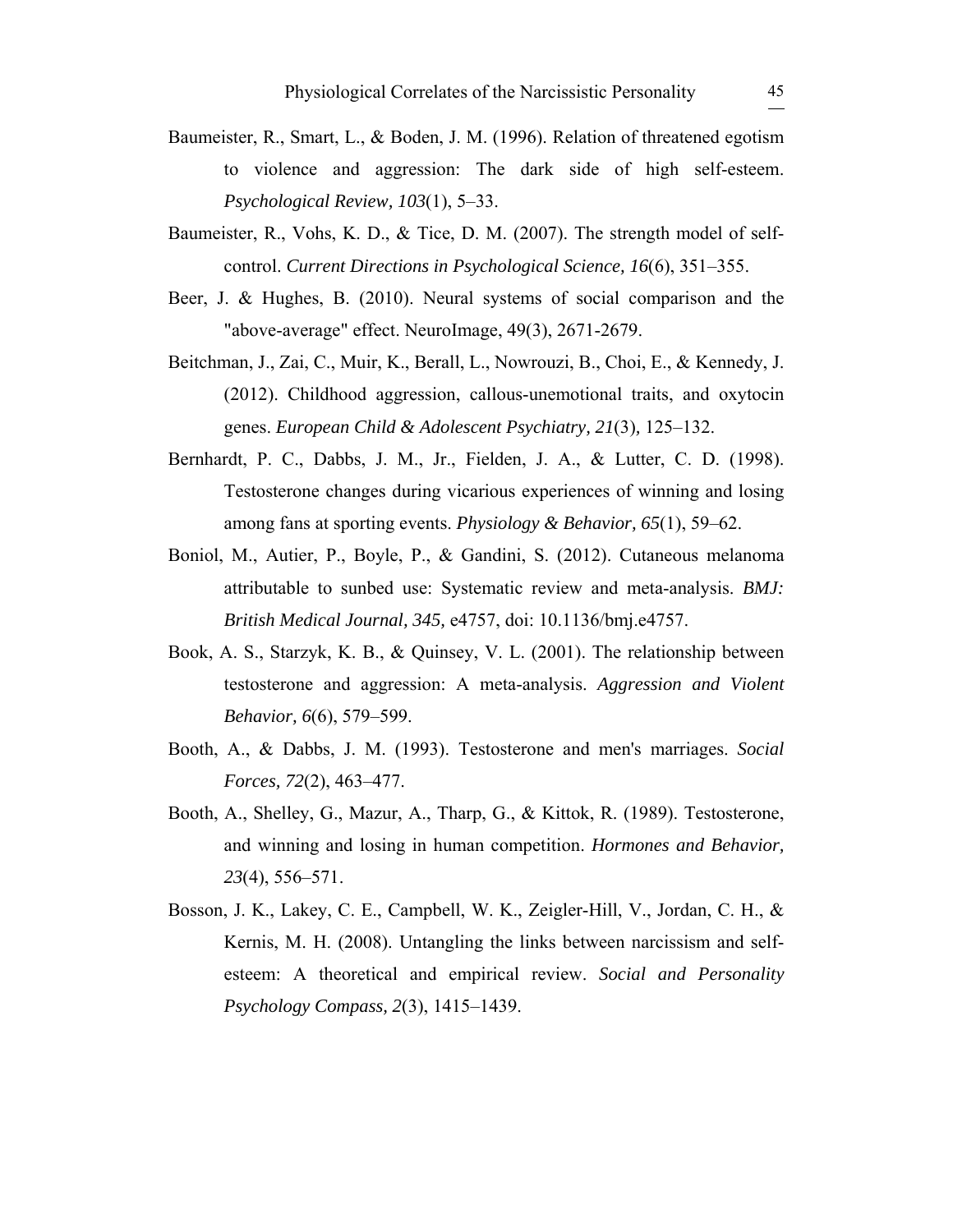Baumeister, R., Smart, L., & Boden, J. M. (1996). Relation of threatened egotism to violence and aggression: The dark side of high self-esteem. *Psychological Review, 103*(1), 5–33.

Baumeister, R., Vohs, K. D., & Tice, D. M. (2007). The strength model of self-control. *Current Directions in Psychological Science, 16*(6), 351–355.

Beer, J. & Hughes, B. (2010). Neural systems of social comparison and the "above-average" effect. NeuroImage, 49(3), 2671-2679.

Beitchman, J., Zai, C., Muir, K., Berall, L., Nowrouzi, B., Choi, E., & Kennedy, J. (2012). Childhood aggression, callous-unemotional traits, and oxytocin genes. *European Child & Adolescent Psychiatry, 21*(3), 125–132.

Bernhardt, P. C., Dabbs, J. M., Jr., Fielden, J. A., & Lutter, C. D. (1998). Testosterone changes during vicarious experiences of winning and losing among fans at sporting events. *Physiology & Behavior, 65*(1), 59–62.

Boniol, M., Autier, P., Boyle, P., & Gandini, S. (2012). Cutaneous melanoma attributable to sunbed use: Systematic review and meta-analysis. *BMJ: British Medical Journal, 345,* e4757, doi: 10.1136/bmj.e4757.

Book, A. S., Starzyk, K. B., & Quinsey, V. L. (2001). The relationship between testosterone and aggression: A meta-analysis. *Aggression and Violent Behavior, 6*(6), 579–599.

Booth, A., & Dabbs, J. M. (1993). Testosterone and men's marriages. *Social Forces, 72*(2), 463–477.

Booth, A., Shelley, G., Mazur, A., Tharp, G., & Kittok, R. (1989). Testosterone, and winning and losing in human competition. *Hormones and Behavior, 23*(4), 556–571.

Bosson, J. K., Lakey, C. E., Campbell, W. K., Zeigler-Hill, V., Jordan, C. H., & Kernis, M. H. (2008). Untangling the links between narcissism and self-esteem: A theoretical and empirical review. *Social and Personality Psychology Compass, 2*(3), 1415–1439.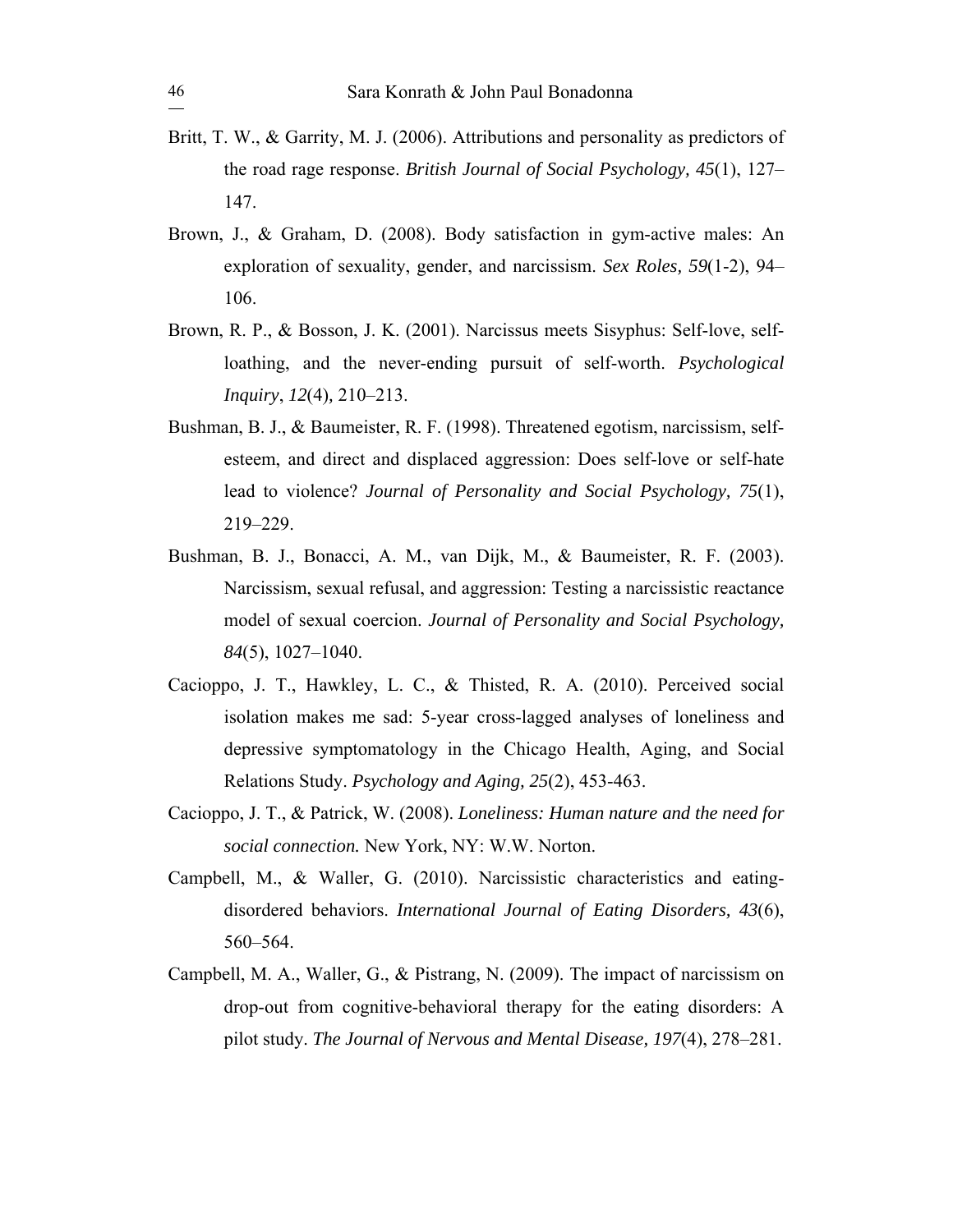Britt, T. W., & Garrity, M. J. (2006). Attributions and personality as predictors of the road rage response. *British Journal of Social Psychology, 45*(1), 127–147.

Brown, J., & Graham, D. (2008). Body satisfaction in gym-active males: An exploration of sexuality, gender, and narcissism. *Sex Roles, 59*(1-2), 94–106.

Brown, R. P., & Bosson, J. K. (2001). Narcissus meets Sisyphus: Self-love, self-loathing, and the never-ending pursuit of self-worth. *Psychological Inquiry*, *12*(4), 210–213.

Bushman, B. J., & Baumeister, R. F. (1998). Threatened egotism, narcissism, self-esteem, and direct and displaced aggression: Does self-love or self-hate lead to violence? *Journal of Personality and Social Psychology, 75*(1), 219–229.

Bushman, B. J., Bonacci, A. M., van Dijk, M., & Baumeister, R. F. (2003). Narcissism, sexual refusal, and aggression: Testing a narcissistic reactance model of sexual coercion. *Journal of Personality and Social Psychology, 84*(5), 1027–1040.

Cacioppo, J. T., Hawkley, L. C., & Thisted, R. A. (2010). Perceived social isolation makes me sad: 5-year cross-lagged analyses of loneliness and depressive symptomatology in the Chicago Health, Aging, and Social Relations Study. *Psychology and Aging, 25*(2), 453-463.

Cacioppo, J. T., & Patrick, W. (2008). *Loneliness: Human nature and the need for social connection.* New York, NY: W.W. Norton.

Campbell, M., & Waller, G. (2010). Narcissistic characteristics and eating-disordered behaviors. *International Journal of Eating Disorders, 43*(6), 560–564.

Campbell, M. A., Waller, G., & Pistrang, N. (2009). The impact of narcissism on drop-out from cognitive-behavioral therapy for the eating disorders: A pilot study. *The Journal of Nervous and Mental Disease, 197*(4), 278–281.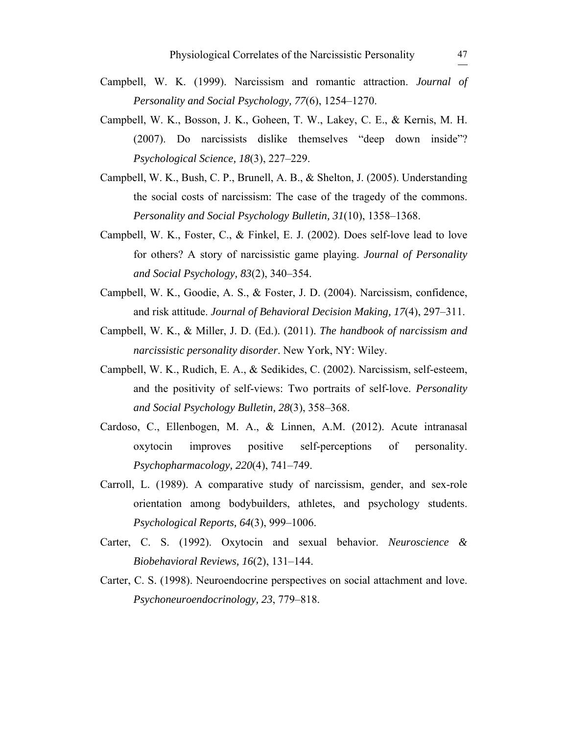Campbell, W. K. (1999). Narcissism and romantic attraction. *Journal of Personality and Social Psychology, 77*(6), 1254–1270.

Campbell, W. K., Bosson, J. K., Goheen, T. W., Lakey, C. E., & Kernis, M. H. (2007). Do narcissists dislike themselves “deep down inside”? *Psychological Science, 18*(3), 227–229.

Campbell, W. K., Bush, C. P., Brunell, A. B., & Shelton, J. (2005). Understanding the social costs of narcissism: The case of the tragedy of the commons. *Personality and Social Psychology Bulletin, 31*(10), 1358–1368.

Campbell, W. K., Foster, C., & Finkel, E. J. (2002). Does self-love lead to love for others? A story of narcissistic game playing. *Journal of Personality and Social Psychology, 83*(2), 340–354.

Campbell, W. K., Goodie, A. S., & Foster, J. D. (2004). Narcissism, confidence, and risk attitude. *Journal of Behavioral Decision Making, 17*(4), 297–311.

Campbell, W. K., & Miller, J. D. (Ed.). (2011). *The handbook of narcissism and narcissistic personality disorder*. New York, NY: Wiley.

Campbell, W. K., Rudich, E. A., & Sedikides, C. (2002). Narcissism, self-esteem, and the positivity of self-views: Two portraits of self-love. *Personality and Social Psychology Bulletin, 28*(3), 358–368.

Cardoso, C., Ellenbogen, M. A., & Linnen, A.M. (2012). Acute intranasal oxytocin improves positive self-perceptions of personality. *Psychopharmacology, 220*(4), 741–749.

Carroll, L. (1989). A comparative study of narcissism, gender, and sex-role orientation among bodybuilders, athletes, and psychology students. *Psychological Reports, 64*(3), 999–1006.

Carter, C. S. (1992). Oxytocin and sexual behavior. *Neuroscience & Biobehavioral Reviews, 16*(2), 131–144.

Carter, C. S. (1998). Neuroendocrine perspectives on social attachment and love. *Psychoneuroendocrinology, 23*, 779–818.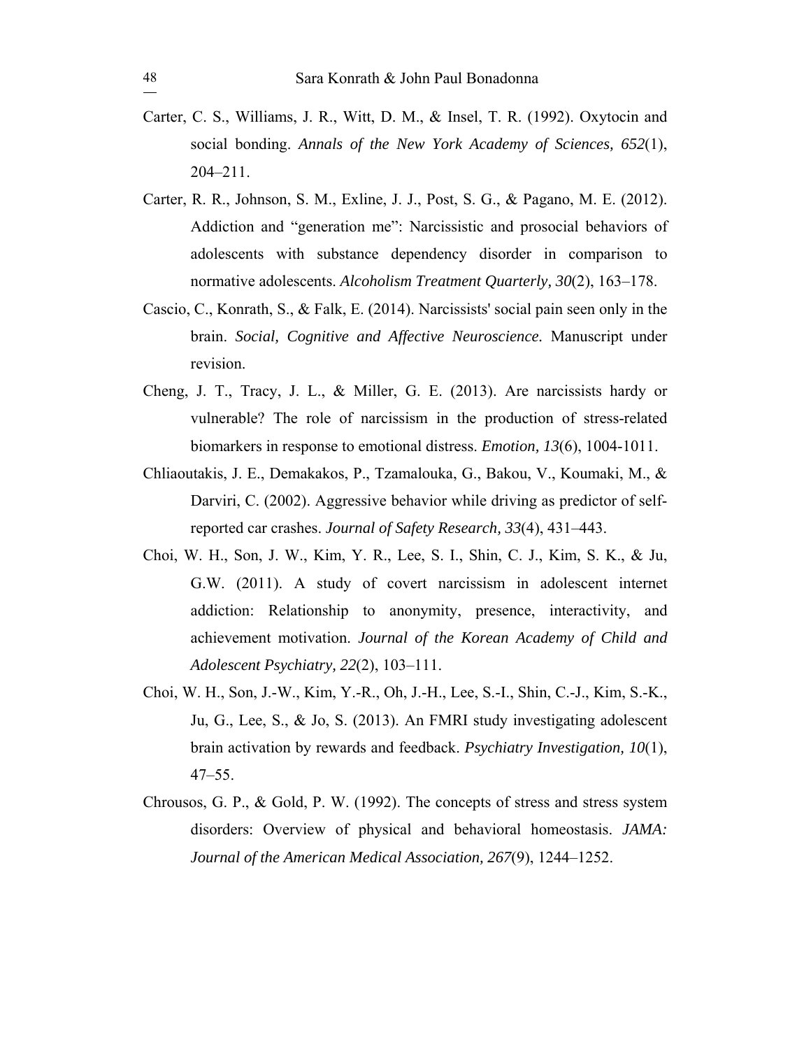Carter, C. S., Williams, J. R., Witt, D. M., & Insel, T. R. (1992). Oxytocin and social bonding. *Annals of the New York Academy of Sciences, 652*(1), 204–211.

Carter, R. R., Johnson, S. M., Exline, J. J., Post, S. G., & Pagano, M. E. (2012). Addiction and "generation me": Narcissistic and prosocial behaviors of adolescents with substance dependency disorder in comparison to normative adolescents. *Alcoholism Treatment Quarterly, 30*(2), 163–178.

Cascio, C., Konrath, S., & Falk, E. (2014). Narcissists' social pain seen only in the brain. *Social, Cognitive and Affective Neuroscience.* Manuscript under revision.

Cheng, J. T., Tracy, J. L., & Miller, G. E. (2013). Are narcissists hardy or vulnerable? The role of narcissism in the production of stress-related biomarkers in response to emotional distress. *Emotion, 13*(6), 1004-1011.

Chliaoutakis, J. E., Demakakos, P., Tzamalouka, G., Bakou, V., Koumaki, M., & Darviri, C. (2002). Aggressive behavior while driving as predictor of self-reported car crashes. *Journal of Safety Research, 33*(4), 431–443.

Choi, W. H., Son, J. W., Kim, Y. R., Lee, S. I., Shin, C. J., Kim, S. K., & Ju, G.W. (2011). A study of covert narcissism in adolescent internet addiction: Relationship to anonymity, presence, interactivity, and achievement motivation. *Journal of the Korean Academy of Child and Adolescent Psychiatry, 22*(2), 103–111.

Choi, W. H., Son, J.-W., Kim, Y.-R., Oh, J.-H., Lee, S.-I., Shin, C.-J., Kim, S.-K., Ju, G., Lee, S., & Jo, S. (2013). An FMRI study investigating adolescent brain activation by rewards and feedback. *Psychiatry Investigation, 10*(1), 47–55.

Chrousos, G. P., & Gold, P. W. (1992). The concepts of stress and stress system disorders: Overview of physical and behavioral homeostasis. *JAMA: Journal of the American Medical Association, 267*(9), 1244–1252.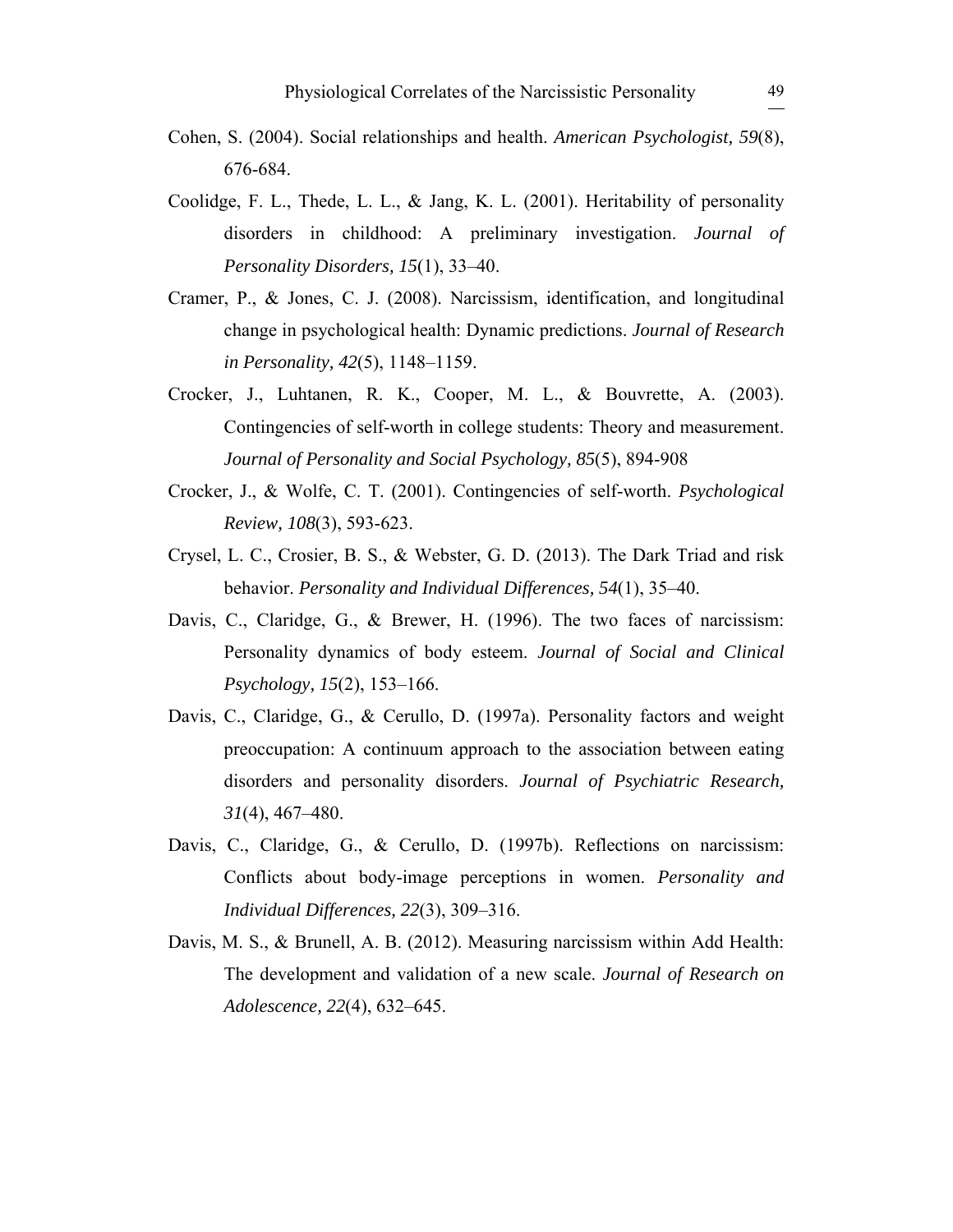Cohen, S. (2004). Social relationships and health. *American Psychologist, 59*(8), 676-684.

Coolidge, F. L., Thede, L. L., & Jang, K. L. (2001). Heritability of personality disorders in childhood: A preliminary investigation. *Journal of Personality Disorders, 15*(1), 33–40.

Cramer, P., & Jones, C. J. (2008). Narcissism, identification, and longitudinal change in psychological health: Dynamic predictions. *Journal of Research in Personality, 42*(5), 1148–1159.

Crocker, J., Luhtanen, R. K., Cooper, M. L., & Bouvrette, A. (2003). Contingencies of self-worth in college students: Theory and measurement. *Journal of Personality and Social Psychology, 85*(5), 894-908

Crocker, J., & Wolfe, C. T. (2001). Contingencies of self-worth. *Psychological Review, 108*(3), 593-623.

Crysel, L. C., Crosier, B. S., & Webster, G. D. (2013). The Dark Triad and risk behavior. *Personality and Individual Differences, 54*(1), 35–40.

Davis, C., Claridge, G., & Brewer, H. (1996). The two faces of narcissism: Personality dynamics of body esteem. *Journal of Social and Clinical Psychology, 15*(2), 153–166.

Davis, C., Claridge, G., & Cerullo, D. (1997a). Personality factors and weight preoccupation: A continuum approach to the association between eating disorders and personality disorders. *Journal of Psychiatric Research, 31*(4), 467–480.

Davis, C., Claridge, G., & Cerullo, D. (1997b). Reflections on narcissism: Conflicts about body-image perceptions in women. *Personality and Individual Differences, 22*(3), 309–316.

Davis, M. S., & Brunell, A. B. (2012). Measuring narcissism within Add Health: The development and validation of a new scale. *Journal of Research on Adolescence, 22*(4), 632–645.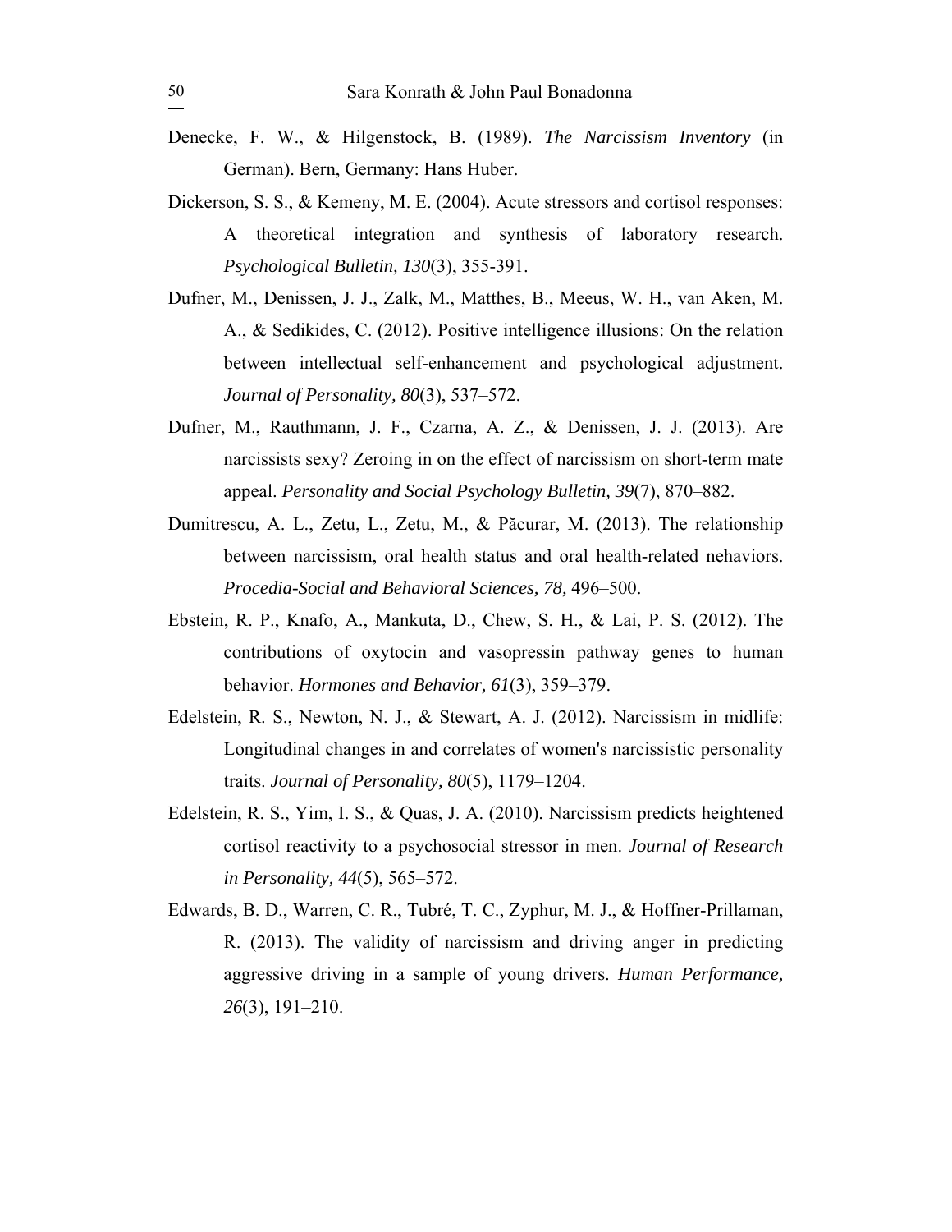Denecke, F. W., & Hilgenstock, B. (1989). *The Narcissism Inventory* (in German). Bern, Germany: Hans Huber.

Dickerson, S. S., & Kemeny, M. E. (2004). Acute stressors and cortisol responses: A theoretical integration and synthesis of laboratory research. *Psychological Bulletin, 130*(3), 355-391.

Dufner, M., Denissen, J. J., Zalk, M., Matthes, B., Meeus, W. H., van Aken, M. A., & Sedikides, C. (2012). Positive intelligence illusions: On the relation between intellectual self-enhancement and psychological adjustment. *Journal of Personality, 80*(3), 537–572.

Dufner, M., Rauthmann, J. F., Czarna, A. Z., & Denissen, J. J. (2013). Are narcissists sexy? Zeroing in on the effect of narcissism on short-term mate appeal. *Personality and Social Psychology Bulletin, 39*(7), 870–882.

Dumitrescu, A. L., Zetu, L., Zetu, M., & Păcurar, M. (2013). The relationship between narcissism, oral health status and oral health-related nehaviors. *Procedia-Social and Behavioral Sciences, 78,* 496–500.

Ebstein, R. P., Knafo, A., Mankuta, D., Chew, S. H., & Lai, P. S. (2012). The contributions of oxytocin and vasopressin pathway genes to human behavior. *Hormones and Behavior, 61*(3), 359–379.

Edelstein, R. S., Newton, N. J., & Stewart, A. J. (2012). Narcissism in midlife: Longitudinal changes in and correlates of women's narcissistic personality traits. *Journal of Personality, 80*(5), 1179–1204.

Edelstein, R. S., Yim, I. S., & Quas, J. A. (2010). Narcissism predicts heightened cortisol reactivity to a psychosocial stressor in men. *Journal of Research in Personality, 44*(5), 565–572.

Edwards, B. D., Warren, C. R., Tubré, T. C., Zyphur, M. J., & Hoffner-Prillaman, R. (2013). The validity of narcissism and driving anger in predicting aggressive driving in a sample of young drivers. *Human Performance, 26*(3), 191–210.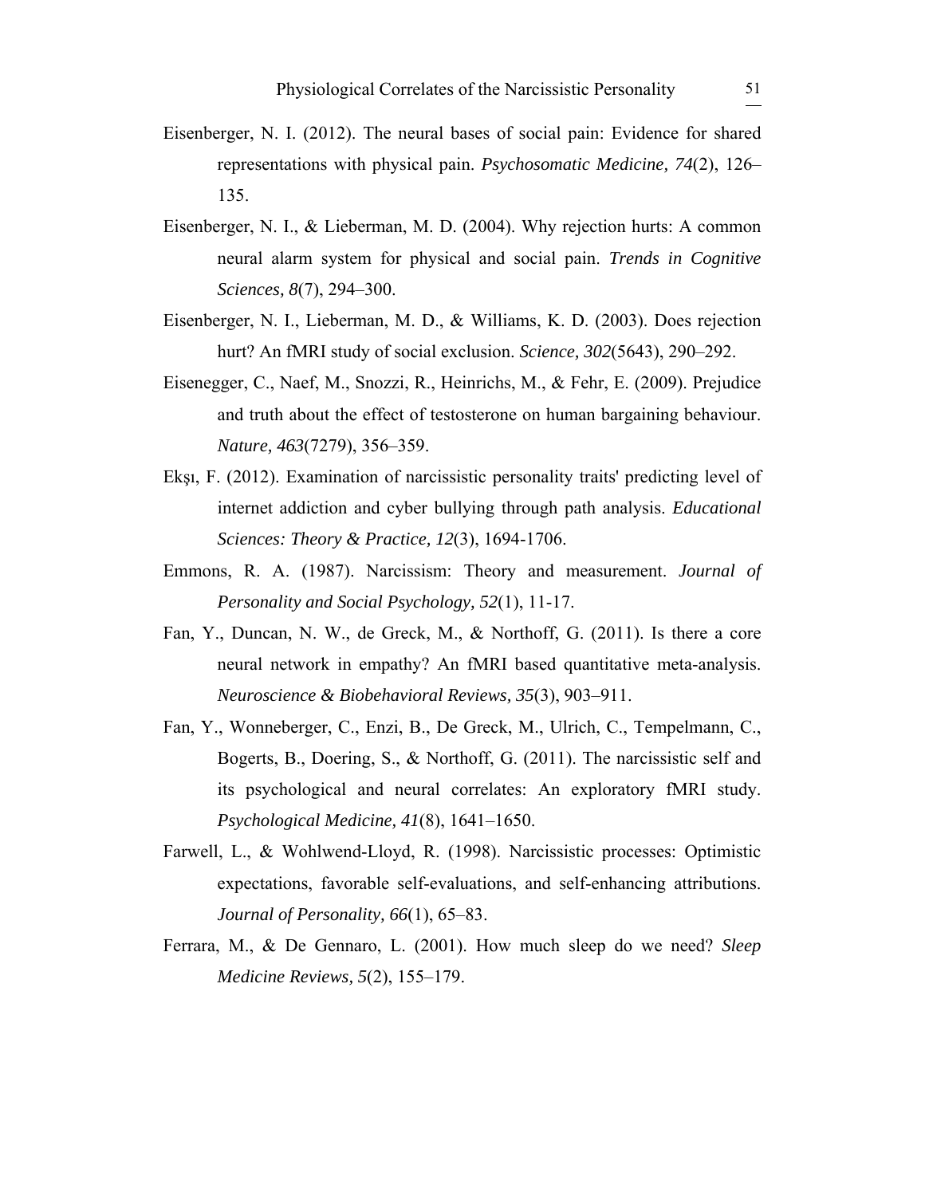Eisenberger, N. I. (2012). The neural bases of social pain: Evidence for shared representations with physical pain. *Psychosomatic Medicine, 74*(2), 126–135.

Eisenberger, N. I., & Lieberman, M. D. (2004). Why rejection hurts: A common neural alarm system for physical and social pain. *Trends in Cognitive Sciences, 8*(7), 294–300.

Eisenberger, N. I., Lieberman, M. D., & Williams, K. D. (2003). Does rejection hurt? An fMRI study of social exclusion. *Science, 302*(5643), 290–292.

Eisenegger, C., Naef, M., Snozzi, R., Heinrichs, M., & Fehr, E. (2009). Prejudice and truth about the effect of testosterone on human bargaining behaviour. *Nature, 463*(7279), 356–359.

Ekşı, F. (2012). Examination of narcissistic personality traits' predicting level of internet addiction and cyber bullying through path analysis. *Educational Sciences: Theory & Practice, 12*(3), 1694-1706.

Emmons, R. A. (1987). Narcissism: Theory and measurement. *Journal of Personality and Social Psychology, 52*(1), 11-17.

Fan, Y., Duncan, N. W., de Greck, M., & Northoff, G. (2011). Is there a core neural network in empathy? An fMRI based quantitative meta-analysis. *Neuroscience & Biobehavioral Reviews, 35*(3), 903–911.

Fan, Y., Wonneberger, C., Enzi, B., De Greck, M., Ulrich, C., Tempelmann, C., Bogerts, B., Doering, S., & Northoff, G. (2011). The narcissistic self and its psychological and neural correlates: An exploratory fMRI study. *Psychological Medicine, 41*(8), 1641–1650.

Farwell, L., & Wohlwend-Lloyd, R. (1998). Narcissistic processes: Optimistic expectations, favorable self-evaluations, and self-enhancing attributions. *Journal of Personality, 66*(1), 65–83.

Ferrara, M., & De Gennaro, L. (2001). How much sleep do we need? *Sleep Medicine Reviews, 5*(2), 155–179.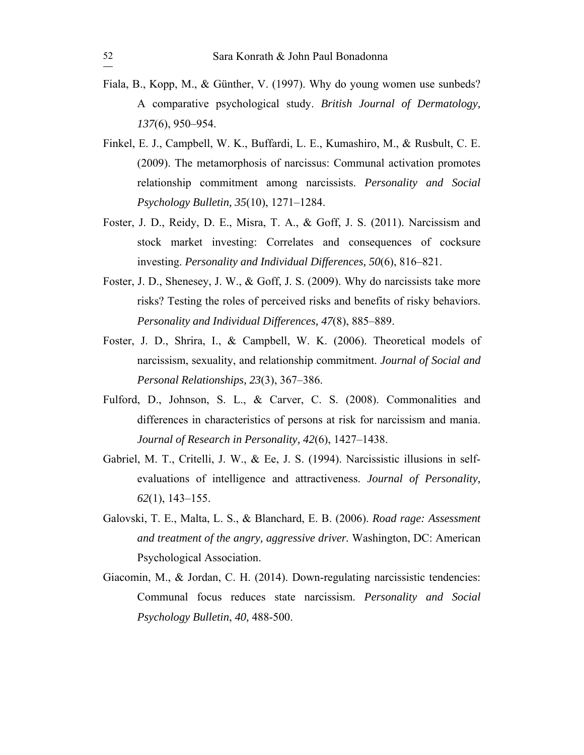Fiala, B., Kopp, M., & Günther, V. (1997). Why do young women use sunbeds? A comparative psychological study. *British Journal of Dermatology, 137*(6), 950–954.

Finkel, E. J., Campbell, W. K., Buffardi, L. E., Kumashiro, M., & Rusbult, C. E. (2009). The metamorphosis of narcissus: Communal activation promotes relationship commitment among narcissists. *Personality and Social Psychology Bulletin, 35*(10), 1271–1284.

Foster, J. D., Reidy, D. E., Misra, T. A., & Goff, J. S. (2011). Narcissism and stock market investing: Correlates and consequences of cocksure investing. *Personality and Individual Differences, 50*(6), 816–821.

Foster, J. D., Shenesey, J. W., & Goff, J. S. (2009). Why do narcissists take more risks? Testing the roles of perceived risks and benefits of risky behaviors. *Personality and Individual Differences, 47*(8), 885–889.

Foster, J. D., Shrira, I., & Campbell, W. K. (2006). Theoretical models of narcissism, sexuality, and relationship commitment. *Journal of Social and Personal Relationships, 23*(3), 367–386.

Fulford, D., Johnson, S. L., & Carver, C. S. (2008). Commonalities and differences in characteristics of persons at risk for narcissism and mania. *Journal of Research in Personality, 42*(6), 1427–1438.

Gabriel, M. T., Critelli, J. W., & Ee, J. S. (1994). Narcissistic illusions in self-evaluations of intelligence and attractiveness. *Journal of Personality, 62*(1), 143–155.

Galovski, T. E., Malta, L. S., & Blanchard, E. B. (2006). *Road rage: Assessment and treatment of the angry, aggressive driver.* Washington, DC: American Psychological Association.

Giacomin, M., & Jordan, C. H. (2014). Down-regulating narcissistic tendencies: Communal focus reduces state narcissism. *Personality and Social Psychology Bulletin*, *40,* 488-500.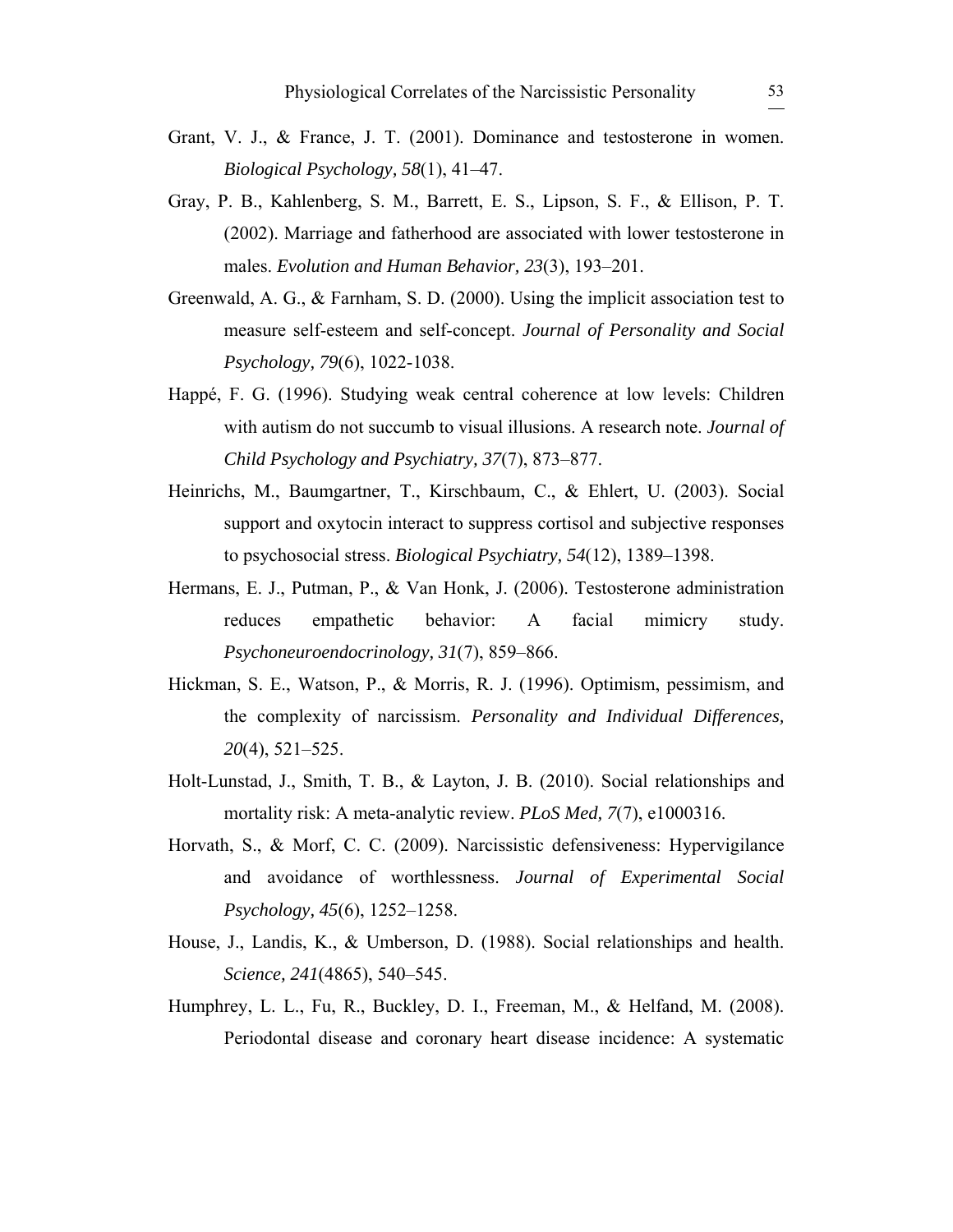Grant, V. J., & France, J. T. (2001). Dominance and testosterone in women. *Biological Psychology, 58*(1), 41–47.

Gray, P. B., Kahlenberg, S. M., Barrett, E. S., Lipson, S. F., & Ellison, P. T. (2002). Marriage and fatherhood are associated with lower testosterone in males. *Evolution and Human Behavior, 23*(3), 193–201.

Greenwald, A. G., & Farnham, S. D. (2000). Using the implicit association test to measure self-esteem and self-concept. *Journal of Personality and Social Psychology, 79*(6), 1022-1038.

Happé, F. G. (1996). Studying weak central coherence at low levels: Children with autism do not succumb to visual illusions. A research note. *Journal of Child Psychology and Psychiatry, 37*(7), 873–877.

Heinrichs, M., Baumgartner, T., Kirschbaum, C., & Ehlert, U. (2003). Social support and oxytocin interact to suppress cortisol and subjective responses to psychosocial stress. *Biological Psychiatry, 54*(12), 1389–1398.

Hermans, E. J., Putman, P., & Van Honk, J. (2006). Testosterone administration reduces empathetic behavior: A facial mimicry study. *Psychoneuroendocrinology, 31*(7), 859–866.

Hickman, S. E., Watson, P., & Morris, R. J. (1996). Optimism, pessimism, and the complexity of narcissism. *Personality and Individual Differences, 20*(4), 521–525.

Holt-Lunstad, J., Smith, T. B., & Layton, J. B. (2010). Social relationships and mortality risk: A meta-analytic review. *PLoS Med, 7*(7), e1000316.

Horvath, S., & Morf, C. C. (2009). Narcissistic defensiveness: Hypervigilance and avoidance of worthlessness. *Journal of Experimental Social Psychology, 45*(6), 1252–1258.

House, J., Landis, K., & Umberson, D. (1988). Social relationships and health. *Science, 241*(4865), 540–545.

Humphrey, L. L., Fu, R., Buckley, D. I., Freeman, M., & Helfand, M. (2008). Periodontal disease and coronary heart disease incidence: A systematic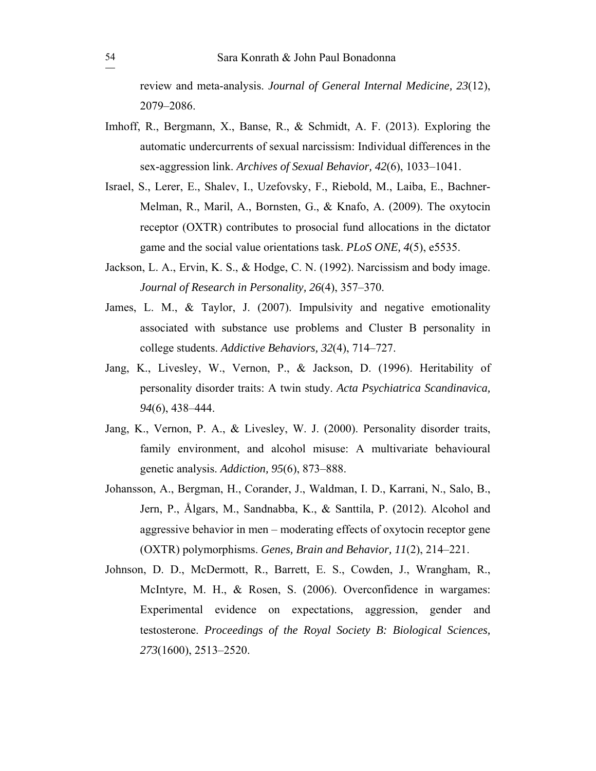review and meta-analysis. *Journal of General Internal Medicine, 23*(12), 2079–2086.

Imhoff, R., Bergmann, X., Banse, R., & Schmidt, A. F. (2013). Exploring the automatic undercurrents of sexual narcissism: Individual differences in the sex-aggression link. *Archives of Sexual Behavior, 42*(6), 1033–1041.

Israel, S., Lerer, E., Shalev, I., Uzefovsky, F., Riebold, M., Laiba, E., Bachner-Melman, R., Maril, A., Bornsten, G., & Knafo, A. (2009). The oxytocin receptor (OXTR) contributes to prosocial fund allocations in the dictator game and the social value orientations task. *PLoS ONE, 4*(5), e5535.

Jackson, L. A., Ervin, K. S., & Hodge, C. N. (1992). Narcissism and body image. *Journal of Research in Personality, 26*(4), 357–370.

James, L. M., & Taylor, J. (2007). Impulsivity and negative emotionality associated with substance use problems and Cluster B personality in college students. *Addictive Behaviors, 32*(4), 714–727.

Jang, K., Livesley, W., Vernon, P., & Jackson, D. (1996). Heritability of personality disorder traits: A twin study. *Acta Psychiatrica Scandinavica, 94*(6), 438–444.

Jang, K., Vernon, P. A., & Livesley, W. J. (2000). Personality disorder traits, family environment, and alcohol misuse: A multivariate behavioural genetic analysis. *Addiction, 95*(6), 873–888.

Johansson, A., Bergman, H., Corander, J., Waldman, I. D., Karrani, N., Salo, B., Jern, P., Ålgars, M., Sandnabba, K., & Santtila, P. (2012). Alcohol and aggressive behavior in men – moderating effects of oxytocin receptor gene (OXTR) polymorphisms. *Genes, Brain and Behavior, 11*(2), 214–221.

Johnson, D. D., McDermott, R., Barrett, E. S., Cowden, J., Wrangham, R., McIntyre, M. H., & Rosen, S. (2006). Overconfidence in wargames: Experimental evidence on expectations, aggression, gender and testosterone. *Proceedings of the Royal Society B: Biological Sciences, 273*(1600), 2513–2520.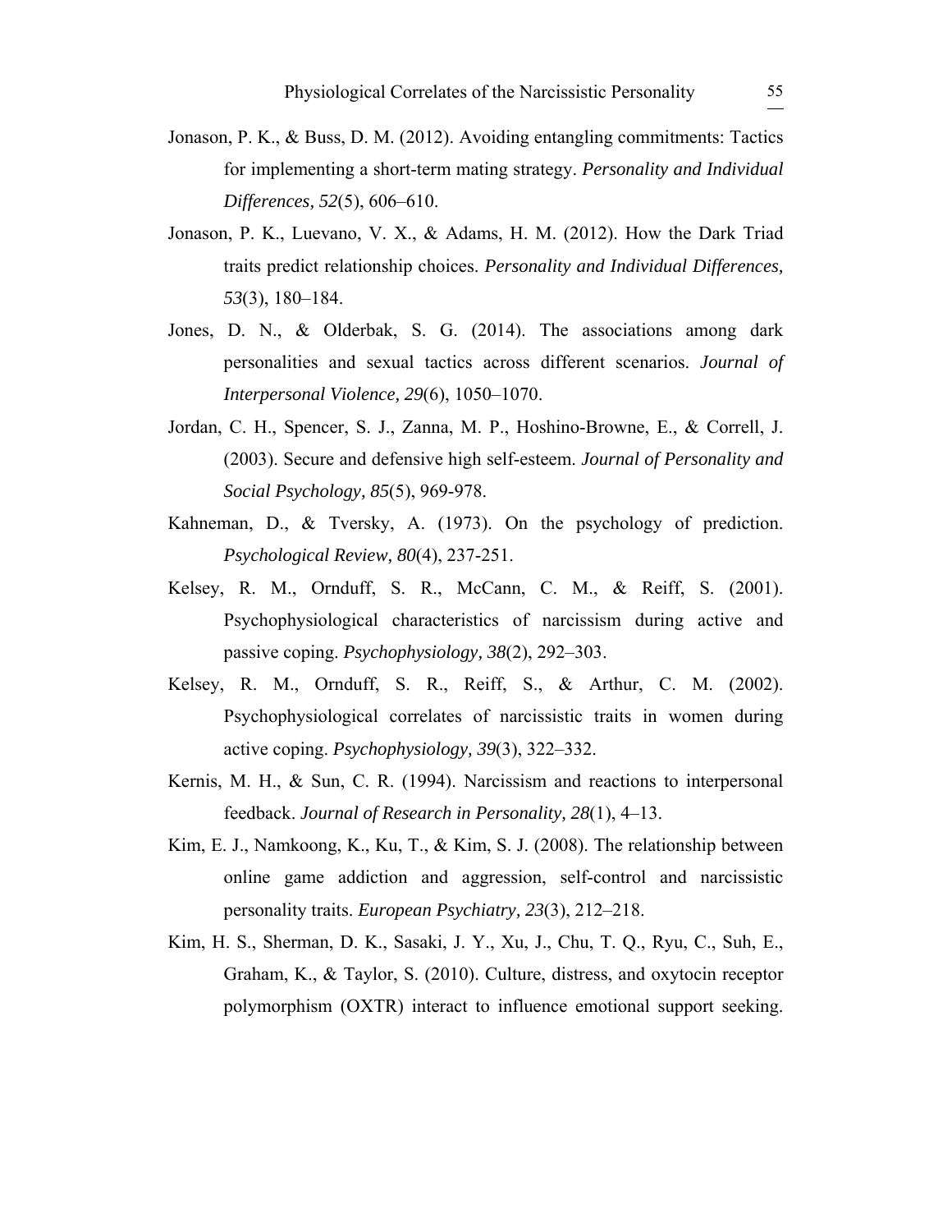Jonason, P. K., & Buss, D. M. (2012). Avoiding entangling commitments: Tactics for implementing a short-term mating strategy. *Personality and Individual Differences, 52*(5), 606–610.

Jonason, P. K., Luevano, V. X., & Adams, H. M. (2012). How the Dark Triad traits predict relationship choices. *Personality and Individual Differences, 53*(3), 180–184.

Jones, D. N., & Olderbak, S. G. (2014). The associations among dark personalities and sexual tactics across different scenarios. *Journal of Interpersonal Violence, 29*(6), 1050–1070.

Jordan, C. H., Spencer, S. J., Zanna, M. P., Hoshino-Browne, E., & Correll, J. (2003). Secure and defensive high self-esteem. *Journal of Personality and Social Psychology, 85*(5), 969-978.

Kahneman, D., & Tversky, A. (1973). On the psychology of prediction. *Psychological Review, 80*(4), 237-251.

Kelsey, R. M., Ornduff, S. R., McCann, C. M., & Reiff, S. (2001). Psychophysiological characteristics of narcissism during active and passive coping. *Psychophysiology, 38*(2), 292–303.

Kelsey, R. M., Ornduff, S. R., Reiff, S., & Arthur, C. M. (2002). Psychophysiological correlates of narcissistic traits in women during active coping. *Psychophysiology, 39*(3), 322–332.

Kernis, M. H., & Sun, C. R. (1994). Narcissism and reactions to interpersonal feedback. *Journal of Research in Personality, 28*(1), 4–13.

Kim, E. J., Namkoong, K., Ku, T., & Kim, S. J. (2008). The relationship between online game addiction and aggression, self-control and narcissistic personality traits. *European Psychiatry, 23*(3), 212–218.

Kim, H. S., Sherman, D. K., Sasaki, J. Y., Xu, J., Chu, T. Q., Ryu, C., Suh, E., Graham, K., & Taylor, S. (2010). Culture, distress, and oxytocin receptor polymorphism (OXTR) interact to influence emotional support seeking.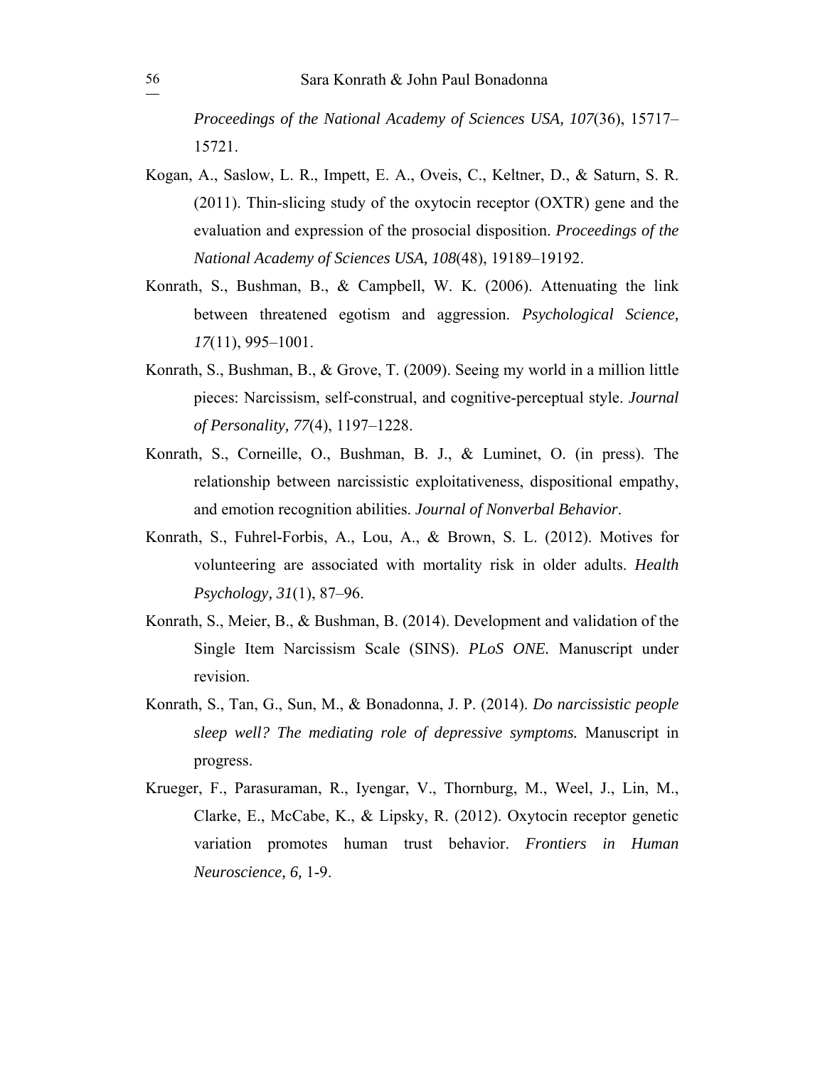*Proceedings of the National Academy of Sciences USA, 107*(36), 15717–15721.

Kogan, A., Saslow, L. R., Impett, E. A., Oveis, C., Keltner, D., & Saturn, S. R. (2011). Thin-slicing study of the oxytocin receptor (OXTR) gene and the evaluation and expression of the prosocial disposition. *Proceedings of the National Academy of Sciences USA, 108*(48), 19189–19192.

Konrath, S., Bushman, B., & Campbell, W. K. (2006). Attenuating the link between threatened egotism and aggression. *Psychological Science, 17*(11), 995–1001.

Konrath, S., Bushman, B., & Grove, T. (2009). Seeing my world in a million little pieces: Narcissism, self-construal, and cognitive-perceptual style. *Journal of Personality, 77*(4), 1197–1228.

Konrath, S., Corneille, O., Bushman, B. J., & Luminet, O. (in press). The relationship between narcissistic exploitativeness, dispositional empathy, and emotion recognition abilities. *Journal of Nonverbal Behavior*.

Konrath, S., Fuhrel-Forbis, A., Lou, A., & Brown, S. L. (2012). Motives for volunteering are associated with mortality risk in older adults. *Health Psychology, 31*(1), 87–96.

Konrath, S., Meier, B., & Bushman, B. (2014). Development and validation of the Single Item Narcissism Scale (SINS). *PLoS ONE.* Manuscript under revision.

Konrath, S., Tan, G., Sun, M., & Bonadonna, J. P. (2014). *Do narcissistic people sleep well? The mediating role of depressive symptoms.* Manuscript in progress.

Krueger, F., Parasuraman, R., Iyengar, V., Thornburg, M., Weel, J., Lin, M., Clarke, E., McCabe, K., & Lipsky, R. (2012). Oxytocin receptor genetic variation promotes human trust behavior. *Frontiers in Human Neuroscience, 6,* 1-9.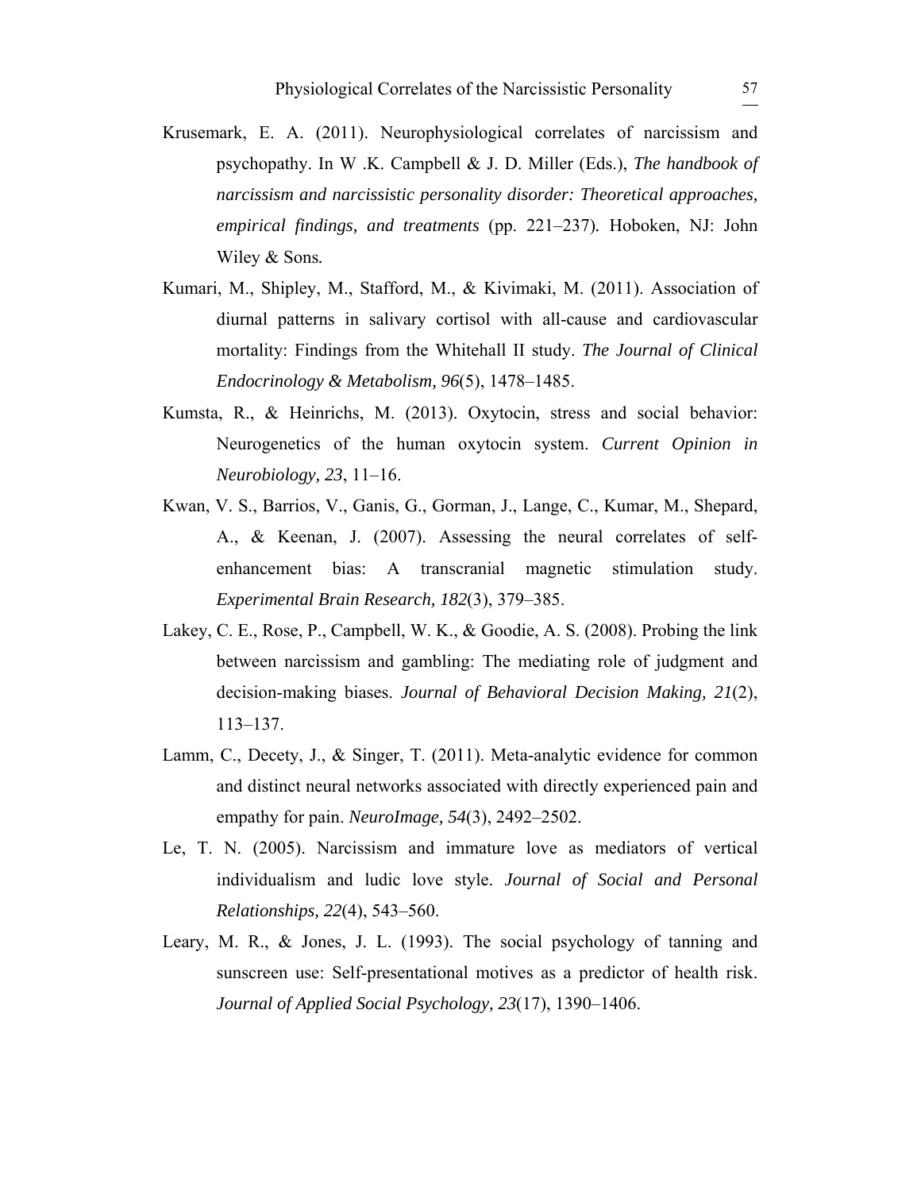Krusemark, E. A. (2011). Neurophysiological correlates of narcissism and psychopathy. In W .K. Campbell & J. D. Miller (Eds.), *The handbook of narcissism and narcissistic personality disorder: Theoretical approaches, empirical findings, and treatments* (pp. 221–237). Hoboken, NJ: John Wiley & Sons.

Kumari, M., Shipley, M., Stafford, M., & Kivimaki, M. (2011). Association of diurnal patterns in salivary cortisol with all-cause and cardiovascular mortality: Findings from the Whitehall II study. *The Journal of Clinical Endocrinology & Metabolism, 96*(5), 1478–1485.

Kumsta, R., & Heinrichs, M. (2013). Oxytocin, stress and social behavior: Neurogenetics of the human oxytocin system. *Current Opinion in Neurobiology, 23*, 11–16.

Kwan, V. S., Barrios, V., Ganis, G., Gorman, J., Lange, C., Kumar, M., Shepard, A., & Keenan, J. (2007). Assessing the neural correlates of self-enhancement bias: A transcranial magnetic stimulation study. *Experimental Brain Research, 182*(3), 379–385.

Lakey, C. E., Rose, P., Campbell, W. K., & Goodie, A. S. (2008). Probing the link between narcissism and gambling: The mediating role of judgment and decision-making biases. *Journal of Behavioral Decision Making, 21*(2), 113–137.

Lamm, C., Decety, J., & Singer, T. (2011). Meta-analytic evidence for common and distinct neural networks associated with directly experienced pain and empathy for pain. *NeuroImage, 54*(3), 2492–2502.

Le, T. N. (2005). Narcissism and immature love as mediators of vertical individualism and ludic love style. *Journal of Social and Personal Relationships, 22*(4), 543–560.

Leary, M. R., & Jones, J. L. (1993). The social psychology of tanning and sunscreen use: Self-presentational motives as a predictor of health risk. *Journal of Applied Social Psychology, 23*(17), 1390–1406.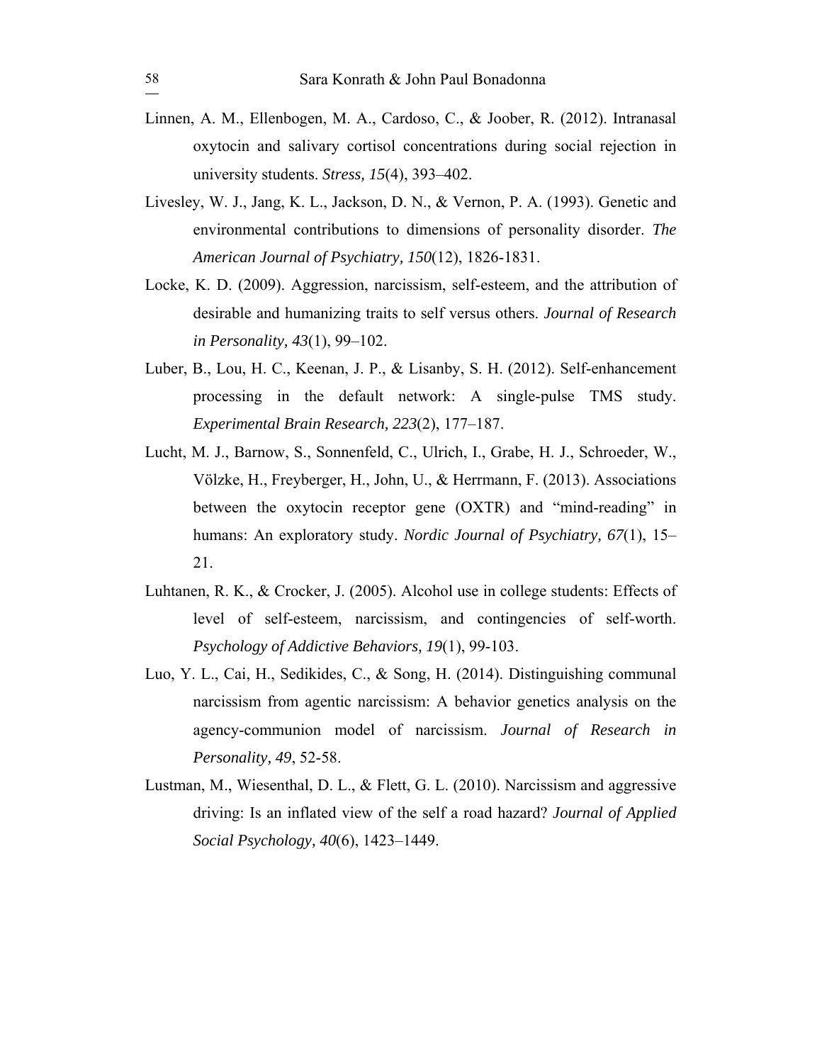Linnen, A. M., Ellenbogen, M. A., Cardoso, C., & Joober, R. (2012). Intranasal oxytocin and salivary cortisol concentrations during social rejection in university students. *Stress, 15*(4), 393–402.

Livesley, W. J., Jang, K. L., Jackson, D. N., & Vernon, P. A. (1993). Genetic and environmental contributions to dimensions of personality disorder. *The American Journal of Psychiatry, 150*(12), 1826-1831.

Locke, K. D. (2009). Aggression, narcissism, self-esteem, and the attribution of desirable and humanizing traits to self versus others. *Journal of Research in Personality, 43*(1), 99–102.

Luber, B., Lou, H. C., Keenan, J. P., & Lisanby, S. H. (2012). Self-enhancement processing in the default network: A single-pulse TMS study. *Experimental Brain Research, 223*(2), 177–187.

Lucht, M. J., Barnow, S., Sonnenfeld, C., Ulrich, I., Grabe, H. J., Schroeder, W., Völzke, H., Freyberger, H., John, U., & Herrmann, F. (2013). Associations between the oxytocin receptor gene (OXTR) and "mind-reading" in humans: An exploratory study. *Nordic Journal of Psychiatry, 67*(1), 15–21.

Luhtanen, R. K., & Crocker, J. (2005). Alcohol use in college students: Effects of level of self-esteem, narcissism, and contingencies of self-worth. *Psychology of Addictive Behaviors, 19*(1), 99-103.

Luo, Y. L., Cai, H., Sedikides, C., & Song, H. (2014). Distinguishing communal narcissism from agentic narcissism: A behavior genetics analysis on the agency-communion model of narcissism. *Journal of Research in Personality, 49*, 52-58.

Lustman, M., Wiesenthal, D. L., & Flett, G. L. (2010). Narcissism and aggressive driving: Is an inflated view of the self a road hazard? *Journal of Applied Social Psychology, 40*(6), 1423–1449.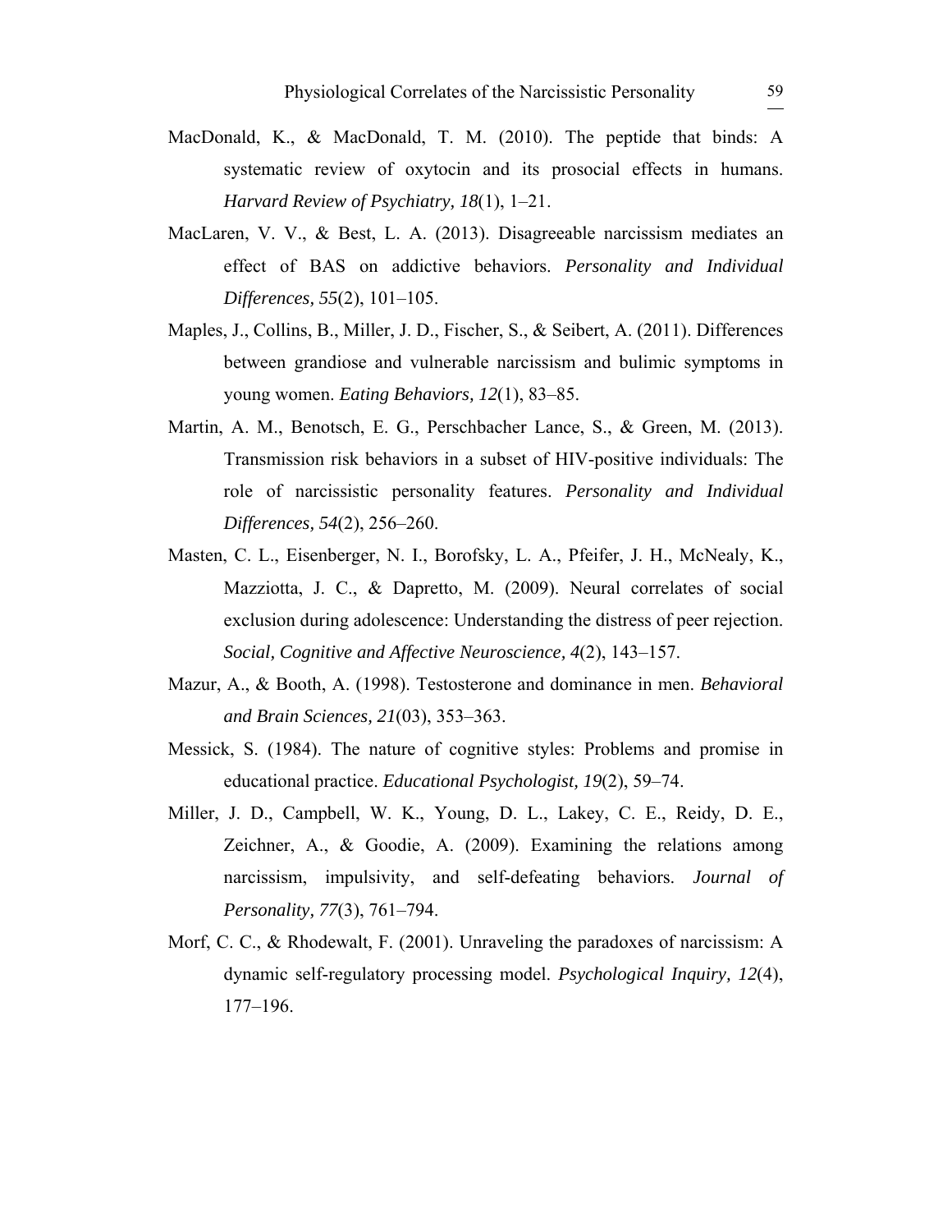MacDonald, K., & MacDonald, T. M. (2010). The peptide that binds: A systematic review of oxytocin and its prosocial effects in humans. *Harvard Review of Psychiatry, 18*(1), 1–21.

MacLaren, V. V., & Best, L. A. (2013). Disagreeable narcissism mediates an effect of BAS on addictive behaviors. *Personality and Individual Differences, 55*(2), 101–105.

Maples, J., Collins, B., Miller, J. D., Fischer, S., & Seibert, A. (2011). Differences between grandiose and vulnerable narcissism and bulimic symptoms in young women. *Eating Behaviors, 12*(1), 83–85.

Martin, A. M., Benotsch, E. G., Perschbacher Lance, S., & Green, M. (2013). Transmission risk behaviors in a subset of HIV-positive individuals: The role of narcissistic personality features. *Personality and Individual Differences, 54*(2), 256–260.

Masten, C. L., Eisenberger, N. I., Borofsky, L. A., Pfeifer, J. H., McNealy, K., Mazziotta, J. C., & Dapretto, M. (2009). Neural correlates of social exclusion during adolescence: Understanding the distress of peer rejection. *Social, Cognitive and Affective Neuroscience, 4*(2), 143–157.

Mazur, A., & Booth, A. (1998). Testosterone and dominance in men. *Behavioral and Brain Sciences, 21*(03), 353–363.

Messick, S. (1984). The nature of cognitive styles: Problems and promise in educational practice. *Educational Psychologist, 19*(2), 59–74.

Miller, J. D., Campbell, W. K., Young, D. L., Lakey, C. E., Reidy, D. E., Zeichner, A., & Goodie, A. (2009). Examining the relations among narcissism, impulsivity, and self-defeating behaviors. *Journal of Personality, 77*(3), 761–794.

Morf, C. C., & Rhodewalt, F. (2001). Unraveling the paradoxes of narcissism: A dynamic self-regulatory processing model. *Psychological Inquiry, 12*(4), 177–196.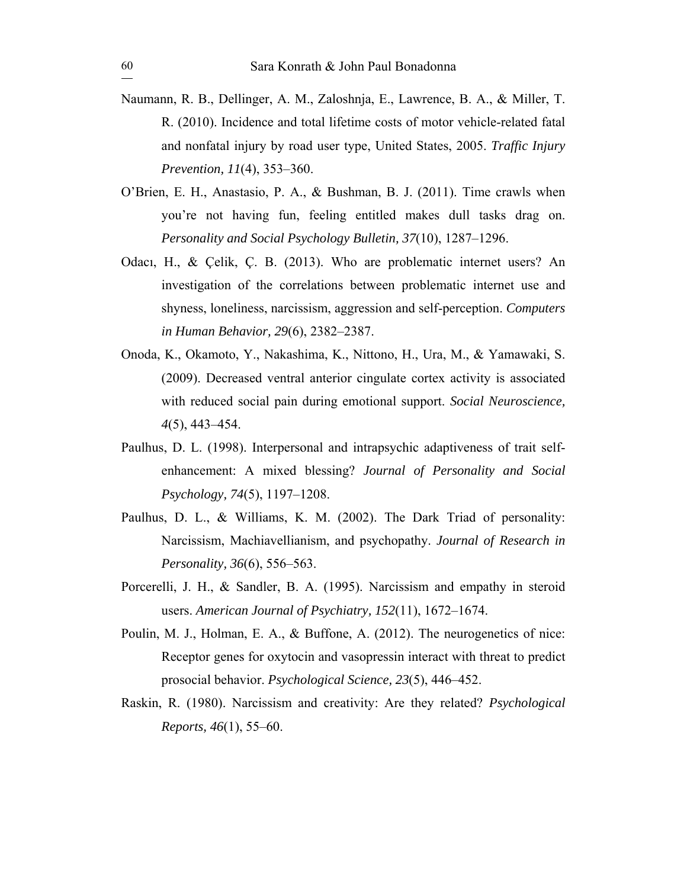Naumann, R. B., Dellinger, A. M., Zaloshnja, E., Lawrence, B. A., & Miller, T. R. (2010). Incidence and total lifetime costs of motor vehicle-related fatal and nonfatal injury by road user type, United States, 2005. *Traffic Injury Prevention, 11*(4), 353–360.

O'Brien, E. H., Anastasio, P. A., & Bushman, B. J. (2011). Time crawls when you're not having fun, feeling entitled makes dull tasks drag on. *Personality and Social Psychology Bulletin, 37*(10), 1287–1296.

Odacı, H., & Çelik, Ç. B. (2013). Who are problematic internet users? An investigation of the correlations between problematic internet use and shyness, loneliness, narcissism, aggression and self-perception. *Computers in Human Behavior, 29*(6), 2382–2387.

Onoda, K., Okamoto, Y., Nakashima, K., Nittono, H., Ura, M., & Yamawaki, S. (2009). Decreased ventral anterior cingulate cortex activity is associated with reduced social pain during emotional support. *Social Neuroscience, 4*(5), 443–454.

Paulhus, D. L. (1998). Interpersonal and intrapsychic adaptiveness of trait self-enhancement: A mixed blessing? *Journal of Personality and Social Psychology, 74*(5), 1197–1208.

Paulhus, D. L., & Williams, K. M. (2002). The Dark Triad of personality: Narcissism, Machiavellianism, and psychopathy. *Journal of Research in Personality, 36*(6), 556–563.

Porcerelli, J. H., & Sandler, B. A. (1995). Narcissism and empathy in steroid users. *American Journal of Psychiatry, 152*(11), 1672–1674.

Poulin, M. J., Holman, E. A., & Buffone, A. (2012). The neurogenetics of nice: Receptor genes for oxytocin and vasopressin interact with threat to predict prosocial behavior. *Psychological Science, 23*(5), 446–452.

Raskin, R. (1980). Narcissism and creativity: Are they related? *Psychological Reports, 46*(1), 55–60.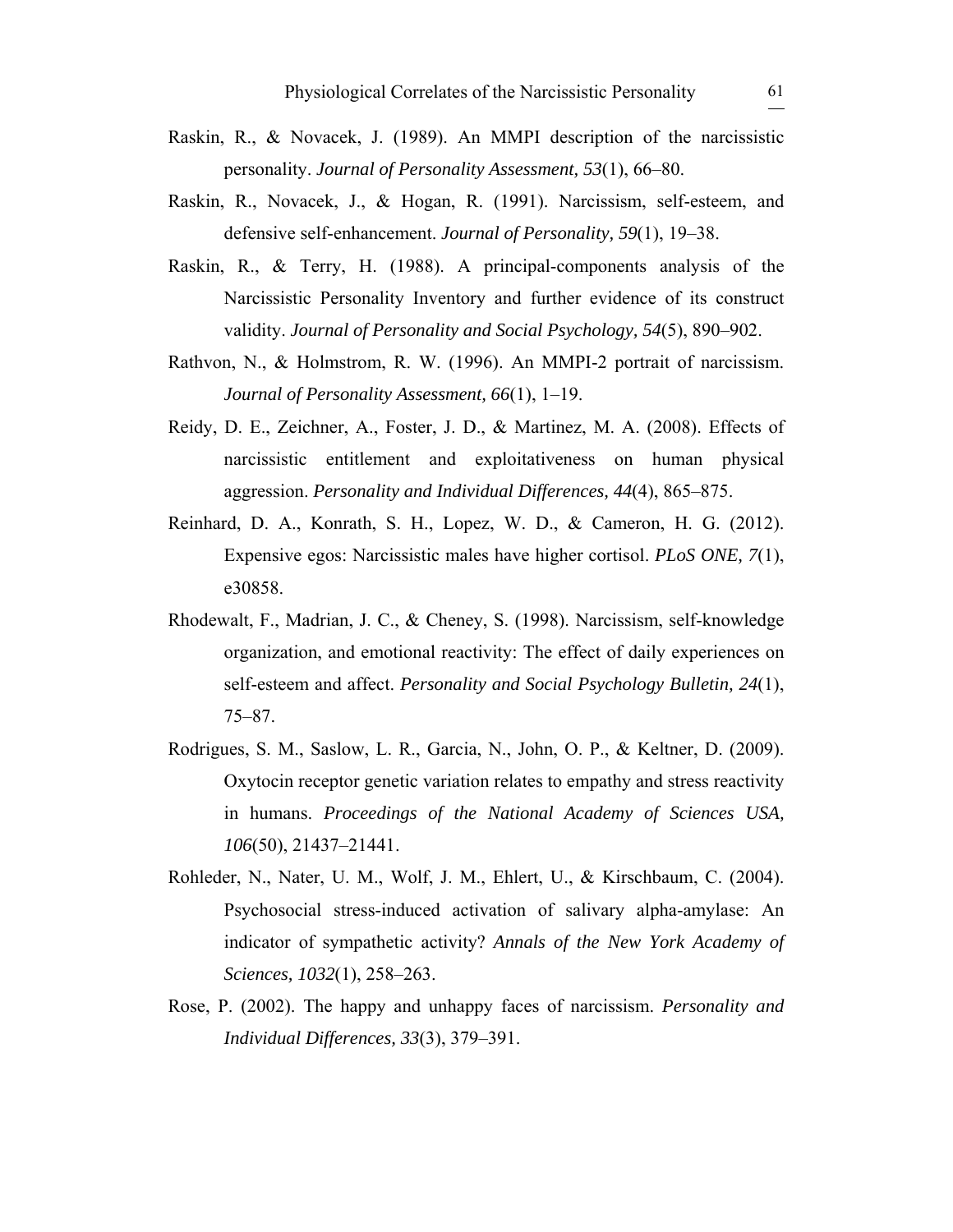Raskin, R., & Novacek, J. (1989). An MMPI description of the narcissistic personality. *Journal of Personality Assessment, 53*(1), 66–80.

Raskin, R., Novacek, J., & Hogan, R. (1991). Narcissism, self-esteem, and defensive self-enhancement. *Journal of Personality, 59*(1), 19–38.

Raskin, R., & Terry, H. (1988). A principal-components analysis of the Narcissistic Personality Inventory and further evidence of its construct validity. *Journal of Personality and Social Psychology, 54*(5), 890–902.

Rathvon, N., & Holmstrom, R. W. (1996). An MMPI-2 portrait of narcissism. *Journal of Personality Assessment, 66*(1), 1–19.

Reidy, D. E., Zeichner, A., Foster, J. D., & Martinez, M. A. (2008). Effects of narcissistic entitlement and exploitativeness on human physical aggression. *Personality and Individual Differences, 44*(4), 865–875.

Reinhard, D. A., Konrath, S. H., Lopez, W. D., & Cameron, H. G. (2012). Expensive egos: Narcissistic males have higher cortisol. *PLoS ONE, 7*(1), e30858.

Rhodewalt, F., Madrian, J. C., & Cheney, S. (1998). Narcissism, self-knowledge organization, and emotional reactivity: The effect of daily experiences on self-esteem and affect. *Personality and Social Psychology Bulletin, 24*(1), 75–87.

Rodrigues, S. M., Saslow, L. R., Garcia, N., John, O. P., & Keltner, D. (2009). Oxytocin receptor genetic variation relates to empathy and stress reactivity in humans. *Proceedings of the National Academy of Sciences USA, 106*(50), 21437–21441.

Rohleder, N., Nater, U. M., Wolf, J. M., Ehlert, U., & Kirschbaum, C. (2004). Psychosocial stress-induced activation of salivary alpha-amylase: An indicator of sympathetic activity? *Annals of the New York Academy of Sciences, 1032*(1), 258–263.

Rose, P. (2002). The happy and unhappy faces of narcissism. *Personality and Individual Differences, 33*(3), 379–391.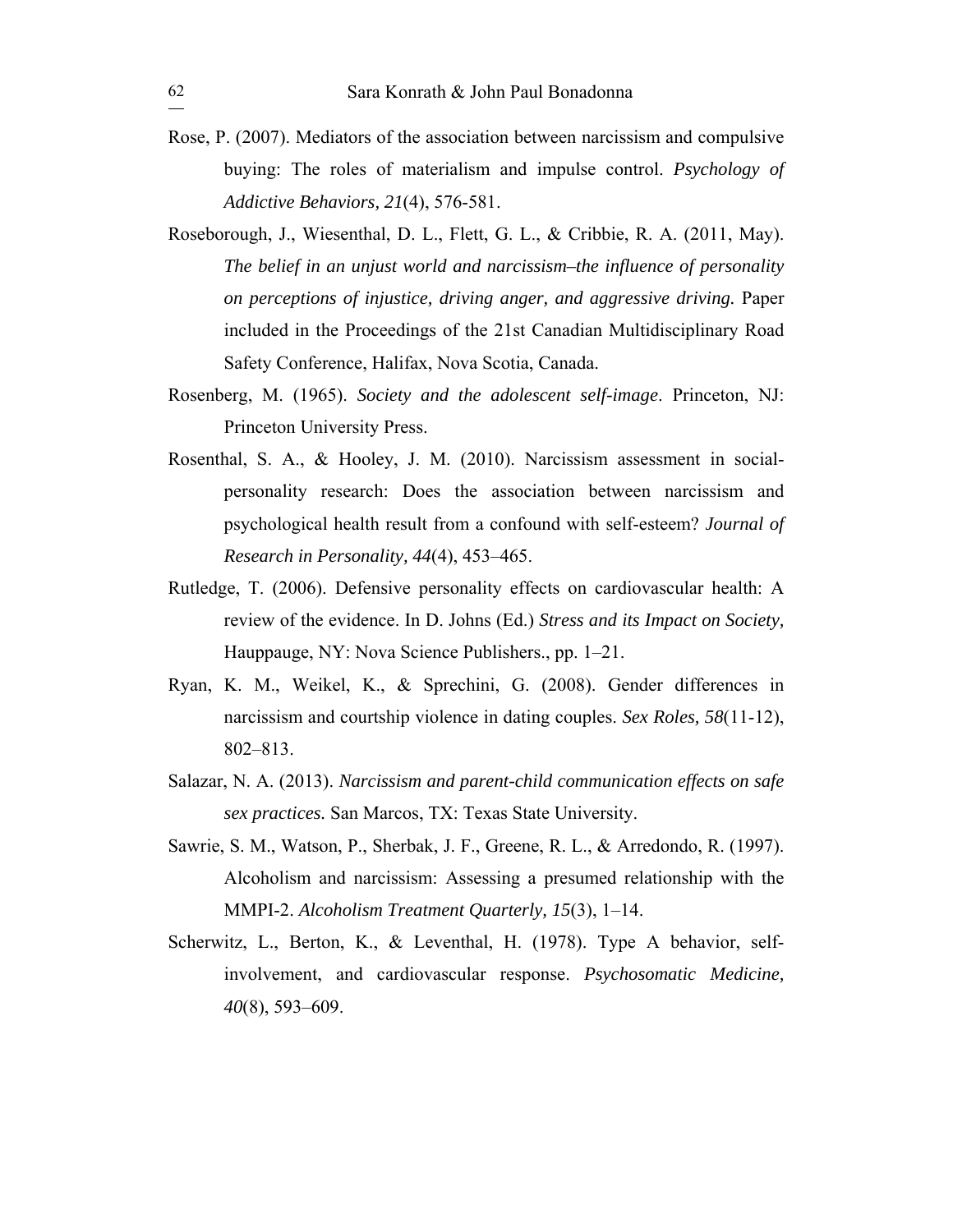Rose, P. (2007). Mediators of the association between narcissism and compulsive buying: The roles of materialism and impulse control. *Psychology of Addictive Behaviors, 21*(4), 576-581.

Roseborough, J., Wiesenthal, D. L., Flett, G. L., & Cribbie, R. A. (2011, May). *The belief in an unjust world and narcissism–the influence of personality on perceptions of injustice, driving anger, and aggressive driving.* Paper included in the Proceedings of the 21st Canadian Multidisciplinary Road Safety Conference, Halifax, Nova Scotia, Canada.

Rosenberg, M. (1965). *Society and the adolescent self-image*. Princeton, NJ: Princeton University Press.

Rosenthal, S. A., & Hooley, J. M. (2010). Narcissism assessment in social-personality research: Does the association between narcissism and psychological health result from a confound with self-esteem? *Journal of Research in Personality, 44*(4), 453–465.

Rutledge, T. (2006). Defensive personality effects on cardiovascular health: A review of the evidence. In D. Johns (Ed.) *Stress and its Impact on Society,* Hauppauge, NY: Nova Science Publishers., pp. 1–21.

Ryan, K. M., Weikel, K., & Sprechini, G. (2008). Gender differences in narcissism and courtship violence in dating couples. *Sex Roles, 58*(11-12), 802–813.

Salazar, N. A. (2013). *Narcissism and parent-child communication effects on safe sex practices.* San Marcos, TX: Texas State University.

Sawrie, S. M., Watson, P., Sherbak, J. F., Greene, R. L., & Arredondo, R. (1997). Alcoholism and narcissism: Assessing a presumed relationship with the MMPI-2. *Alcoholism Treatment Quarterly, 15*(3), 1–14.

Scherwitz, L., Berton, K., & Leventhal, H. (1978). Type A behavior, self-involvement, and cardiovascular response. *Psychosomatic Medicine, 40*(8), 593–609.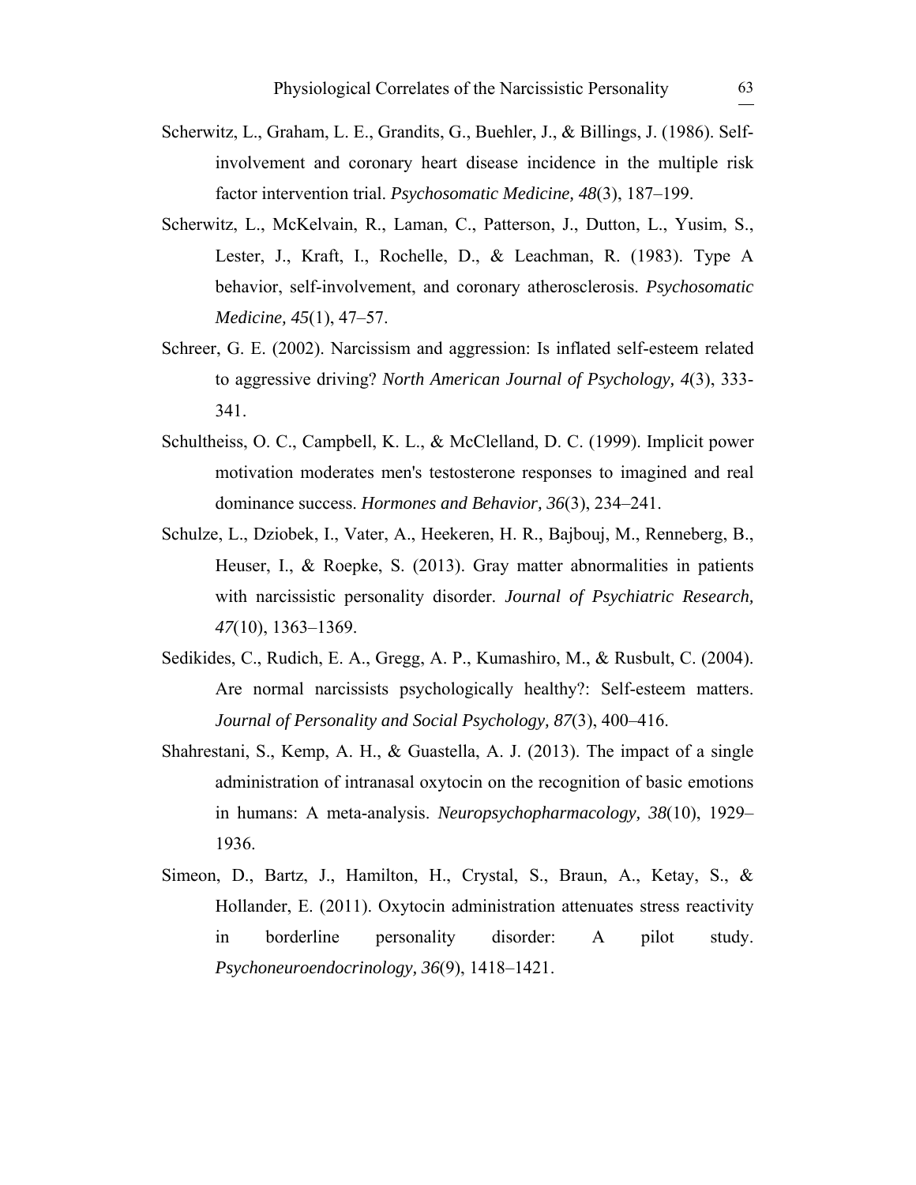Scherwitz, L., Graham, L. E., Grandits, G., Buehler, J., & Billings, J. (1986). Self-involvement and coronary heart disease incidence in the multiple risk factor intervention trial. *Psychosomatic Medicine, 48*(3), 187–199.

Scherwitz, L., McKelvain, R., Laman, C., Patterson, J., Dutton, L., Yusim, S., Lester, J., Kraft, I., Rochelle, D., & Leachman, R. (1983). Type A behavior, self-involvement, and coronary atherosclerosis. *Psychosomatic Medicine, 45*(1), 47–57.

Schreer, G. E. (2002). Narcissism and aggression: Is inflated self-esteem related to aggressive driving? *North American Journal of Psychology, 4*(3), 333-341.

Schultheiss, O. C., Campbell, K. L., & McClelland, D. C. (1999). Implicit power motivation moderates men's testosterone responses to imagined and real dominance success. *Hormones and Behavior, 36*(3), 234–241.

Schulze, L., Dziobek, I., Vater, A., Heekeren, H. R., Bajbouj, M., Renneberg, B., Heuser, I., & Roepke, S. (2013). Gray matter abnormalities in patients with narcissistic personality disorder. *Journal of Psychiatric Research, 47*(10), 1363–1369.

Sedikides, C., Rudich, E. A., Gregg, A. P., Kumashiro, M., & Rusbult, C. (2004). Are normal narcissists psychologically healthy?: Self-esteem matters. *Journal of Personality and Social Psychology, 87*(3), 400–416.

Shahrestani, S., Kemp, A. H., & Guastella, A. J. (2013). The impact of a single administration of intranasal oxytocin on the recognition of basic emotions in humans: A meta-analysis. *Neuropsychopharmacology, 38*(10), 1929–1936.

Simeon, D., Bartz, J., Hamilton, H., Crystal, S., Braun, A., Ketay, S., & Hollander, E. (2011). Oxytocin administration attenuates stress reactivity in borderline personality disorder: A pilot study. *Psychoneuroendocrinology, 36*(9), 1418–1421.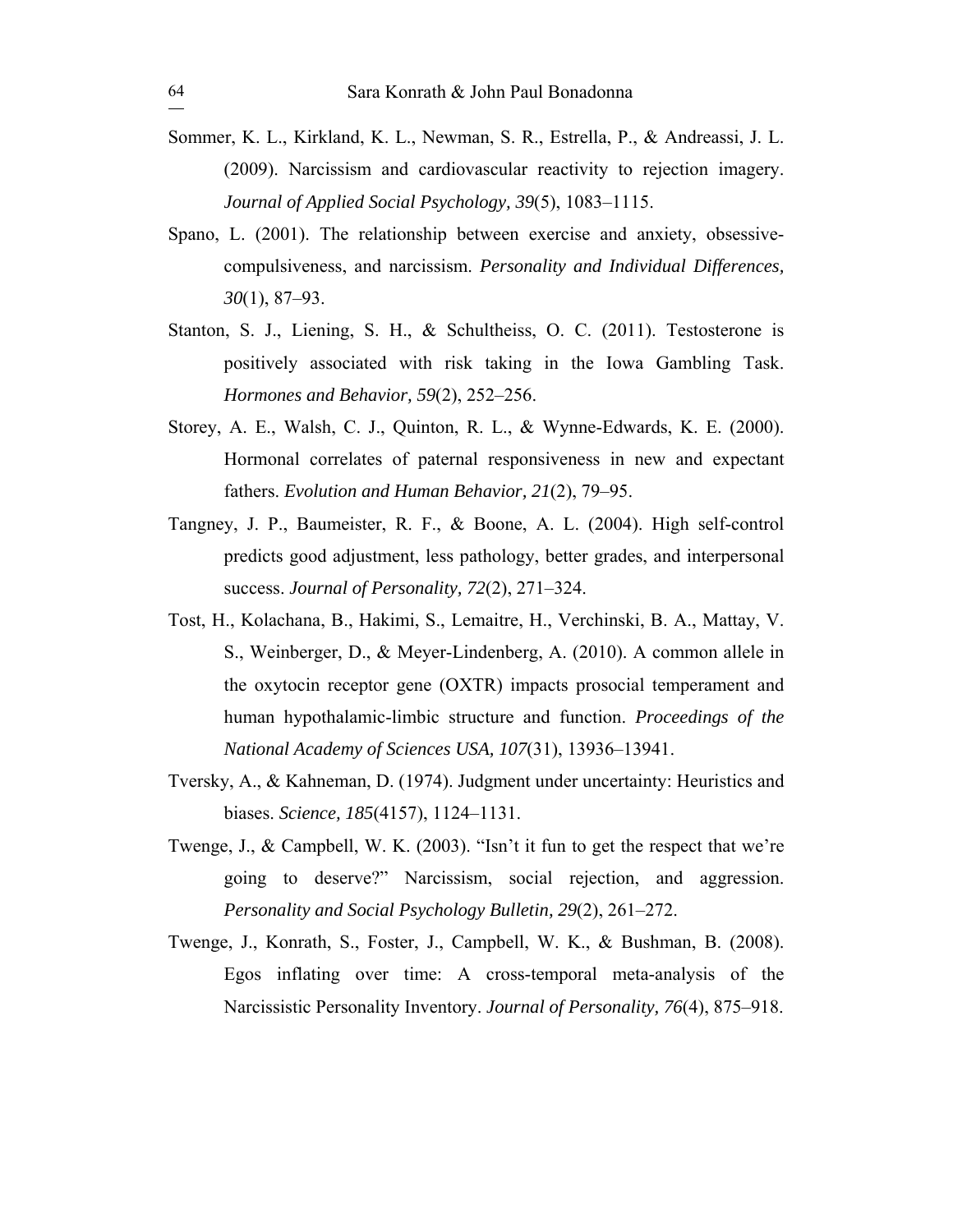Sommer, K. L., Kirkland, K. L., Newman, S. R., Estrella, P., & Andreassi, J. L. (2009). Narcissism and cardiovascular reactivity to rejection imagery. *Journal of Applied Social Psychology, 39*(5), 1083–1115.

Spano, L. (2001). The relationship between exercise and anxiety, obsessive-compulsiveness, and narcissism. *Personality and Individual Differences, 30*(1), 87–93.

Stanton, S. J., Liening, S. H., & Schultheiss, O. C. (2011). Testosterone is positively associated with risk taking in the Iowa Gambling Task. *Hormones and Behavior, 59*(2), 252–256.

Storey, A. E., Walsh, C. J., Quinton, R. L., & Wynne-Edwards, K. E. (2000). Hormonal correlates of paternal responsiveness in new and expectant fathers. *Evolution and Human Behavior, 21*(2), 79–95.

Tangney, J. P., Baumeister, R. F., & Boone, A. L. (2004). High self-control predicts good adjustment, less pathology, better grades, and interpersonal success. *Journal of Personality, 72*(2), 271–324.

Tost, H., Kolachana, B., Hakimi, S., Lemaitre, H., Verchinski, B. A., Mattay, V. S., Weinberger, D., & Meyer-Lindenberg, A. (2010). A common allele in the oxytocin receptor gene (OXTR) impacts prosocial temperament and human hypothalamic-limbic structure and function. *Proceedings of the National Academy of Sciences USA, 107*(31), 13936–13941.

Tversky, A., & Kahneman, D. (1974). Judgment under uncertainty: Heuristics and biases. *Science, 185*(4157), 1124–1131.

Twenge, J., & Campbell, W. K. (2003). "Isn't it fun to get the respect that we're going to deserve?" Narcissism, social rejection, and aggression. *Personality and Social Psychology Bulletin, 29*(2), 261–272.

Twenge, J., Konrath, S., Foster, J., Campbell, W. K., & Bushman, B. (2008). Egos inflating over time: A cross-temporal meta-analysis of the Narcissistic Personality Inventory. *Journal of Personality, 76*(4), 875–918.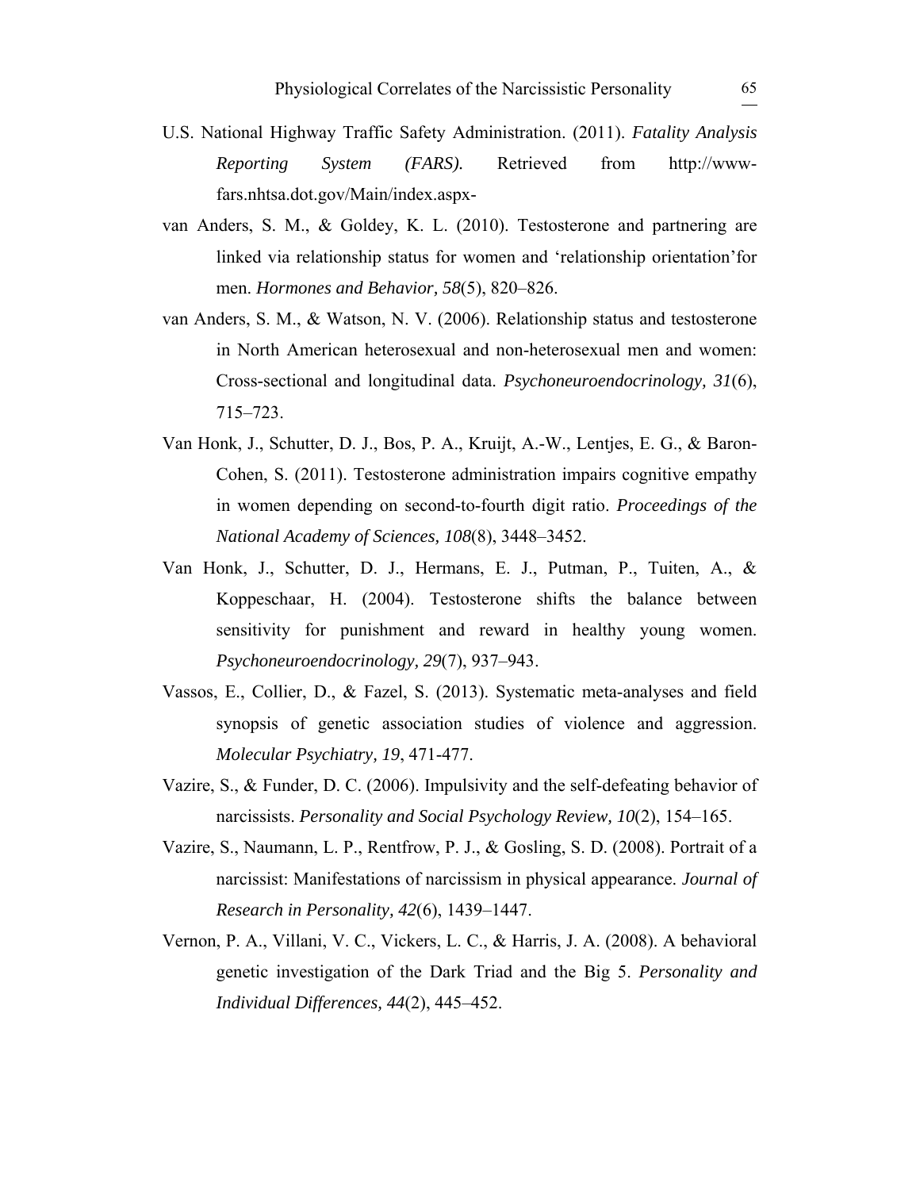U.S. National Highway Traffic Safety Administration. (2011). *Fatality Analysis Reporting System (FARS).* Retrieved from http://www-fars.nhtsa.dot.gov/Main/index.aspx-

van Anders, S. M., & Goldey, K. L. (2010). Testosterone and partnering are linked via relationship status for women and 'relationship orientation' for men. *Hormones and Behavior, 58*(5), 820–826.

van Anders, S. M., & Watson, N. V. (2006). Relationship status and testosterone in North American heterosexual and non-heterosexual men and women: Cross-sectional and longitudinal data. *Psychoneuroendocrinology, 31*(6), 715–723.

Van Honk, J., Schutter, D. J., Bos, P. A., Kruijt, A.-W., Lentjes, E. G., & Baron-Cohen, S. (2011). Testosterone administration impairs cognitive empathy in women depending on second-to-fourth digit ratio. *Proceedings of the National Academy of Sciences, 108*(8), 3448–3452.

Van Honk, J., Schutter, D. J., Hermans, E. J., Putman, P., Tuiten, A., & Koppeschaar, H. (2004). Testosterone shifts the balance between sensitivity for punishment and reward in healthy young women. *Psychoneuroendocrinology, 29*(7), 937–943.

Vassos, E., Collier, D., & Fazel, S. (2013). Systematic meta-analyses and field synopsis of genetic association studies of violence and aggression. *Molecular Psychiatry, 19*, 471-477.

Vazire, S., & Funder, D. C. (2006). Impulsivity and the self-defeating behavior of narcissists. *Personality and Social Psychology Review, 10*(2), 154–165.

Vazire, S., Naumann, L. P., Rentfrow, P. J., & Gosling, S. D. (2008). Portrait of a narcissist: Manifestations of narcissism in physical appearance. *Journal of Research in Personality, 42*(6), 1439–1447.

Vernon, P. A., Villani, V. C., Vickers, L. C., & Harris, J. A. (2008). A behavioral genetic investigation of the Dark Triad and the Big 5. *Personality and Individual Differences, 44*(2), 445–452.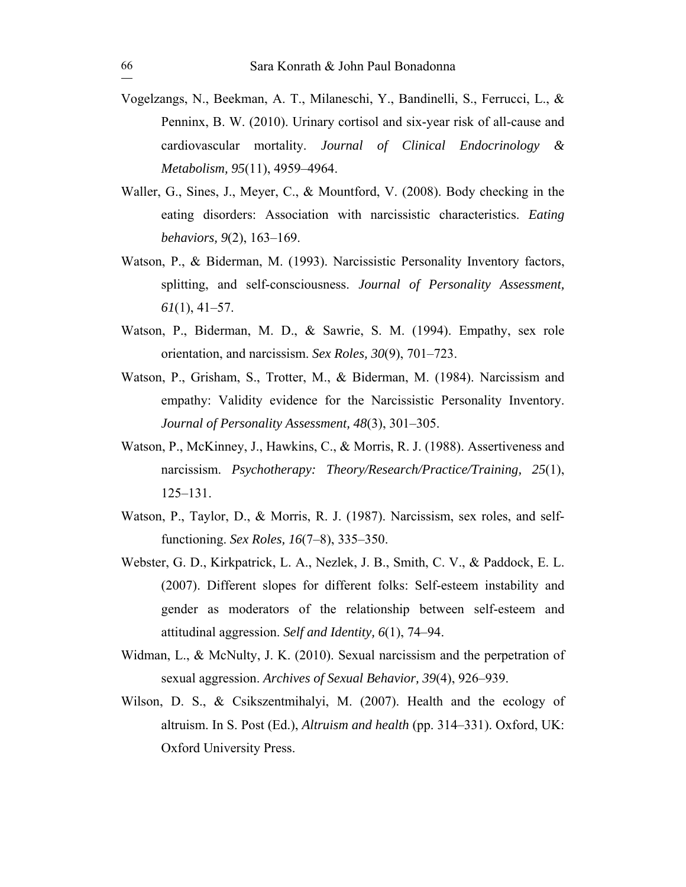Vogelzangs, N., Beekman, A. T., Milaneschi, Y., Bandinelli, S., Ferrucci, L., & Penninx, B. W. (2010). Urinary cortisol and six-year risk of all-cause and cardiovascular mortality. *Journal of Clinical Endocrinology & Metabolism, 95*(11), 4959–4964.

Waller, G., Sines, J., Meyer, C., & Mountford, V. (2008). Body checking in the eating disorders: Association with narcissistic characteristics. *Eating behaviors, 9*(2), 163–169.

Watson, P., & Biderman, M. (1993). Narcissistic Personality Inventory factors, splitting, and self-consciousness. *Journal of Personality Assessment, 61*(1), 41–57.

Watson, P., Biderman, M. D., & Sawrie, S. M. (1994). Empathy, sex role orientation, and narcissism. *Sex Roles, 30*(9), 701–723.

Watson, P., Grisham, S., Trotter, M., & Biderman, M. (1984). Narcissism and empathy: Validity evidence for the Narcissistic Personality Inventory. *Journal of Personality Assessment, 48*(3), 301–305.

Watson, P., McKinney, J., Hawkins, C., & Morris, R. J. (1988). Assertiveness and narcissism. *Psychotherapy: Theory/Research/Practice/Training, 25*(1), 125–131.

Watson, P., Taylor, D., & Morris, R. J. (1987). Narcissism, sex roles, and self-functioning. *Sex Roles, 16*(7–8), 335–350.

Webster, G. D., Kirkpatrick, L. A., Nezlek, J. B., Smith, C. V., & Paddock, E. L. (2007). Different slopes for different folks: Self-esteem instability and gender as moderators of the relationship between self-esteem and attitudinal aggression. *Self and Identity, 6*(1), 74–94.

Widman, L., & McNulty, J. K. (2010). Sexual narcissism and the perpetration of sexual aggression. *Archives of Sexual Behavior, 39*(4), 926–939.

Wilson, D. S., & Csikszentmihalyi, M. (2007). Health and the ecology of altruism. In S. Post (Ed.), *Altruism and health* (pp. 314–331). Oxford, UK: Oxford University Press.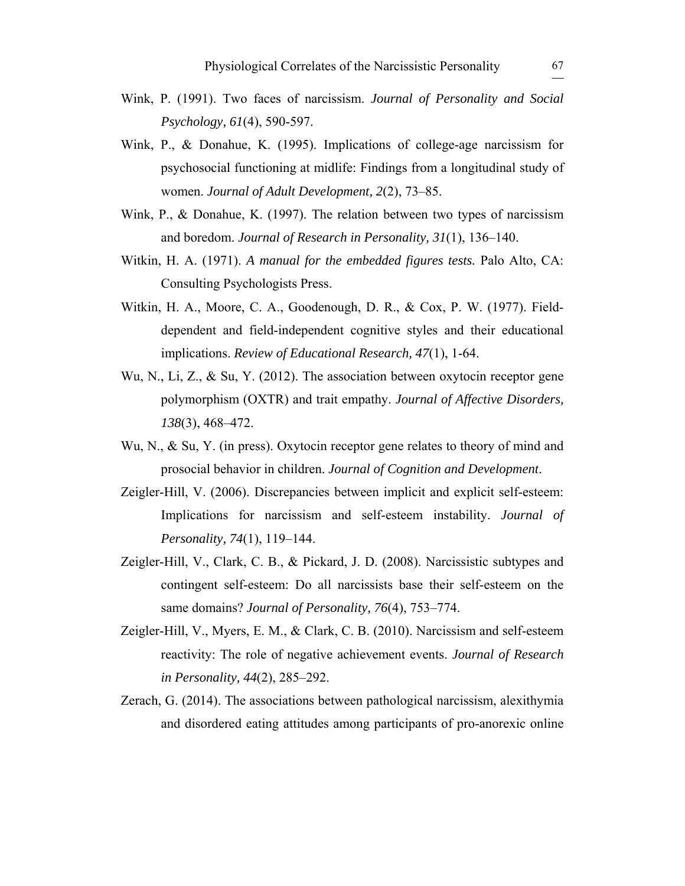Wink, P. (1991). Two faces of narcissism. *Journal of Personality and Social Psychology, 61*(4), 590-597.

Wink, P., & Donahue, K. (1995). Implications of college-age narcissism for psychosocial functioning at midlife: Findings from a longitudinal study of women. *Journal of Adult Development, 2*(2), 73–85.

Wink, P., & Donahue, K. (1997). The relation between two types of narcissism and boredom. *Journal of Research in Personality, 31*(1), 136–140.

Witkin, H. A. (1971). *A manual for the embedded figures tests.* Palo Alto, CA: Consulting Psychologists Press.

Witkin, H. A., Moore, C. A., Goodenough, D. R., & Cox, P. W. (1977). Field-dependent and field-independent cognitive styles and their educational implications. *Review of Educational Research, 47*(1), 1-64.

Wu, N., Li, Z., & Su, Y. (2012). The association between oxytocin receptor gene polymorphism (OXTR) and trait empathy. *Journal of Affective Disorders, 138*(3), 468–472.

Wu, N., & Su, Y. (in press). Oxytocin receptor gene relates to theory of mind and prosocial behavior in children. *Journal of Cognition and Development*.

Zeigler-Hill, V. (2006). Discrepancies between implicit and explicit self-esteem: Implications for narcissism and self-esteem instability. *Journal of Personality, 74*(1), 119–144.

Zeigler-Hill, V., Clark, C. B., & Pickard, J. D. (2008). Narcissistic subtypes and contingent self-esteem: Do all narcissists base their self-esteem on the same domains? *Journal of Personality, 76*(4), 753–774.

Zeigler-Hill, V., Myers, E. M., & Clark, C. B. (2010). Narcissism and self-esteem reactivity: The role of negative achievement events. *Journal of Research in Personality, 44*(2), 285–292.

Zerach, G. (2014). The associations between pathological narcissism, alexithymia and disordered eating attitudes among participants of pro-anorexic online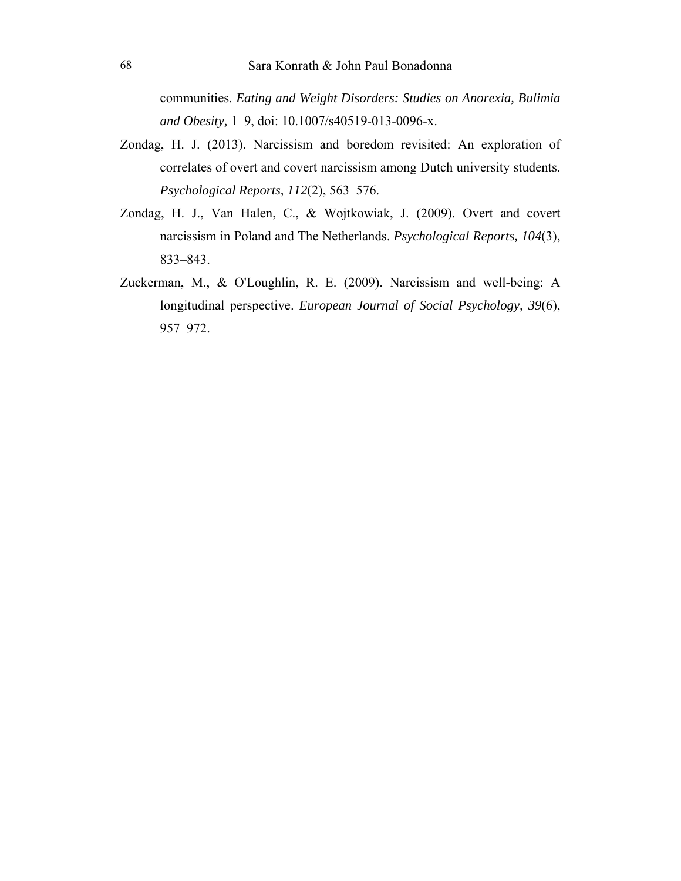communities. *Eating and Weight Disorders: Studies on Anorexia, Bulimia and Obesity,* 1–9, doi: 10.1007/s40519-013-0096-x.

Zondag, H. J. (2013). Narcissism and boredom revisited: An exploration of correlates of overt and covert narcissism among Dutch university students. *Psychological Reports, 112*(2), 563–576.

Zondag, H. J., Van Halen, C., & Wojtkowiak, J. (2009). Overt and covert narcissism in Poland and The Netherlands. *Psychological Reports, 104*(3), 833–843.

Zuckerman, M., & O'Loughlin, R. E. (2009). Narcissism and well-being: A longitudinal perspective. *European Journal of Social Psychology, 39*(6), 957–972.